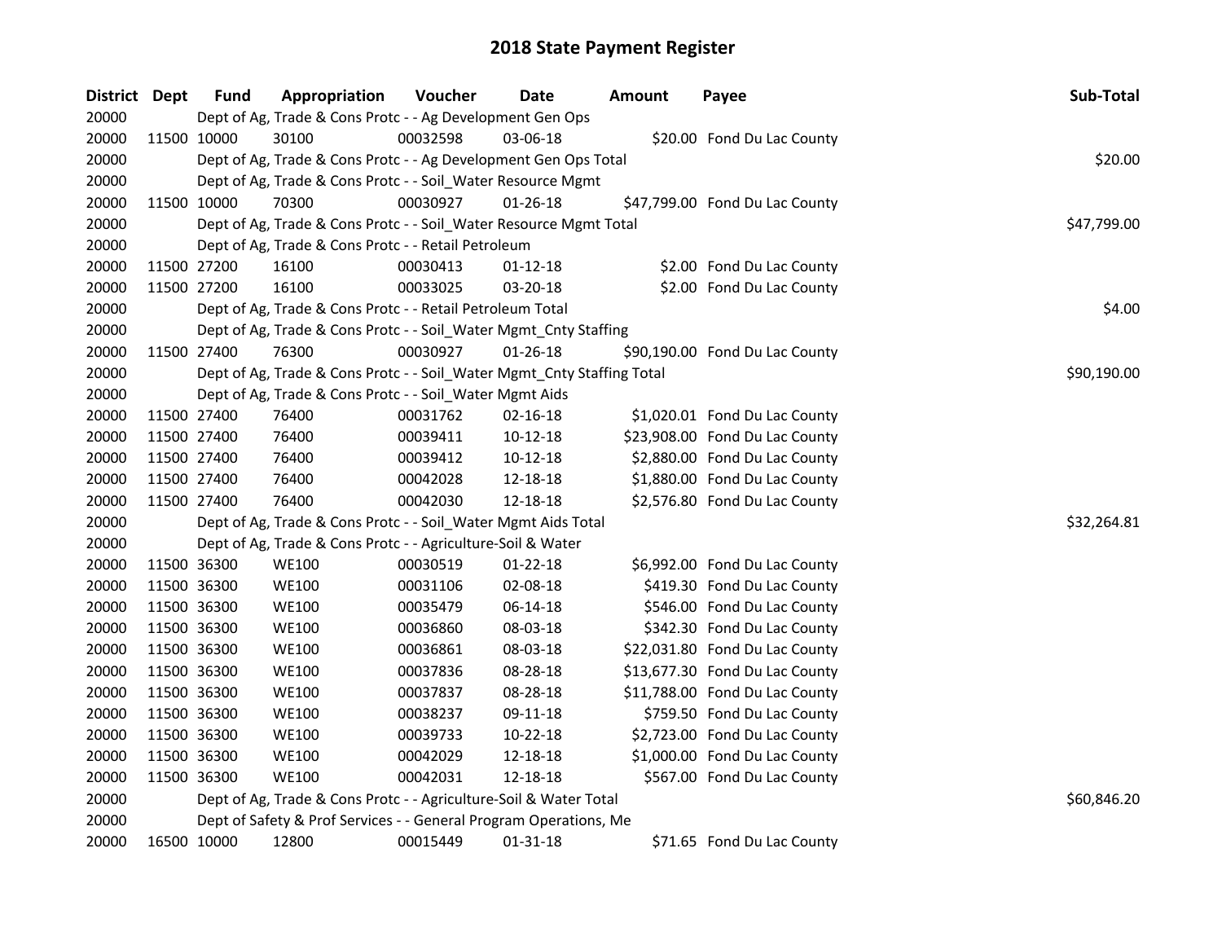# 2018 State Payment Register

| District | Dept | Fund | Appropriation | Voucher | Date | Amount | Payee | Sub-Total |
|---|---|---|---|---|---|---|---|---|
| 20000 | | Dept of Ag, Trade & Cons Protc - - Ag Development Gen Ops | | | | | | |
| 20000 | 11500 | 10000 | 30100 | 00032598 | 03-06-18 | $20.00 | Fond Du Lac County | |
| 20000 | | Dept of Ag, Trade & Cons Protc - - Ag Development Gen Ops Total | | | | | | $20.00 |
| 20000 | | Dept of Ag, Trade & Cons Protc - - Soil_Water Resource Mgmt | | | | | | |
| 20000 | 11500 | 10000 | 70300 | 00030927 | 01-26-18 | $47,799.00 | Fond Du Lac County | |
| 20000 | | Dept of Ag, Trade & Cons Protc - - Soil_Water Resource Mgmt Total | | | | | | $47,799.00 |
| 20000 | | Dept of Ag, Trade & Cons Protc - - Retail Petroleum | | | | | | |
| 20000 | 11500 | 27200 | 16100 | 00030413 | 01-12-18 | $2.00 | Fond Du Lac County | |
| 20000 | 11500 | 27200 | 16100 | 00033025 | 03-20-18 | $2.00 | Fond Du Lac County | |
| 20000 | | Dept of Ag, Trade & Cons Protc - - Retail Petroleum Total | | | | | | $4.00 |
| 20000 | | Dept of Ag, Trade & Cons Protc - - Soil_Water Mgmt_Cnty Staffing | | | | | | |
| 20000 | 11500 | 27400 | 76300 | 00030927 | 01-26-18 | $90,190.00 | Fond Du Lac County | |
| 20000 | | Dept of Ag, Trade & Cons Protc - - Soil_Water Mgmt_Cnty Staffing Total | | | | | | $90,190.00 |
| 20000 | | Dept of Ag, Trade & Cons Protc - - Soil_Water Mgmt Aids | | | | | | |
| 20000 | 11500 | 27400 | 76400 | 00031762 | 02-16-18 | $1,020.01 | Fond Du Lac County | |
| 20000 | 11500 | 27400 | 76400 | 00039411 | 10-12-18 | $23,908.00 | Fond Du Lac County | |
| 20000 | 11500 | 27400 | 76400 | 00039412 | 10-12-18 | $2,880.00 | Fond Du Lac County | |
| 20000 | 11500 | 27400 | 76400 | 00042028 | 12-18-18 | $1,880.00 | Fond Du Lac County | |
| 20000 | 11500 | 27400 | 76400 | 00042030 | 12-18-18 | $2,576.80 | Fond Du Lac County | |
| 20000 | | Dept of Ag, Trade & Cons Protc - - Soil_Water Mgmt Aids Total | | | | | | $32,264.81 |
| 20000 | | Dept of Ag, Trade & Cons Protc - - Agriculture-Soil & Water | | | | | | |
| 20000 | 11500 | 36300 | WE100 | 00030519 | 01-22-18 | $6,992.00 | Fond Du Lac County | |
| 20000 | 11500 | 36300 | WE100 | 00031106 | 02-08-18 | $419.30 | Fond Du Lac County | |
| 20000 | 11500 | 36300 | WE100 | 00035479 | 06-14-18 | $546.00 | Fond Du Lac County | |
| 20000 | 11500 | 36300 | WE100 | 00036860 | 08-03-18 | $342.30 | Fond Du Lac County | |
| 20000 | 11500 | 36300 | WE100 | 00036861 | 08-03-18 | $22,031.80 | Fond Du Lac County | |
| 20000 | 11500 | 36300 | WE100 | 00037836 | 08-28-18 | $13,677.30 | Fond Du Lac County | |
| 20000 | 11500 | 36300 | WE100 | 00037837 | 08-28-18 | $11,788.00 | Fond Du Lac County | |
| 20000 | 11500 | 36300 | WE100 | 00038237 | 09-11-18 | $759.50 | Fond Du Lac County | |
| 20000 | 11500 | 36300 | WE100 | 00039733 | 10-22-18 | $2,723.00 | Fond Du Lac County | |
| 20000 | 11500 | 36300 | WE100 | 00042029 | 12-18-18 | $1,000.00 | Fond Du Lac County | |
| 20000 | 11500 | 36300 | WE100 | 00042031 | 12-18-18 | $567.00 | Fond Du Lac County | |
| 20000 | | Dept of Ag, Trade & Cons Protc - - Agriculture-Soil & Water Total | | | | | | $60,846.20 |
| 20000 | | Dept of Safety & Prof Services - - General Program Operations, Me | | | | | | |
| 20000 | 16500 | 10000 | 12800 | 00015449 | 01-31-18 | $71.65 | Fond Du Lac County | |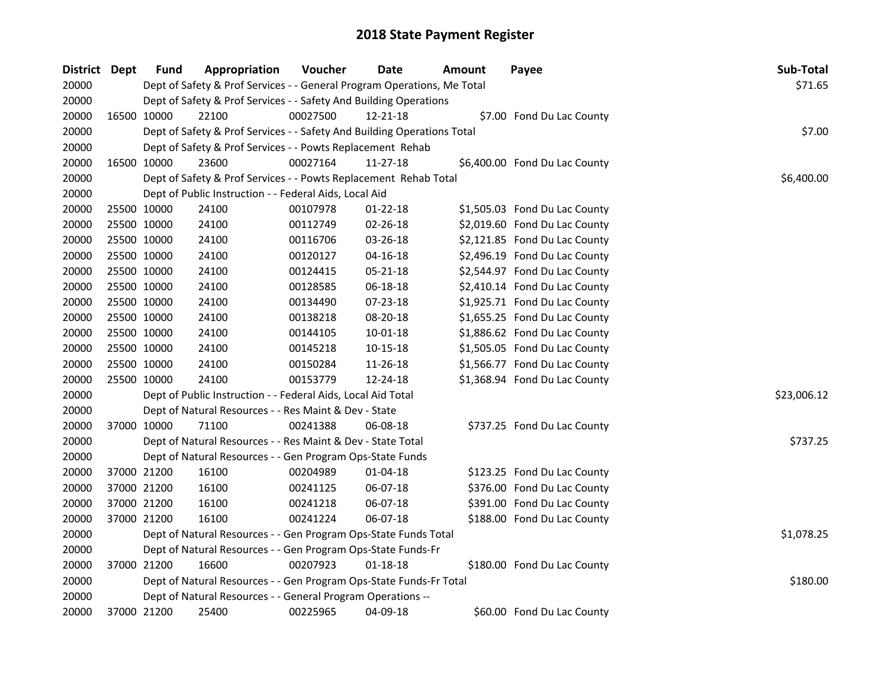# 2018 State Payment Register

| District | Dept | Fund | Appropriation | Voucher | Date | Amount | Payee | Sub-Total |
|---|---|---|---|---|---|---|---|---|
| 20000 | | | Dept of Safety & Prof Services - - General Program Operations, Me Total | | | | | $71.65 |
| 20000 | | | Dept of Safety & Prof Services - - Safety And Building Operations | | | | | |
| 20000 | 16500 | 10000 | 22100 | 00027500 | 12-21-18 | $7.00 | Fond Du Lac County | |
| 20000 | | | Dept of Safety & Prof Services - - Safety And Building Operations Total | | | | | $7.00 |
| 20000 | | | Dept of Safety & Prof Services - - Powts Replacement Rehab | | | | | |
| 20000 | 16500 | 10000 | 23600 | 00027164 | 11-27-18 | $6,400.00 | Fond Du Lac County | |
| 20000 | | | Dept of Safety & Prof Services - - Powts Replacement Rehab Total | | | | | $6,400.00 |
| 20000 | | | Dept of Public Instruction - - Federal Aids, Local Aid | | | | | |
| 20000 | 25500 | 10000 | 24100 | 00107978 | 01-22-18 | $1,505.03 | Fond Du Lac County | |
| 20000 | 25500 | 10000 | 24100 | 00112749 | 02-26-18 | $2,019.60 | Fond Du Lac County | |
| 20000 | 25500 | 10000 | 24100 | 00116706 | 03-26-18 | $2,121.85 | Fond Du Lac County | |
| 20000 | 25500 | 10000 | 24100 | 00120127 | 04-16-18 | $2,496.19 | Fond Du Lac County | |
| 20000 | 25500 | 10000 | 24100 | 00124415 | 05-21-18 | $2,544.97 | Fond Du Lac County | |
| 20000 | 25500 | 10000 | 24100 | 00128585 | 06-18-18 | $2,410.14 | Fond Du Lac County | |
| 20000 | 25500 | 10000 | 24100 | 00134490 | 07-23-18 | $1,925.71 | Fond Du Lac County | |
| 20000 | 25500 | 10000 | 24100 | 00138218 | 08-20-18 | $1,655.25 | Fond Du Lac County | |
| 20000 | 25500 | 10000 | 24100 | 00144105 | 10-01-18 | $1,886.62 | Fond Du Lac County | |
| 20000 | 25500 | 10000 | 24100 | 00145218 | 10-15-18 | $1,505.05 | Fond Du Lac County | |
| 20000 | 25500 | 10000 | 24100 | 00150284 | 11-26-18 | $1,566.77 | Fond Du Lac County | |
| 20000 | 25500 | 10000 | 24100 | 00153779 | 12-24-18 | $1,368.94 | Fond Du Lac County | |
| 20000 | | | Dept of Public Instruction - - Federal Aids, Local Aid Total | | | | | $23,006.12 |
| 20000 | | | Dept of Natural Resources - - Res Maint & Dev - State | | | | | |
| 20000 | 37000 | 10000 | 71100 | 00241388 | 06-08-18 | $737.25 | Fond Du Lac County | |
| 20000 | | | Dept of Natural Resources - - Res Maint & Dev - State Total | | | | | $737.25 |
| 20000 | | | Dept of Natural Resources - - Gen Program Ops-State Funds | | | | | |
| 20000 | 37000 | 21200 | 16100 | 00204989 | 01-04-18 | $123.25 | Fond Du Lac County | |
| 20000 | 37000 | 21200 | 16100 | 00241125 | 06-07-18 | $376.00 | Fond Du Lac County | |
| 20000 | 37000 | 21200 | 16100 | 00241218 | 06-07-18 | $391.00 | Fond Du Lac County | |
| 20000 | 37000 | 21200 | 16100 | 00241224 | 06-07-18 | $188.00 | Fond Du Lac County | |
| 20000 | | | Dept of Natural Resources - - Gen Program Ops-State Funds Total | | | | | $1,078.25 |
| 20000 | | | Dept of Natural Resources - - Gen Program Ops-State Funds-Fr | | | | | |
| 20000 | 37000 | 21200 | 16600 | 00207923 | 01-18-18 | $180.00 | Fond Du Lac County | |
| 20000 | | | Dept of Natural Resources - - Gen Program Ops-State Funds-Fr Total | | | | | $180.00 |
| 20000 | | | Dept of Natural Resources - - General Program Operations -- | | | | | |
| 20000 | 37000 | 21200 | 25400 | 00225965 | 04-09-18 | $60.00 | Fond Du Lac County | |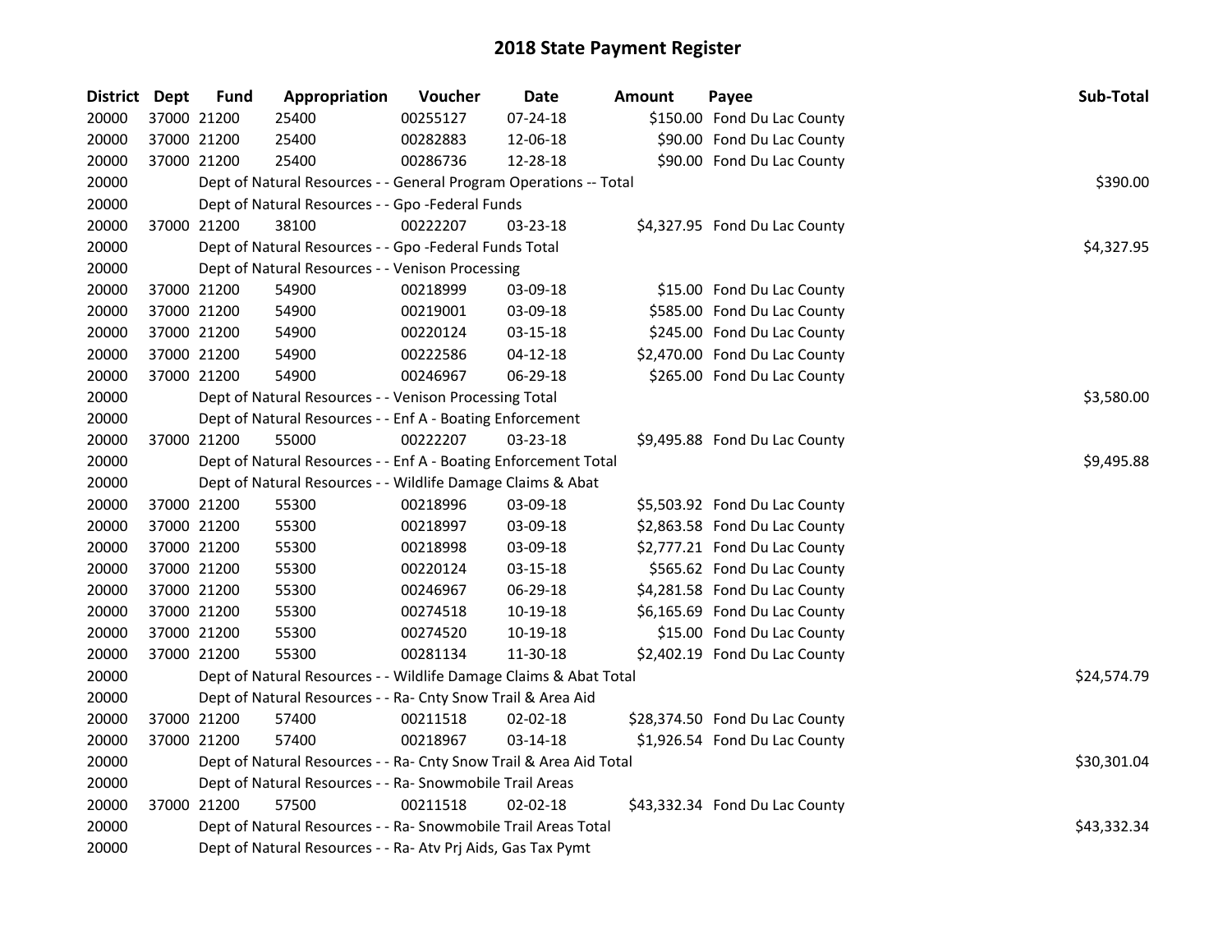# 2018 State Payment Register

| District | Dept | Fund | Appropriation | Voucher | Date | Amount | Payee | Sub-Total |
|---|---|---|---|---|---|---|---|---|
| 20000 | 37000 | 21200 | 25400 | 00255127 | 07-24-18 | $150.00 | Fond Du Lac County | |
| 20000 | 37000 | 21200 | 25400 | 00282883 | 12-06-18 | $90.00 | Fond Du Lac County | |
| 20000 | 37000 | 21200 | 25400 | 00286736 | 12-28-18 | $90.00 | Fond Du Lac County | |
| 20000 | | | Dept of Natural Resources - - General Program Operations -- Total | | | | | $390.00 |
| 20000 | | | Dept of Natural Resources - - Gpo -Federal Funds | | | | | |
| 20000 | 37000 | 21200 | 38100 | 00222207 | 03-23-18 | $4,327.95 | Fond Du Lac County | |
| 20000 | | | Dept of Natural Resources - - Gpo -Federal Funds Total | | | | | $4,327.95 |
| 20000 | | | Dept of Natural Resources - - Venison Processing | | | | | |
| 20000 | 37000 | 21200 | 54900 | 00218999 | 03-09-18 | $15.00 | Fond Du Lac County | |
| 20000 | 37000 | 21200 | 54900 | 00219001 | 03-09-18 | $585.00 | Fond Du Lac County | |
| 20000 | 37000 | 21200 | 54900 | 00220124 | 03-15-18 | $245.00 | Fond Du Lac County | |
| 20000 | 37000 | 21200 | 54900 | 00222586 | 04-12-18 | $2,470.00 | Fond Du Lac County | |
| 20000 | 37000 | 21200 | 54900 | 00246967 | 06-29-18 | $265.00 | Fond Du Lac County | |
| 20000 | | | Dept of Natural Resources - - Venison Processing Total | | | | | $3,580.00 |
| 20000 | | | Dept of Natural Resources - - Enf A - Boating Enforcement | | | | | |
| 20000 | 37000 | 21200 | 55000 | 00222207 | 03-23-18 | $9,495.88 | Fond Du Lac County | |
| 20000 | | | Dept of Natural Resources - - Enf A - Boating Enforcement Total | | | | | $9,495.88 |
| 20000 | | | Dept of Natural Resources - - Wildlife Damage Claims & Abat | | | | | |
| 20000 | 37000 | 21200 | 55300 | 00218996 | 03-09-18 | $5,503.92 | Fond Du Lac County | |
| 20000 | 37000 | 21200 | 55300 | 00218997 | 03-09-18 | $2,863.58 | Fond Du Lac County | |
| 20000 | 37000 | 21200 | 55300 | 00218998 | 03-09-18 | $2,777.21 | Fond Du Lac County | |
| 20000 | 37000 | 21200 | 55300 | 00220124 | 03-15-18 | $565.62 | Fond Du Lac County | |
| 20000 | 37000 | 21200 | 55300 | 00246967 | 06-29-18 | $4,281.58 | Fond Du Lac County | |
| 20000 | 37000 | 21200 | 55300 | 00274518 | 10-19-18 | $6,165.69 | Fond Du Lac County | |
| 20000 | 37000 | 21200 | 55300 | 00274520 | 10-19-18 | $15.00 | Fond Du Lac County | |
| 20000 | 37000 | 21200 | 55300 | 00281134 | 11-30-18 | $2,402.19 | Fond Du Lac County | |
| 20000 | | | Dept of Natural Resources - - Wildlife Damage Claims & Abat Total | | | | | $24,574.79 |
| 20000 | | | Dept of Natural Resources - - Ra- Cnty Snow Trail & Area Aid | | | | | |
| 20000 | 37000 | 21200 | 57400 | 00211518 | 02-02-18 | $28,374.50 | Fond Du Lac County | |
| 20000 | 37000 | 21200 | 57400 | 00218967 | 03-14-18 | $1,926.54 | Fond Du Lac County | |
| 20000 | | | Dept of Natural Resources - - Ra- Cnty Snow Trail & Area Aid Total | | | | | $30,301.04 |
| 20000 | | | Dept of Natural Resources - - Ra- Snowmobile Trail Areas | | | | | |
| 20000 | 37000 | 21200 | 57500 | 00211518 | 02-02-18 | $43,332.34 | Fond Du Lac County | |
| 20000 | | | Dept of Natural Resources - - Ra- Snowmobile Trail Areas Total | | | | | $43,332.34 |
| 20000 | | | Dept of Natural Resources - - Ra- Atv Prj Aids, Gas Tax Pymt | | | | | |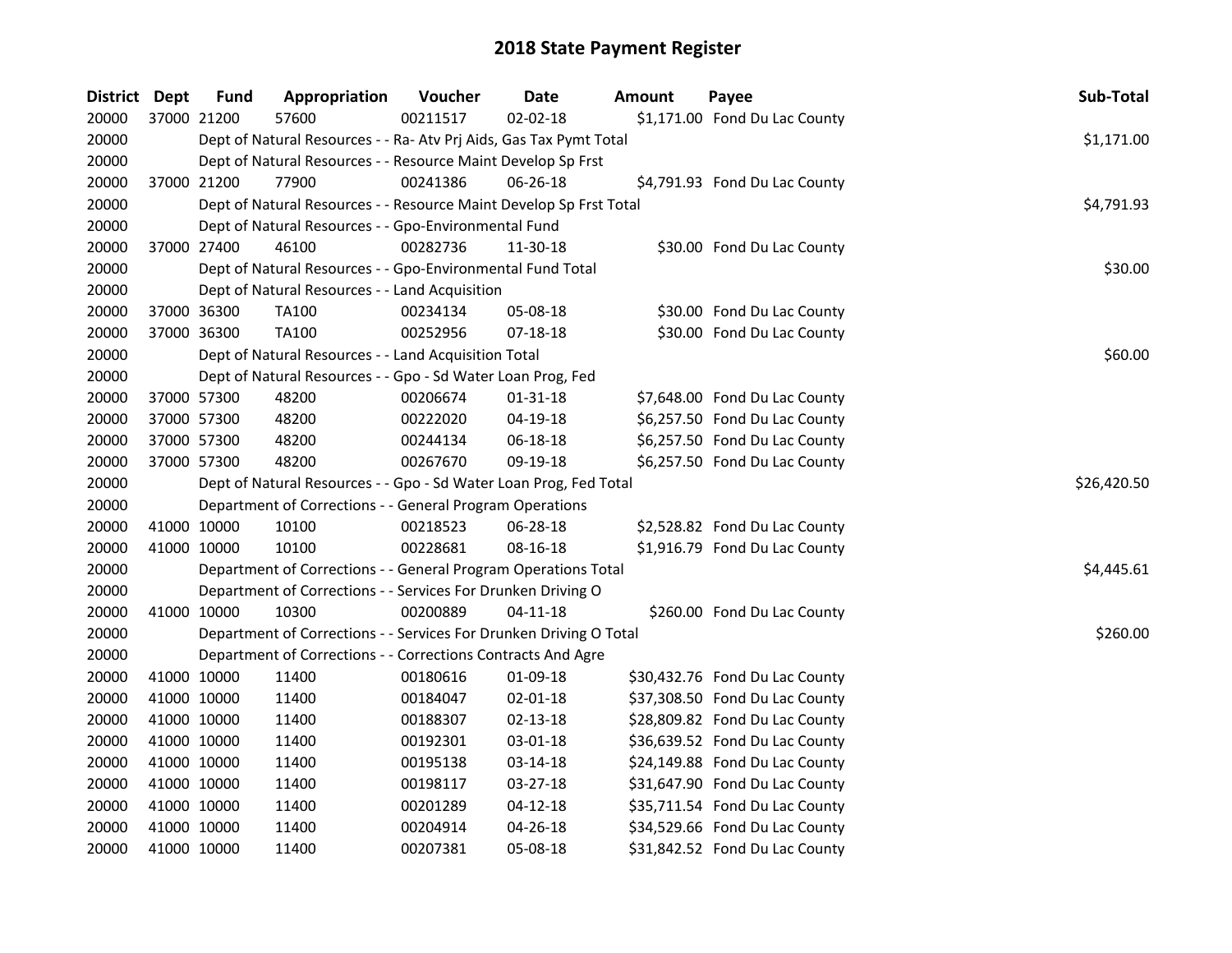## 2018 State Payment Register

| District | Dept | Fund | Appropriation | Voucher | Date | Amount | Payee | Sub-Total |
|---|---|---|---|---|---|---|---|---|
| 20000 | 37000 | 21200 | 57600 | 00211517 | 02-02-18 | $1,171.00 | Fond Du Lac County | |
| 20000 | | | Dept of Natural Resources - - Ra- Atv Prj Aids, Gas Tax Pymt Total | | | | | $1,171.00 |
| 20000 | | | Dept of Natural Resources - - Resource Maint Develop Sp Frst | | | | | |
| 20000 | 37000 | 21200 | 77900 | 00241386 | 06-26-18 | $4,791.93 | Fond Du Lac County | |
| 20000 | | | Dept of Natural Resources - - Resource Maint Develop Sp Frst Total | | | | | $4,791.93 |
| 20000 | | | Dept of Natural Resources - - Gpo-Environmental Fund | | | | | |
| 20000 | 37000 | 27400 | 46100 | 00282736 | 11-30-18 | $30.00 | Fond Du Lac County | |
| 20000 | | | Dept of Natural Resources - - Gpo-Environmental Fund Total | | | | | $30.00 |
| 20000 | | | Dept of Natural Resources - - Land Acquisition | | | | | |
| 20000 | 37000 | 36300 | TA100 | 00234134 | 05-08-18 | $30.00 | Fond Du Lac County | |
| 20000 | 37000 | 36300 | TA100 | 00252956 | 07-18-18 | $30.00 | Fond Du Lac County | |
| 20000 | | | Dept of Natural Resources - - Land Acquisition Total | | | | | $60.00 |
| 20000 | | | Dept of Natural Resources - - Gpo - Sd Water Loan Prog, Fed | | | | | |
| 20000 | 37000 | 57300 | 48200 | 00206674 | 01-31-18 | $7,648.00 | Fond Du Lac County | |
| 20000 | 37000 | 57300 | 48200 | 00222020 | 04-19-18 | $6,257.50 | Fond Du Lac County | |
| 20000 | 37000 | 57300 | 48200 | 00244134 | 06-18-18 | $6,257.50 | Fond Du Lac County | |
| 20000 | 37000 | 57300 | 48200 | 00267670 | 09-19-18 | $6,257.50 | Fond Du Lac County | |
| 20000 | | | Dept of Natural Resources - - Gpo - Sd Water Loan Prog, Fed Total | | | | | $26,420.50 |
| 20000 | | | Department of Corrections - - General Program Operations | | | | | |
| 20000 | 41000 | 10000 | 10100 | 00218523 | 06-28-18 | $2,528.82 | Fond Du Lac County | |
| 20000 | 41000 | 10000 | 10100 | 00228681 | 08-16-18 | $1,916.79 | Fond Du Lac County | |
| 20000 | | | Department of Corrections - - General Program Operations Total | | | | | $4,445.61 |
| 20000 | | | Department of Corrections - - Services For Drunken Driving O | | | | | |
| 20000 | 41000 | 10000 | 10300 | 00200889 | 04-11-18 | $260.00 | Fond Du Lac County | |
| 20000 | | | Department of Corrections - - Services For Drunken Driving O Total | | | | | $260.00 |
| 20000 | | | Department of Corrections - - Corrections Contracts And Agre | | | | | |
| 20000 | 41000 | 10000 | 11400 | 00180616 | 01-09-18 | $30,432.76 | Fond Du Lac County | |
| 20000 | 41000 | 10000 | 11400 | 00184047 | 02-01-18 | $37,308.50 | Fond Du Lac County | |
| 20000 | 41000 | 10000 | 11400 | 00188307 | 02-13-18 | $28,809.82 | Fond Du Lac County | |
| 20000 | 41000 | 10000 | 11400 | 00192301 | 03-01-18 | $36,639.52 | Fond Du Lac County | |
| 20000 | 41000 | 10000 | 11400 | 00195138 | 03-14-18 | $24,149.88 | Fond Du Lac County | |
| 20000 | 41000 | 10000 | 11400 | 00198117 | 03-27-18 | $31,647.90 | Fond Du Lac County | |
| 20000 | 41000 | 10000 | 11400 | 00201289 | 04-12-18 | $35,711.54 | Fond Du Lac County | |
| 20000 | 41000 | 10000 | 11400 | 00204914 | 04-26-18 | $34,529.66 | Fond Du Lac County | |
| 20000 | 41000 | 10000 | 11400 | 00207381 | 05-08-18 | $31,842.52 | Fond Du Lac County | |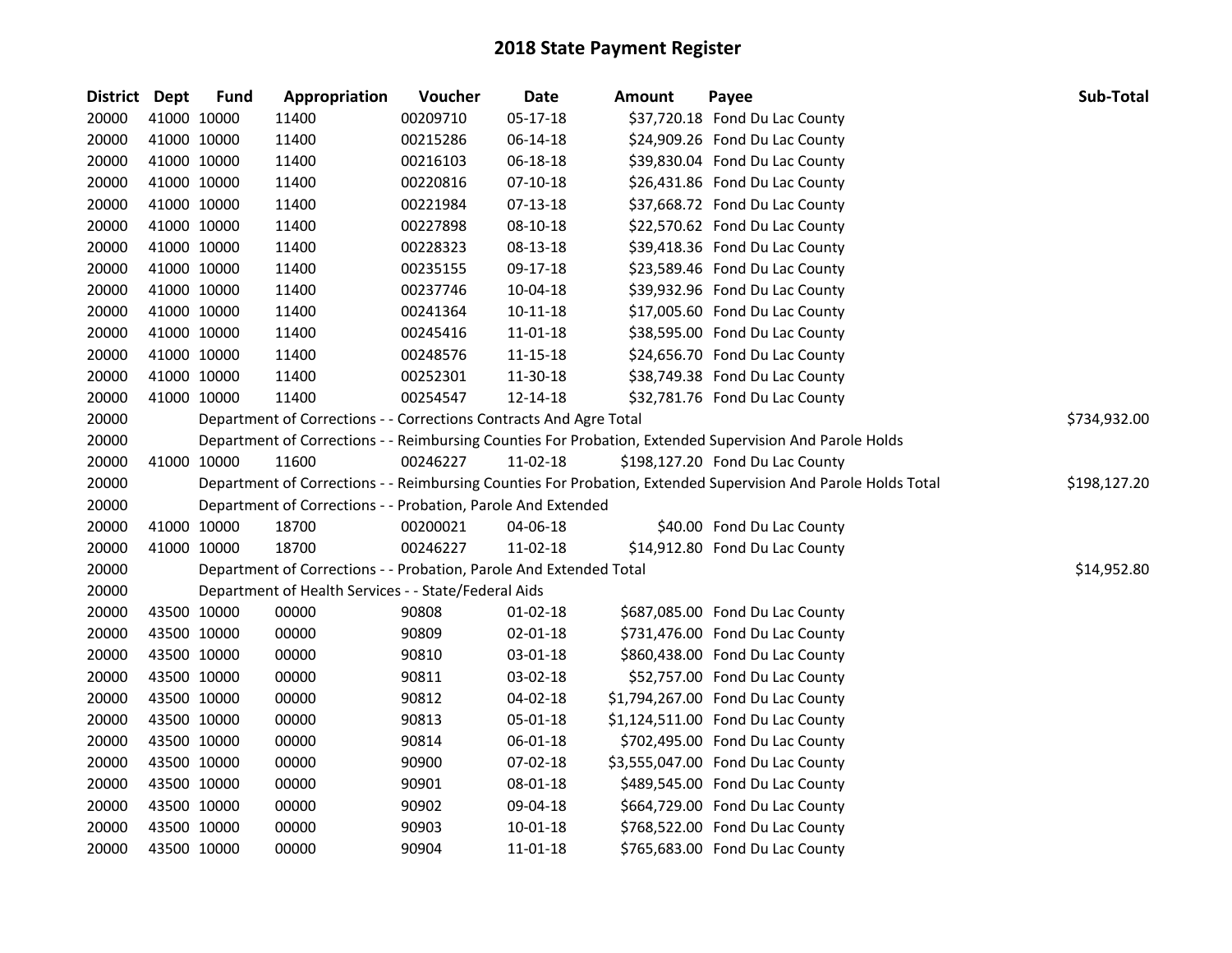# 2018 State Payment Register

| District | Dept | Fund | Appropriation | Voucher | Date | Amount | Payee | Sub-Total |
|---|---|---|---|---|---|---|---|---|
| 20000 | 41000 | 10000 | 11400 | 00209710 | 05-17-18 | $37,720.18 | Fond Du Lac County | |
| 20000 | 41000 | 10000 | 11400 | 00215286 | 06-14-18 | $24,909.26 | Fond Du Lac County | |
| 20000 | 41000 | 10000 | 11400 | 00216103 | 06-18-18 | $39,830.04 | Fond Du Lac County | |
| 20000 | 41000 | 10000 | 11400 | 00220816 | 07-10-18 | $26,431.86 | Fond Du Lac County | |
| 20000 | 41000 | 10000 | 11400 | 00221984 | 07-13-18 | $37,668.72 | Fond Du Lac County | |
| 20000 | 41000 | 10000 | 11400 | 00227898 | 08-10-18 | $22,570.62 | Fond Du Lac County | |
| 20000 | 41000 | 10000 | 11400 | 00228323 | 08-13-18 | $39,418.36 | Fond Du Lac County | |
| 20000 | 41000 | 10000 | 11400 | 00235155 | 09-17-18 | $23,589.46 | Fond Du Lac County | |
| 20000 | 41000 | 10000 | 11400 | 00237746 | 10-04-18 | $39,932.96 | Fond Du Lac County | |
| 20000 | 41000 | 10000 | 11400 | 00241364 | 10-11-18 | $17,005.60 | Fond Du Lac County | |
| 20000 | 41000 | 10000 | 11400 | 00245416 | 11-01-18 | $38,595.00 | Fond Du Lac County | |
| 20000 | 41000 | 10000 | 11400 | 00248576 | 11-15-18 | $24,656.70 | Fond Du Lac County | |
| 20000 | 41000 | 10000 | 11400 | 00252301 | 11-30-18 | $38,749.38 | Fond Du Lac County | |
| 20000 | 41000 | 10000 | 11400 | 00254547 | 12-14-18 | $32,781.76 | Fond Du Lac County | |
| 20000 | | | Department of Corrections - - Corrections Contracts And Agre Total | | | | | $734,932.00 |
| 20000 | | | Department of Corrections - - Reimbursing Counties For Probation, Extended Supervision And Parole Holds | | | | | |
| 20000 | 41000 | 10000 | 11600 | 00246227 | 11-02-18 | $198,127.20 | Fond Du Lac County | |
| 20000 | | | Department of Corrections - - Reimbursing Counties For Probation, Extended Supervision And Parole Holds Total | | | | | $198,127.20 |
| 20000 | | | Department of Corrections - - Probation, Parole And Extended | | | | | |
| 20000 | 41000 | 10000 | 18700 | 00200021 | 04-06-18 | $40.00 | Fond Du Lac County | |
| 20000 | 41000 | 10000 | 18700 | 00246227 | 11-02-18 | $14,912.80 | Fond Du Lac County | |
| 20000 | | | Department of Corrections - - Probation, Parole And Extended Total | | | | | $14,952.80 |
| 20000 | | | Department of Health Services - - State/Federal Aids | | | | | |
| 20000 | 43500 | 10000 | 00000 | 90808 | 01-02-18 | $687,085.00 | Fond Du Lac County | |
| 20000 | 43500 | 10000 | 00000 | 90809 | 02-01-18 | $731,476.00 | Fond Du Lac County | |
| 20000 | 43500 | 10000 | 00000 | 90810 | 03-01-18 | $860,438.00 | Fond Du Lac County | |
| 20000 | 43500 | 10000 | 00000 | 90811 | 03-02-18 | $52,757.00 | Fond Du Lac County | |
| 20000 | 43500 | 10000 | 00000 | 90812 | 04-02-18 | $1,794,267.00 | Fond Du Lac County | |
| 20000 | 43500 | 10000 | 00000 | 90813 | 05-01-18 | $1,124,511.00 | Fond Du Lac County | |
| 20000 | 43500 | 10000 | 00000 | 90814 | 06-01-18 | $702,495.00 | Fond Du Lac County | |
| 20000 | 43500 | 10000 | 00000 | 90900 | 07-02-18 | $3,555,047.00 | Fond Du Lac County | |
| 20000 | 43500 | 10000 | 00000 | 90901 | 08-01-18 | $489,545.00 | Fond Du Lac County | |
| 20000 | 43500 | 10000 | 00000 | 90902 | 09-04-18 | $664,729.00 | Fond Du Lac County | |
| 20000 | 43500 | 10000 | 00000 | 90903 | 10-01-18 | $768,522.00 | Fond Du Lac County | |
| 20000 | 43500 | 10000 | 00000 | 90904 | 11-01-18 | $765,683.00 | Fond Du Lac County | |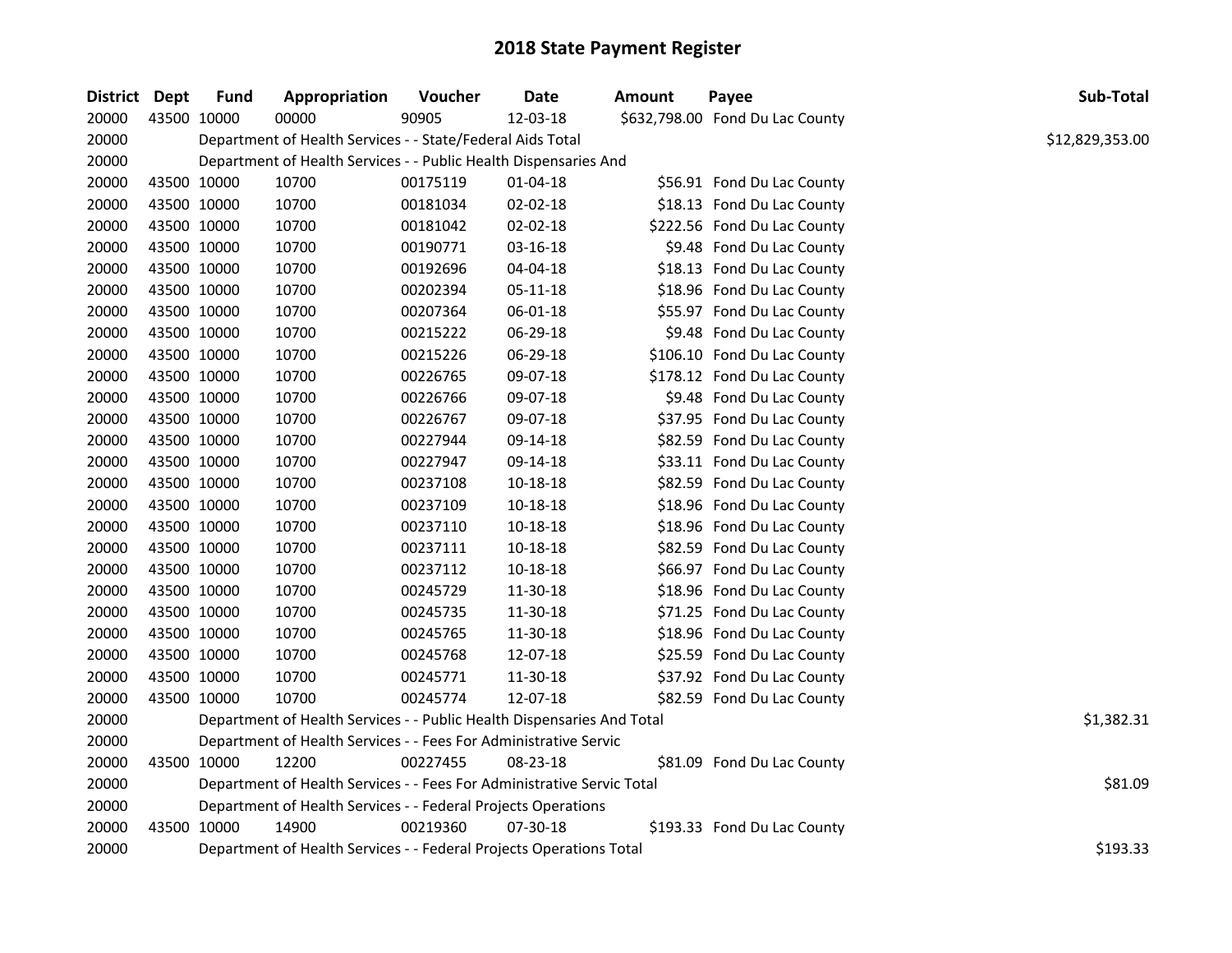# 2018 State Payment Register

| District | Dept | Fund | Appropriation | Voucher | Date | Amount | Payee | Sub-Total |
|---|---|---|---|---|---|---|---|---|
| 20000 | 43500 | 10000 | 00000 | 90905 | 12-03-18 | $632,798.00 | Fond Du Lac County | |
| 20000 | | Department of Health Services - - State/Federal Aids Total | | | | | | $12,829,353.00 |
| 20000 | | Department of Health Services - - Public Health Dispensaries And | | | | | | |
| 20000 | 43500 | 10000 | 10700 | 00175119 | 01-04-18 | $56.91 | Fond Du Lac County | |
| 20000 | 43500 | 10000 | 10700 | 00181034 | 02-02-18 | $18.13 | Fond Du Lac County | |
| 20000 | 43500 | 10000 | 10700 | 00181042 | 02-02-18 | $222.56 | Fond Du Lac County | |
| 20000 | 43500 | 10000 | 10700 | 00190771 | 03-16-18 | $9.48 | Fond Du Lac County | |
| 20000 | 43500 | 10000 | 10700 | 00192696 | 04-04-18 | $18.13 | Fond Du Lac County | |
| 20000 | 43500 | 10000 | 10700 | 00202394 | 05-11-18 | $18.96 | Fond Du Lac County | |
| 20000 | 43500 | 10000 | 10700 | 00207364 | 06-01-18 | $55.97 | Fond Du Lac County | |
| 20000 | 43500 | 10000 | 10700 | 00215222 | 06-29-18 | $9.48 | Fond Du Lac County | |
| 20000 | 43500 | 10000 | 10700 | 00215226 | 06-29-18 | $106.10 | Fond Du Lac County | |
| 20000 | 43500 | 10000 | 10700 | 00226765 | 09-07-18 | $178.12 | Fond Du Lac County | |
| 20000 | 43500 | 10000 | 10700 | 00226766 | 09-07-18 | $9.48 | Fond Du Lac County | |
| 20000 | 43500 | 10000 | 10700 | 00226767 | 09-07-18 | $37.95 | Fond Du Lac County | |
| 20000 | 43500 | 10000 | 10700 | 00227944 | 09-14-18 | $82.59 | Fond Du Lac County | |
| 20000 | 43500 | 10000 | 10700 | 00227947 | 09-14-18 | $33.11 | Fond Du Lac County | |
| 20000 | 43500 | 10000 | 10700 | 00237108 | 10-18-18 | $82.59 | Fond Du Lac County | |
| 20000 | 43500 | 10000 | 10700 | 00237109 | 10-18-18 | $18.96 | Fond Du Lac County | |
| 20000 | 43500 | 10000 | 10700 | 00237110 | 10-18-18 | $18.96 | Fond Du Lac County | |
| 20000 | 43500 | 10000 | 10700 | 00237111 | 10-18-18 | $82.59 | Fond Du Lac County | |
| 20000 | 43500 | 10000 | 10700 | 00237112 | 10-18-18 | $66.97 | Fond Du Lac County | |
| 20000 | 43500 | 10000 | 10700 | 00245729 | 11-30-18 | $18.96 | Fond Du Lac County | |
| 20000 | 43500 | 10000 | 10700 | 00245735 | 11-30-18 | $71.25 | Fond Du Lac County | |
| 20000 | 43500 | 10000 | 10700 | 00245765 | 11-30-18 | $18.96 | Fond Du Lac County | |
| 20000 | 43500 | 10000 | 10700 | 00245768 | 12-07-18 | $25.59 | Fond Du Lac County | |
| 20000 | 43500 | 10000 | 10700 | 00245771 | 11-30-18 | $37.92 | Fond Du Lac County | |
| 20000 | 43500 | 10000 | 10700 | 00245774 | 12-07-18 | $82.59 | Fond Du Lac County | |
| 20000 | | Department of Health Services - - Public Health Dispensaries And Total | | | | | | $1,382.31 |
| 20000 | | Department of Health Services - - Fees For Administrative Servic | | | | | | |
| 20000 | 43500 | 10000 | 12200 | 00227455 | 08-23-18 | $81.09 | Fond Du Lac County | |
| 20000 | | Department of Health Services - - Fees For Administrative Servic Total | | | | | | $81.09 |
| 20000 | | Department of Health Services - - Federal Projects Operations | | | | | | |
| 20000 | 43500 | 10000 | 14900 | 00219360 | 07-30-18 | $193.33 | Fond Du Lac County | |
| 20000 | | Department of Health Services - - Federal Projects Operations Total | | | | | | $193.33 |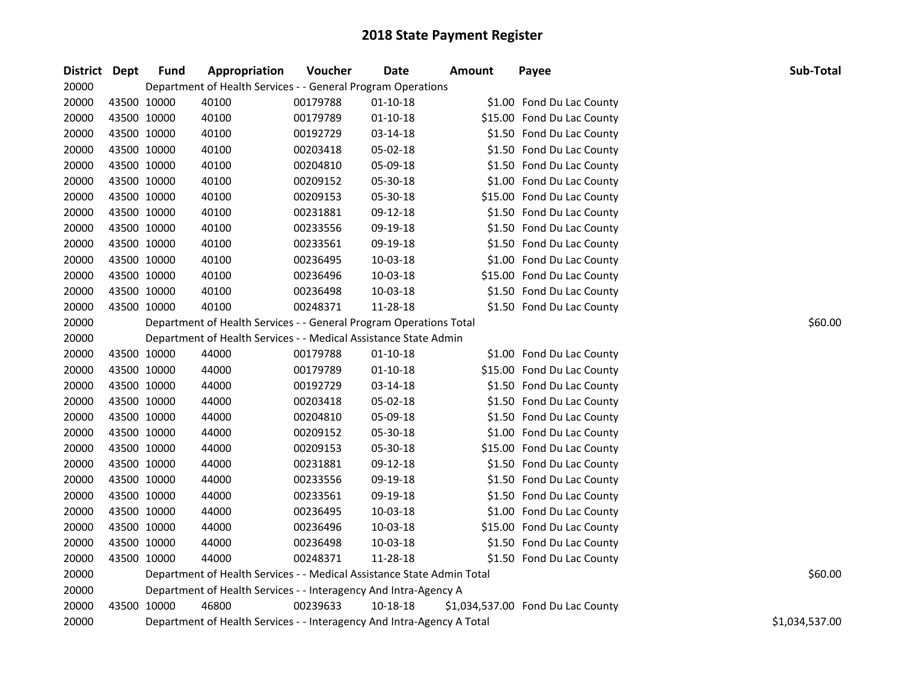# 2018 State Payment Register

| District | Dept | Fund | Appropriation | Voucher | Date | Amount | Payee | Sub-Total |
|---|---|---|---|---|---|---|---|---|
| 20000 | | Department of Health Services - - General Program Operations | | | | | | |
| 20000 | 43500 | 10000 | 40100 | 00179788 | 01-10-18 | $1.00 | Fond Du Lac County | |
| 20000 | 43500 | 10000 | 40100 | 00179789 | 01-10-18 | $15.00 | Fond Du Lac County | |
| 20000 | 43500 | 10000 | 40100 | 00192729 | 03-14-18 | $1.50 | Fond Du Lac County | |
| 20000 | 43500 | 10000 | 40100 | 00203418 | 05-02-18 | $1.50 | Fond Du Lac County | |
| 20000 | 43500 | 10000 | 40100 | 00204810 | 05-09-18 | $1.50 | Fond Du Lac County | |
| 20000 | 43500 | 10000 | 40100 | 00209152 | 05-30-18 | $1.00 | Fond Du Lac County | |
| 20000 | 43500 | 10000 | 40100 | 00209153 | 05-30-18 | $15.00 | Fond Du Lac County | |
| 20000 | 43500 | 10000 | 40100 | 00231881 | 09-12-18 | $1.50 | Fond Du Lac County | |
| 20000 | 43500 | 10000 | 40100 | 00233556 | 09-19-18 | $1.50 | Fond Du Lac County | |
| 20000 | 43500 | 10000 | 40100 | 00233561 | 09-19-18 | $1.50 | Fond Du Lac County | |
| 20000 | 43500 | 10000 | 40100 | 00236495 | 10-03-18 | $1.00 | Fond Du Lac County | |
| 20000 | 43500 | 10000 | 40100 | 00236496 | 10-03-18 | $15.00 | Fond Du Lac County | |
| 20000 | 43500 | 10000 | 40100 | 00236498 | 10-03-18 | $1.50 | Fond Du Lac County | |
| 20000 | 43500 | 10000 | 40100 | 00248371 | 11-28-18 | $1.50 | Fond Du Lac County | |
| 20000 | | Department of Health Services - - General Program Operations Total | | | | | | $60.00 |
| 20000 | | Department of Health Services - - Medical Assistance State Admin | | | | | | |
| 20000 | 43500 | 10000 | 44000 | 00179788 | 01-10-18 | $1.00 | Fond Du Lac County | |
| 20000 | 43500 | 10000 | 44000 | 00179789 | 01-10-18 | $15.00 | Fond Du Lac County | |
| 20000 | 43500 | 10000 | 44000 | 00192729 | 03-14-18 | $1.50 | Fond Du Lac County | |
| 20000 | 43500 | 10000 | 44000 | 00203418 | 05-02-18 | $1.50 | Fond Du Lac County | |
| 20000 | 43500 | 10000 | 44000 | 00204810 | 05-09-18 | $1.50 | Fond Du Lac County | |
| 20000 | 43500 | 10000 | 44000 | 00209152 | 05-30-18 | $1.00 | Fond Du Lac County | |
| 20000 | 43500 | 10000 | 44000 | 00209153 | 05-30-18 | $15.00 | Fond Du Lac County | |
| 20000 | 43500 | 10000 | 44000 | 00231881 | 09-12-18 | $1.50 | Fond Du Lac County | |
| 20000 | 43500 | 10000 | 44000 | 00233556 | 09-19-18 | $1.50 | Fond Du Lac County | |
| 20000 | 43500 | 10000 | 44000 | 00233561 | 09-19-18 | $1.50 | Fond Du Lac County | |
| 20000 | 43500 | 10000 | 44000 | 00236495 | 10-03-18 | $1.00 | Fond Du Lac County | |
| 20000 | 43500 | 10000 | 44000 | 00236496 | 10-03-18 | $15.00 | Fond Du Lac County | |
| 20000 | 43500 | 10000 | 44000 | 00236498 | 10-03-18 | $1.50 | Fond Du Lac County | |
| 20000 | 43500 | 10000 | 44000 | 00248371 | 11-28-18 | $1.50 | Fond Du Lac County | |
| 20000 | | Department of Health Services - - Medical Assistance State Admin Total | | | | | | $60.00 |
| 20000 | | Department of Health Services - - Interagency And Intra-Agency A | | | | | | |
| 20000 | 43500 | 10000 | 46800 | 00239633 | 10-18-18 | $1,034,537.00 | Fond Du Lac County | |
| 20000 | | Department of Health Services - - Interagency And Intra-Agency A Total | | | | | | $1,034,537.00 |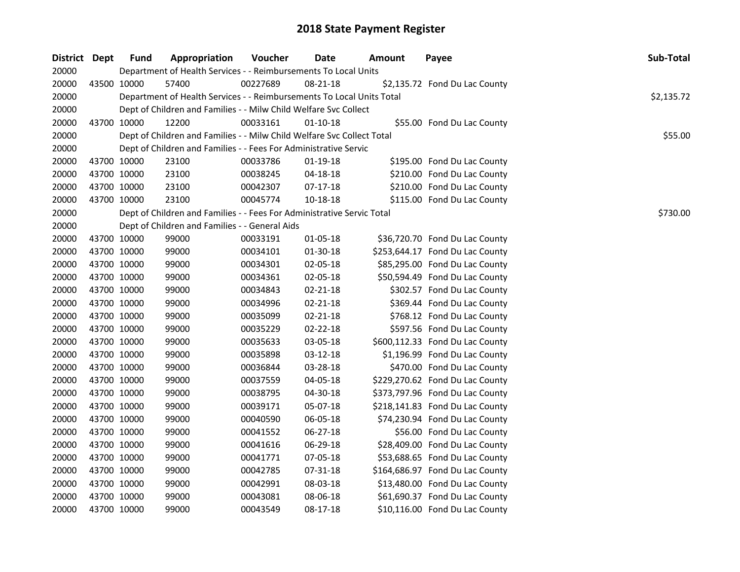# 2018 State Payment Register

| District | Dept | Fund | Appropriation | Voucher | Date | Amount | Payee | Sub-Total |
|---|---|---|---|---|---|---|---|---|
| 20000 | | Department of Health Services - - Reimbursements To Local Units | | | | | | |
| 20000 | 43500 | 10000 | 57400 | 00227689 | 08-21-18 | $2,135.72 | Fond Du Lac County | |
| 20000 | | Department of Health Services - - Reimbursements To Local Units Total | | | | | | $2,135.72 |
| 20000 | | Dept of Children and Families - - Milw Child Welfare Svc Collect | | | | | | |
| 20000 | 43700 | 10000 | 12200 | 00033161 | 01-10-18 | $55.00 | Fond Du Lac County | |
| 20000 | | Dept of Children and Families - - Milw Child Welfare Svc Collect Total | | | | | | $55.00 |
| 20000 | | Dept of Children and Families - - Fees For Administrative Servic | | | | | | |
| 20000 | 43700 | 10000 | 23100 | 00033786 | 01-19-18 | $195.00 | Fond Du Lac County | |
| 20000 | 43700 | 10000 | 23100 | 00038245 | 04-18-18 | $210.00 | Fond Du Lac County | |
| 20000 | 43700 | 10000 | 23100 | 00042307 | 07-17-18 | $210.00 | Fond Du Lac County | |
| 20000 | 43700 | 10000 | 23100 | 00045774 | 10-18-18 | $115.00 | Fond Du Lac County | |
| 20000 | | Dept of Children and Families - - Fees For Administrative Servic Total | | | | | | $730.00 |
| 20000 | | Dept of Children and Families - - General Aids | | | | | | |
| 20000 | 43700 | 10000 | 99000 | 00033191 | 01-05-18 | $36,720.70 | Fond Du Lac County | |
| 20000 | 43700 | 10000 | 99000 | 00034101 | 01-30-18 | $253,644.17 | Fond Du Lac County | |
| 20000 | 43700 | 10000 | 99000 | 00034301 | 02-05-18 | $85,295.00 | Fond Du Lac County | |
| 20000 | 43700 | 10000 | 99000 | 00034361 | 02-05-18 | $50,594.49 | Fond Du Lac County | |
| 20000 | 43700 | 10000 | 99000 | 00034843 | 02-21-18 | $302.57 | Fond Du Lac County | |
| 20000 | 43700 | 10000 | 99000 | 00034996 | 02-21-18 | $369.44 | Fond Du Lac County | |
| 20000 | 43700 | 10000 | 99000 | 00035099 | 02-21-18 | $768.12 | Fond Du Lac County | |
| 20000 | 43700 | 10000 | 99000 | 00035229 | 02-22-18 | $597.56 | Fond Du Lac County | |
| 20000 | 43700 | 10000 | 99000 | 00035633 | 03-05-18 | $600,112.33 | Fond Du Lac County | |
| 20000 | 43700 | 10000 | 99000 | 00035898 | 03-12-18 | $1,196.99 | Fond Du Lac County | |
| 20000 | 43700 | 10000 | 99000 | 00036844 | 03-28-18 | $470.00 | Fond Du Lac County | |
| 20000 | 43700 | 10000 | 99000 | 00037559 | 04-05-18 | $229,270.62 | Fond Du Lac County | |
| 20000 | 43700 | 10000 | 99000 | 00038795 | 04-30-18 | $373,797.96 | Fond Du Lac County | |
| 20000 | 43700 | 10000 | 99000 | 00039171 | 05-07-18 | $218,141.83 | Fond Du Lac County | |
| 20000 | 43700 | 10000 | 99000 | 00040590 | 06-05-18 | $74,230.94 | Fond Du Lac County | |
| 20000 | 43700 | 10000 | 99000 | 00041552 | 06-27-18 | $56.00 | Fond Du Lac County | |
| 20000 | 43700 | 10000 | 99000 | 00041616 | 06-29-18 | $28,409.00 | Fond Du Lac County | |
| 20000 | 43700 | 10000 | 99000 | 00041771 | 07-05-18 | $53,688.65 | Fond Du Lac County | |
| 20000 | 43700 | 10000 | 99000 | 00042785 | 07-31-18 | $164,686.97 | Fond Du Lac County | |
| 20000 | 43700 | 10000 | 99000 | 00042991 | 08-03-18 | $13,480.00 | Fond Du Lac County | |
| 20000 | 43700 | 10000 | 99000 | 00043081 | 08-06-18 | $61,690.37 | Fond Du Lac County | |
| 20000 | 43700 | 10000 | 99000 | 00043549 | 08-17-18 | $10,116.00 | Fond Du Lac County | |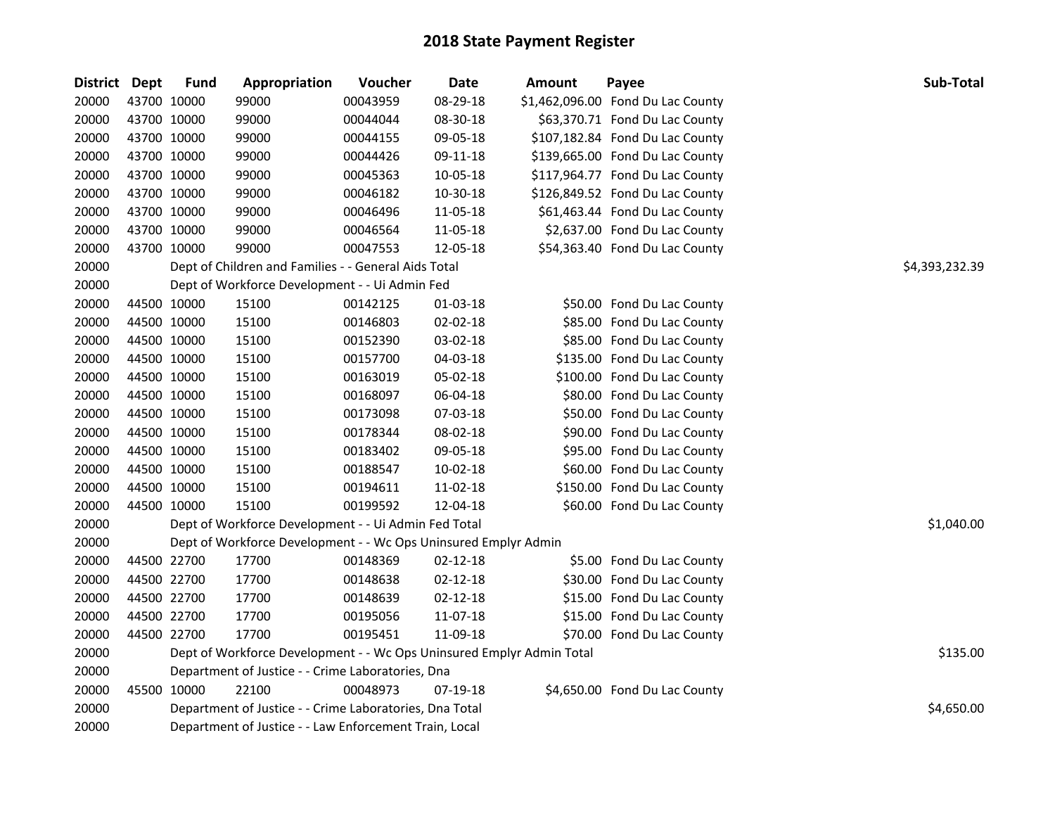# 2018 State Payment Register

| District | Dept | Fund | Appropriation | Voucher | Date | Amount | Payee | Sub-Total |
|---|---|---|---|---|---|---|---|---|
| 20000 | 43700 | 10000 | 99000 | 00043959 | 08-29-18 | $1,462,096.00 | Fond Du Lac County | |
| 20000 | 43700 | 10000 | 99000 | 00044044 | 08-30-18 | $63,370.71 | Fond Du Lac County | |
| 20000 | 43700 | 10000 | 99000 | 00044155 | 09-05-18 | $107,182.84 | Fond Du Lac County | |
| 20000 | 43700 | 10000 | 99000 | 00044426 | 09-11-18 | $139,665.00 | Fond Du Lac County | |
| 20000 | 43700 | 10000 | 99000 | 00045363 | 10-05-18 | $117,964.77 | Fond Du Lac County | |
| 20000 | 43700 | 10000 | 99000 | 00046182 | 10-30-18 | $126,849.52 | Fond Du Lac County | |
| 20000 | 43700 | 10000 | 99000 | 00046496 | 11-05-18 | $61,463.44 | Fond Du Lac County | |
| 20000 | 43700 | 10000 | 99000 | 00046564 | 11-05-18 | $2,637.00 | Fond Du Lac County | |
| 20000 | 43700 | 10000 | 99000 | 00047553 | 12-05-18 | $54,363.40 | Fond Du Lac County | |
| 20000 | | Dept of Children and Families - - General Aids Total | | | | | | $4,393,232.39 |
| 20000 | | Dept of Workforce Development - - Ui Admin Fed | | | | | | |
| 20000 | 44500 | 10000 | 15100 | 00142125 | 01-03-18 | $50.00 | Fond Du Lac County | |
| 20000 | 44500 | 10000 | 15100 | 00146803 | 02-02-18 | $85.00 | Fond Du Lac County | |
| 20000 | 44500 | 10000 | 15100 | 00152390 | 03-02-18 | $85.00 | Fond Du Lac County | |
| 20000 | 44500 | 10000 | 15100 | 00157700 | 04-03-18 | $135.00 | Fond Du Lac County | |
| 20000 | 44500 | 10000 | 15100 | 00163019 | 05-02-18 | $100.00 | Fond Du Lac County | |
| 20000 | 44500 | 10000 | 15100 | 00168097 | 06-04-18 | $80.00 | Fond Du Lac County | |
| 20000 | 44500 | 10000 | 15100 | 00173098 | 07-03-18 | $50.00 | Fond Du Lac County | |
| 20000 | 44500 | 10000 | 15100 | 00178344 | 08-02-18 | $90.00 | Fond Du Lac County | |
| 20000 | 44500 | 10000 | 15100 | 00183402 | 09-05-18 | $95.00 | Fond Du Lac County | |
| 20000 | 44500 | 10000 | 15100 | 00188547 | 10-02-18 | $60.00 | Fond Du Lac County | |
| 20000 | 44500 | 10000 | 15100 | 00194611 | 11-02-18 | $150.00 | Fond Du Lac County | |
| 20000 | 44500 | 10000 | 15100 | 00199592 | 12-04-18 | $60.00 | Fond Du Lac County | |
| 20000 | | Dept of Workforce Development - - Ui Admin Fed Total | | | | | | $1,040.00 |
| 20000 | | Dept of Workforce Development - - Wc Ops Uninsured Emplyr Admin | | | | | | |
| 20000 | 44500 | 22700 | 17700 | 00148369 | 02-12-18 | $5.00 | Fond Du Lac County | |
| 20000 | 44500 | 22700 | 17700 | 00148638 | 02-12-18 | $30.00 | Fond Du Lac County | |
| 20000 | 44500 | 22700 | 17700 | 00148639 | 02-12-18 | $15.00 | Fond Du Lac County | |
| 20000 | 44500 | 22700 | 17700 | 00195056 | 11-07-18 | $15.00 | Fond Du Lac County | |
| 20000 | 44500 | 22700 | 17700 | 00195451 | 11-09-18 | $70.00 | Fond Du Lac County | |
| 20000 | | Dept of Workforce Development - - Wc Ops Uninsured Emplyr Admin Total | | | | | | $135.00 |
| 20000 | | Department of Justice - - Crime Laboratories, Dna | | | | | | |
| 20000 | 45500 | 10000 | 22100 | 00048973 | 07-19-18 | $4,650.00 | Fond Du Lac County | |
| 20000 | | Department of Justice - - Crime Laboratories, Dna Total | | | | | | $4,650.00 |
| 20000 | | Department of Justice - - Law Enforcement Train, Local | | | | | | |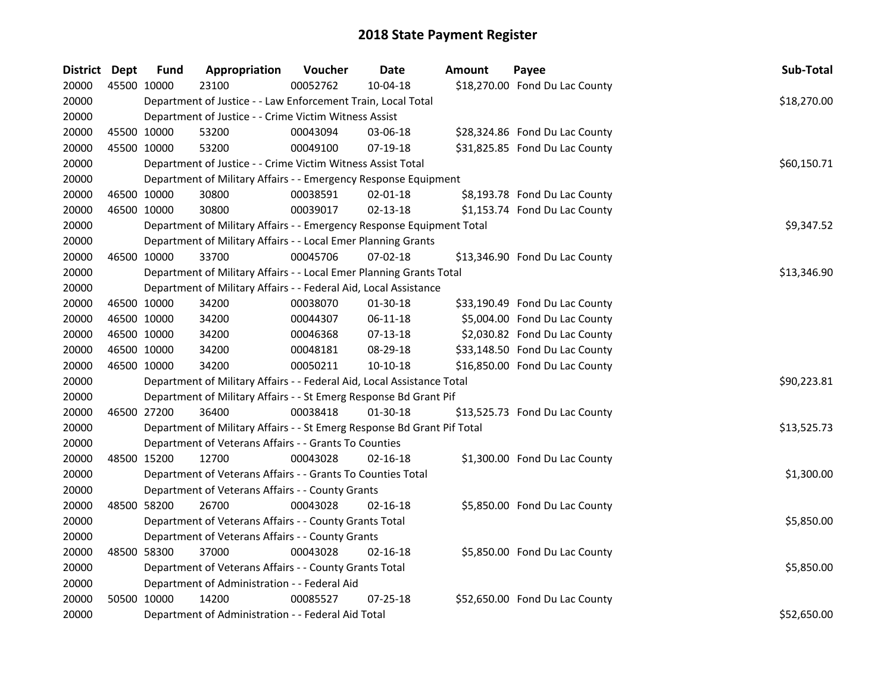# 2018 State Payment Register

| District | Dept | Fund | Appropriation | Voucher | Date | Amount | Payee | Sub-Total |
|---|---|---|---|---|---|---|---|---|
| 20000 | 45500 | 10000 | 23100 | 00052762 | 10-04-18 | $18,270.00 | Fond Du Lac County | |
| 20000 | | Department of Justice - - Law Enforcement Train, Local Total | | | | | | $18,270.00 |
| 20000 | | Department of Justice - - Crime Victim Witness Assist | | | | | | |
| 20000 | 45500 | 10000 | 53200 | 00043094 | 03-06-18 | $28,324.86 | Fond Du Lac County | |
| 20000 | 45500 | 10000 | 53200 | 00049100 | 07-19-18 | $31,825.85 | Fond Du Lac County | |
| 20000 | | Department of Justice - - Crime Victim Witness Assist Total | | | | | | $60,150.71 |
| 20000 | | Department of Military Affairs - - Emergency Response Equipment | | | | | | |
| 20000 | 46500 | 10000 | 30800 | 00038591 | 02-01-18 | $8,193.78 | Fond Du Lac County | |
| 20000 | 46500 | 10000 | 30800 | 00039017 | 02-13-18 | $1,153.74 | Fond Du Lac County | |
| 20000 | | Department of Military Affairs - - Emergency Response Equipment Total | | | | | | $9,347.52 |
| 20000 | | Department of Military Affairs - - Local Emer Planning Grants | | | | | | |
| 20000 | 46500 | 10000 | 33700 | 00045706 | 07-02-18 | $13,346.90 | Fond Du Lac County | |
| 20000 | | Department of Military Affairs - - Local Emer Planning Grants Total | | | | | | $13,346.90 |
| 20000 | | Department of Military Affairs - - Federal Aid, Local Assistance | | | | | | |
| 20000 | 46500 | 10000 | 34200 | 00038070 | 01-30-18 | $33,190.49 | Fond Du Lac County | |
| 20000 | 46500 | 10000 | 34200 | 00044307 | 06-11-18 | $5,004.00 | Fond Du Lac County | |
| 20000 | 46500 | 10000 | 34200 | 00046368 | 07-13-18 | $2,030.82 | Fond Du Lac County | |
| 20000 | 46500 | 10000 | 34200 | 00048181 | 08-29-18 | $33,148.50 | Fond Du Lac County | |
| 20000 | 46500 | 10000 | 34200 | 00050211 | 10-10-18 | $16,850.00 | Fond Du Lac County | |
| 20000 | | Department of Military Affairs - - Federal Aid, Local Assistance Total | | | | | | $90,223.81 |
| 20000 | | Department of Military Affairs - - St Emerg Response Bd Grant Pif | | | | | | |
| 20000 | 46500 | 27200 | 36400 | 00038418 | 01-30-18 | $13,525.73 | Fond Du Lac County | |
| 20000 | | Department of Military Affairs - - St Emerg Response Bd Grant Pif Total | | | | | | $13,525.73 |
| 20000 | | Department of Veterans Affairs - - Grants To Counties | | | | | | |
| 20000 | 48500 | 15200 | 12700 | 00043028 | 02-16-18 | $1,300.00 | Fond Du Lac County | |
| 20000 | | Department of Veterans Affairs - - Grants To Counties Total | | | | | | $1,300.00 |
| 20000 | | Department of Veterans Affairs - - County Grants | | | | | | |
| 20000 | 48500 | 58200 | 26700 | 00043028 | 02-16-18 | $5,850.00 | Fond Du Lac County | |
| 20000 | | Department of Veterans Affairs - - County Grants Total | | | | | | $5,850.00 |
| 20000 | | Department of Veterans Affairs - - County Grants | | | | | | |
| 20000 | 48500 | 58300 | 37000 | 00043028 | 02-16-18 | $5,850.00 | Fond Du Lac County | |
| 20000 | | Department of Veterans Affairs - - County Grants Total | | | | | | $5,850.00 |
| 20000 | | Department of Administration - - Federal Aid | | | | | | |
| 20000 | 50500 | 10000 | 14200 | 00085527 | 07-25-18 | $52,650.00 | Fond Du Lac County | |
| 20000 | | Department of Administration - - Federal Aid Total | | | | | | $52,650.00 |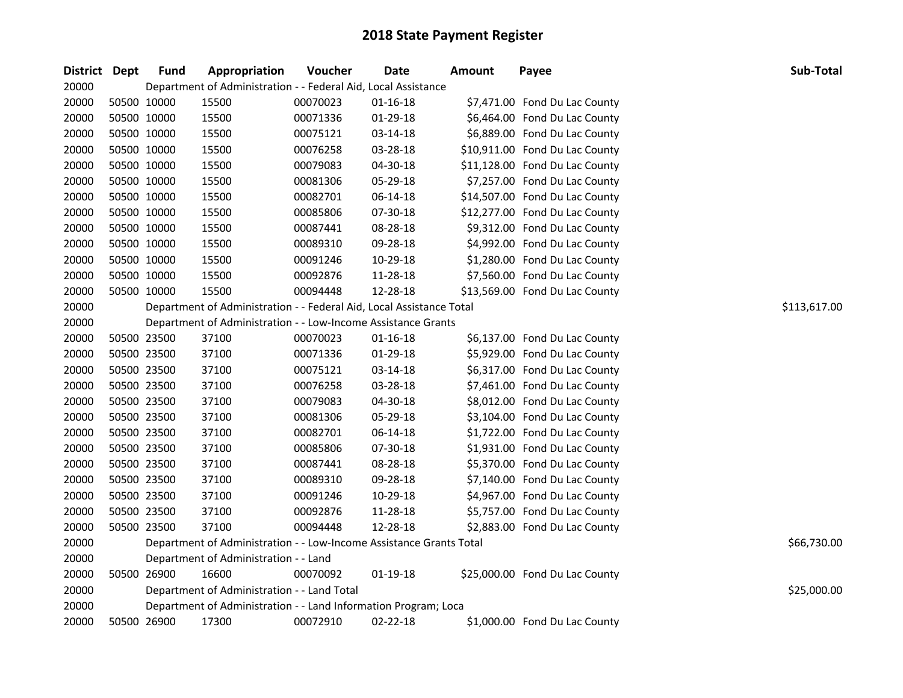# 2018 State Payment Register

| District | Dept | Fund | Appropriation | Voucher | Date | Amount | Payee | Sub-Total |
|---|---|---|---|---|---|---|---|---|
| 20000 | | Department of Administration - - Federal Aid, Local Assistance | | | | | | |
| 20000 | 50500 | 10000 | 15500 | 00070023 | 01-16-18 | $7,471.00 | Fond Du Lac County | |
| 20000 | 50500 | 10000 | 15500 | 00071336 | 01-29-18 | $6,464.00 | Fond Du Lac County | |
| 20000 | 50500 | 10000 | 15500 | 00075121 | 03-14-18 | $6,889.00 | Fond Du Lac County | |
| 20000 | 50500 | 10000 | 15500 | 00076258 | 03-28-18 | $10,911.00 | Fond Du Lac County | |
| 20000 | 50500 | 10000 | 15500 | 00079083 | 04-30-18 | $11,128.00 | Fond Du Lac County | |
| 20000 | 50500 | 10000 | 15500 | 00081306 | 05-29-18 | $7,257.00 | Fond Du Lac County | |
| 20000 | 50500 | 10000 | 15500 | 00082701 | 06-14-18 | $14,507.00 | Fond Du Lac County | |
| 20000 | 50500 | 10000 | 15500 | 00085806 | 07-30-18 | $12,277.00 | Fond Du Lac County | |
| 20000 | 50500 | 10000 | 15500 | 00087441 | 08-28-18 | $9,312.00 | Fond Du Lac County | |
| 20000 | 50500 | 10000 | 15500 | 00089310 | 09-28-18 | $4,992.00 | Fond Du Lac County | |
| 20000 | 50500 | 10000 | 15500 | 00091246 | 10-29-18 | $1,280.00 | Fond Du Lac County | |
| 20000 | 50500 | 10000 | 15500 | 00092876 | 11-28-18 | $7,560.00 | Fond Du Lac County | |
| 20000 | 50500 | 10000 | 15500 | 00094448 | 12-28-18 | $13,569.00 | Fond Du Lac County | |
| 20000 | | Department of Administration - - Federal Aid, Local Assistance Total | | | | | | $113,617.00 |
| 20000 | | Department of Administration - - Low-Income Assistance Grants | | | | | | |
| 20000 | 50500 | 23500 | 37100 | 00070023 | 01-16-18 | $6,137.00 | Fond Du Lac County | |
| 20000 | 50500 | 23500 | 37100 | 00071336 | 01-29-18 | $5,929.00 | Fond Du Lac County | |
| 20000 | 50500 | 23500 | 37100 | 00075121 | 03-14-18 | $6,317.00 | Fond Du Lac County | |
| 20000 | 50500 | 23500 | 37100 | 00076258 | 03-28-18 | $7,461.00 | Fond Du Lac County | |
| 20000 | 50500 | 23500 | 37100 | 00079083 | 04-30-18 | $8,012.00 | Fond Du Lac County | |
| 20000 | 50500 | 23500 | 37100 | 00081306 | 05-29-18 | $3,104.00 | Fond Du Lac County | |
| 20000 | 50500 | 23500 | 37100 | 00082701 | 06-14-18 | $1,722.00 | Fond Du Lac County | |
| 20000 | 50500 | 23500 | 37100 | 00085806 | 07-30-18 | $1,931.00 | Fond Du Lac County | |
| 20000 | 50500 | 23500 | 37100 | 00087441 | 08-28-18 | $5,370.00 | Fond Du Lac County | |
| 20000 | 50500 | 23500 | 37100 | 00089310 | 09-28-18 | $7,140.00 | Fond Du Lac County | |
| 20000 | 50500 | 23500 | 37100 | 00091246 | 10-29-18 | $4,967.00 | Fond Du Lac County | |
| 20000 | 50500 | 23500 | 37100 | 00092876 | 11-28-18 | $5,757.00 | Fond Du Lac County | |
| 20000 | 50500 | 23500 | 37100 | 00094448 | 12-28-18 | $2,883.00 | Fond Du Lac County | |
| 20000 | | Department of Administration - - Low-Income Assistance Grants Total | | | | | | $66,730.00 |
| 20000 | | Department of Administration - - Land | | | | | | |
| 20000 | 50500 | 26900 | 16600 | 00070092 | 01-19-18 | $25,000.00 | Fond Du Lac County | |
| 20000 | | Department of Administration - - Land Total | | | | | | $25,000.00 |
| 20000 | | Department of Administration - - Land Information Program; Loca | | | | | | |
| 20000 | 50500 | 26900 | 17300 | 00072910 | 02-22-18 | $1,000.00 | Fond Du Lac County | |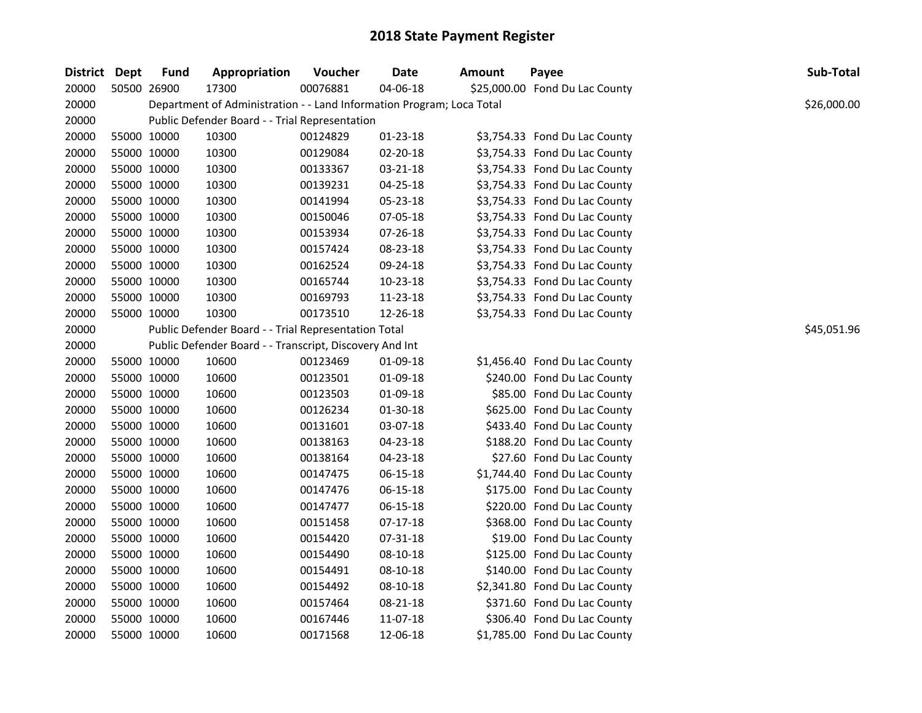# 2018 State Payment Register

| District | Dept | Fund | Appropriation | Voucher | Date | Amount | Payee | Sub-Total |
|---|---|---|---|---|---|---|---|---|
| 20000 | 50500 | 26900 | 17300 | 00076881 | 04-06-18 | $25,000.00 | Fond Du Lac County | |
| 20000 | | Department of Administration - - Land Information Program; Loca Total | | | | | | $26,000.00 |
| 20000 | | Public Defender Board - - Trial Representation | | | | | | |
| 20000 | 55000 | 10000 | 10300 | 00124829 | 01-23-18 | $3,754.33 | Fond Du Lac County | |
| 20000 | 55000 | 10000 | 10300 | 00129084 | 02-20-18 | $3,754.33 | Fond Du Lac County | |
| 20000 | 55000 | 10000 | 10300 | 00133367 | 03-21-18 | $3,754.33 | Fond Du Lac County | |
| 20000 | 55000 | 10000 | 10300 | 00139231 | 04-25-18 | $3,754.33 | Fond Du Lac County | |
| 20000 | 55000 | 10000 | 10300 | 00141994 | 05-23-18 | $3,754.33 | Fond Du Lac County | |
| 20000 | 55000 | 10000 | 10300 | 00150046 | 07-05-18 | $3,754.33 | Fond Du Lac County | |
| 20000 | 55000 | 10000 | 10300 | 00153934 | 07-26-18 | $3,754.33 | Fond Du Lac County | |
| 20000 | 55000 | 10000 | 10300 | 00157424 | 08-23-18 | $3,754.33 | Fond Du Lac County | |
| 20000 | 55000 | 10000 | 10300 | 00162524 | 09-24-18 | $3,754.33 | Fond Du Lac County | |
| 20000 | 55000 | 10000 | 10300 | 00165744 | 10-23-18 | $3,754.33 | Fond Du Lac County | |
| 20000 | 55000 | 10000 | 10300 | 00169793 | 11-23-18 | $3,754.33 | Fond Du Lac County | |
| 20000 | 55000 | 10000 | 10300 | 00173510 | 12-26-18 | $3,754.33 | Fond Du Lac County | |
| 20000 | | Public Defender Board - - Trial Representation Total | | | | | | $45,051.96 |
| 20000 | | Public Defender Board - - Transcript, Discovery And Int | | | | | | |
| 20000 | 55000 | 10000 | 10600 | 00123469 | 01-09-18 | $1,456.40 | Fond Du Lac County | |
| 20000 | 55000 | 10000 | 10600 | 00123501 | 01-09-18 | $240.00 | Fond Du Lac County | |
| 20000 | 55000 | 10000 | 10600 | 00123503 | 01-09-18 | $85.00 | Fond Du Lac County | |
| 20000 | 55000 | 10000 | 10600 | 00126234 | 01-30-18 | $625.00 | Fond Du Lac County | |
| 20000 | 55000 | 10000 | 10600 | 00131601 | 03-07-18 | $433.40 | Fond Du Lac County | |
| 20000 | 55000 | 10000 | 10600 | 00138163 | 04-23-18 | $188.20 | Fond Du Lac County | |
| 20000 | 55000 | 10000 | 10600 | 00138164 | 04-23-18 | $27.60 | Fond Du Lac County | |
| 20000 | 55000 | 10000 | 10600 | 00147475 | 06-15-18 | $1,744.40 | Fond Du Lac County | |
| 20000 | 55000 | 10000 | 10600 | 00147476 | 06-15-18 | $175.00 | Fond Du Lac County | |
| 20000 | 55000 | 10000 | 10600 | 00147477 | 06-15-18 | $220.00 | Fond Du Lac County | |
| 20000 | 55000 | 10000 | 10600 | 00151458 | 07-17-18 | $368.00 | Fond Du Lac County | |
| 20000 | 55000 | 10000 | 10600 | 00154420 | 07-31-18 | $19.00 | Fond Du Lac County | |
| 20000 | 55000 | 10000 | 10600 | 00154490 | 08-10-18 | $125.00 | Fond Du Lac County | |
| 20000 | 55000 | 10000 | 10600 | 00154491 | 08-10-18 | $140.00 | Fond Du Lac County | |
| 20000 | 55000 | 10000 | 10600 | 00154492 | 08-10-18 | $2,341.80 | Fond Du Lac County | |
| 20000 | 55000 | 10000 | 10600 | 00157464 | 08-21-18 | $371.60 | Fond Du Lac County | |
| 20000 | 55000 | 10000 | 10600 | 00167446 | 11-07-18 | $306.40 | Fond Du Lac County | |
| 20000 | 55000 | 10000 | 10600 | 00171568 | 12-06-18 | $1,785.00 | Fond Du Lac County | |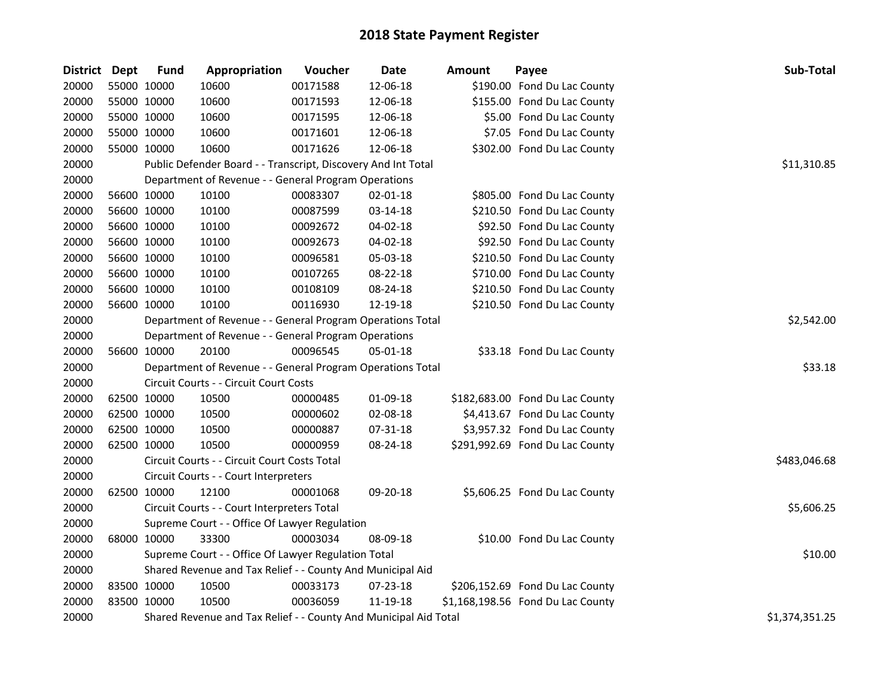# 2018 State Payment Register

| District | Dept | Fund | Appropriation | Voucher | Date | Amount | Payee | Sub-Total |
|---|---|---|---|---|---|---|---|---|
| 20000 | 55000 | 10000 | 10600 | 00171588 | 12-06-18 | $190.00 | Fond Du Lac County | |
| 20000 | 55000 | 10000 | 10600 | 00171593 | 12-06-18 | $155.00 | Fond Du Lac County | |
| 20000 | 55000 | 10000 | 10600 | 00171595 | 12-06-18 | $5.00 | Fond Du Lac County | |
| 20000 | 55000 | 10000 | 10600 | 00171601 | 12-06-18 | $7.05 | Fond Du Lac County | |
| 20000 | 55000 | 10000 | 10600 | 00171626 | 12-06-18 | $302.00 | Fond Du Lac County | |
| 20000 | | | Public Defender Board - - Transcript, Discovery And Int Total | | | | | $11,310.85 |
| 20000 | | | Department of Revenue - - General Program Operations | | | | | |
| 20000 | 56600 | 10000 | 10100 | 00083307 | 02-01-18 | $805.00 | Fond Du Lac County | |
| 20000 | 56600 | 10000 | 10100 | 00087599 | 03-14-18 | $210.50 | Fond Du Lac County | |
| 20000 | 56600 | 10000 | 10100 | 00092672 | 04-02-18 | $92.50 | Fond Du Lac County | |
| 20000 | 56600 | 10000 | 10100 | 00092673 | 04-02-18 | $92.50 | Fond Du Lac County | |
| 20000 | 56600 | 10000 | 10100 | 00096581 | 05-03-18 | $210.50 | Fond Du Lac County | |
| 20000 | 56600 | 10000 | 10100 | 00107265 | 08-22-18 | $710.00 | Fond Du Lac County | |
| 20000 | 56600 | 10000 | 10100 | 00108109 | 08-24-18 | $210.50 | Fond Du Lac County | |
| 20000 | 56600 | 10000 | 10100 | 00116930 | 12-19-18 | $210.50 | Fond Du Lac County | |
| 20000 | | | Department of Revenue - - General Program Operations Total | | | | | $2,542.00 |
| 20000 | | | Department of Revenue - - General Program Operations | | | | | |
| 20000 | 56600 | 10000 | 20100 | 00096545 | 05-01-18 | $33.18 | Fond Du Lac County | |
| 20000 | | | Department of Revenue - - General Program Operations Total | | | | | $33.18 |
| 20000 | | | Circuit Courts - - Circuit Court Costs | | | | | |
| 20000 | 62500 | 10000 | 10500 | 00000485 | 01-09-18 | $182,683.00 | Fond Du Lac County | |
| 20000 | 62500 | 10000 | 10500 | 00000602 | 02-08-18 | $4,413.67 | Fond Du Lac County | |
| 20000 | 62500 | 10000 | 10500 | 00000887 | 07-31-18 | $3,957.32 | Fond Du Lac County | |
| 20000 | 62500 | 10000 | 10500 | 00000959 | 08-24-18 | $291,992.69 | Fond Du Lac County | |
| 20000 | | | Circuit Courts - - Circuit Court Costs Total | | | | | $483,046.68 |
| 20000 | | | Circuit Courts - - Court Interpreters | | | | | |
| 20000 | 62500 | 10000 | 12100 | 00001068 | 09-20-18 | $5,606.25 | Fond Du Lac County | |
| 20000 | | | Circuit Courts - - Court Interpreters Total | | | | | $5,606.25 |
| 20000 | | | Supreme Court - - Office Of Lawyer Regulation | | | | | |
| 20000 | 68000 | 10000 | 33300 | 00003034 | 08-09-18 | $10.00 | Fond Du Lac County | |
| 20000 | | | Supreme Court - - Office Of Lawyer Regulation Total | | | | | $10.00 |
| 20000 | | | Shared Revenue and Tax Relief - - County And Municipal Aid | | | | | |
| 20000 | 83500 | 10000 | 10500 | 00033173 | 07-23-18 | $206,152.69 | Fond Du Lac County | |
| 20000 | 83500 | 10000 | 10500 | 00036059 | 11-19-18 | $1,168,198.56 | Fond Du Lac County | |
| 20000 | | | Shared Revenue and Tax Relief - - County And Municipal Aid Total | | | | | $1,374,351.25 |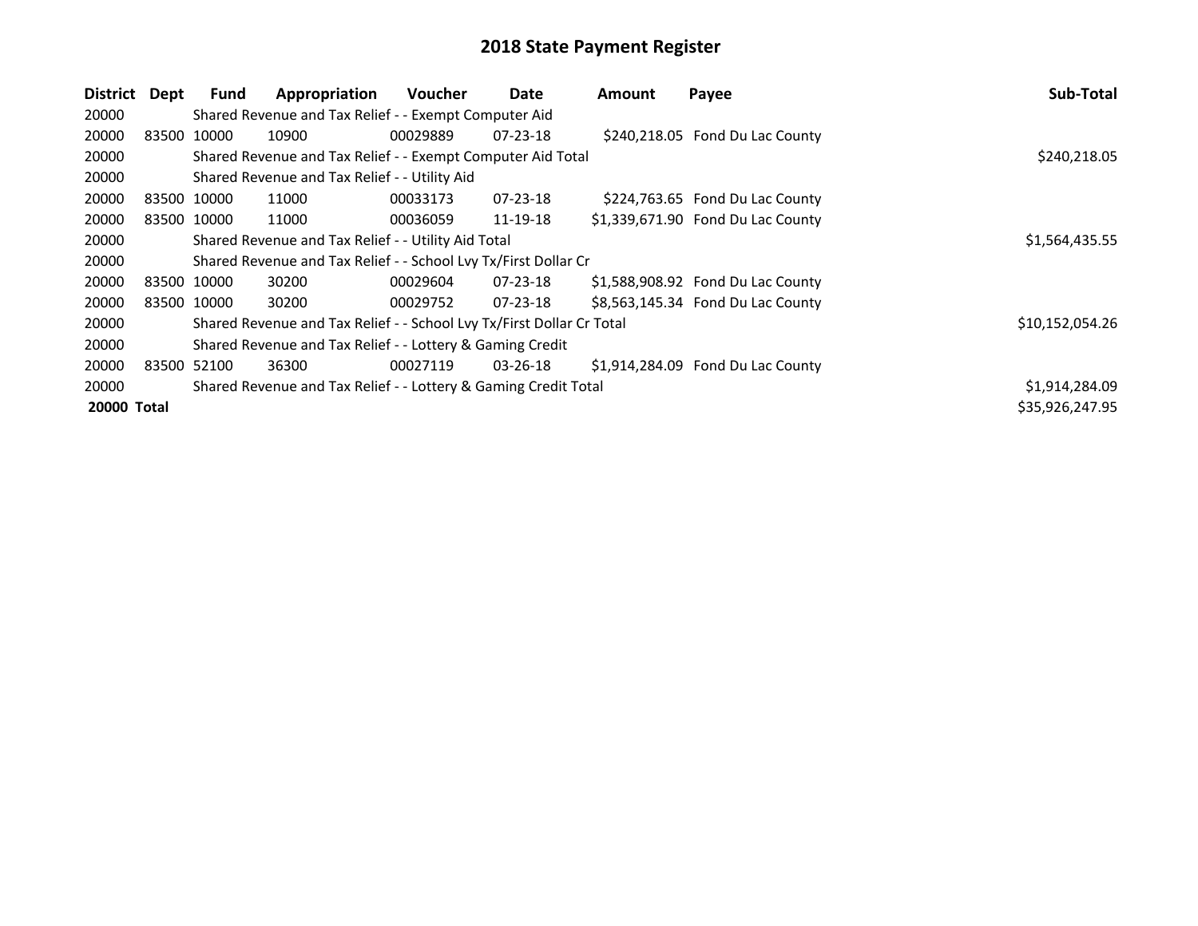# 2018 State Payment Register

| District | Dept | Fund | Appropriation | Voucher | Date | Amount | Payee | Sub-Total |
|---|---|---|---|---|---|---|---|---|
| 20000 | | Shared Revenue and Tax Relief - - Exempt Computer Aid | | | | | | |
| 20000 | 83500 | 10000 | 10900 | 00029889 | 07-23-18 | $240,218.05 | Fond Du Lac County | |
| 20000 | | Shared Revenue and Tax Relief - - Exempt Computer Aid Total | | | | | | $240,218.05 |
| 20000 | | Shared Revenue and Tax Relief - - Utility Aid | | | | | | |
| 20000 | 83500 | 10000 | 11000 | 00033173 | 07-23-18 | $224,763.65 | Fond Du Lac County | |
| 20000 | 83500 | 10000 | 11000 | 00036059 | 11-19-18 | $1,339,671.90 | Fond Du Lac County | |
| 20000 | | Shared Revenue and Tax Relief - - Utility Aid Total | | | | | | $1,564,435.55 |
| 20000 | | Shared Revenue and Tax Relief - - School Lvy Tx/First Dollar Cr | | | | | | |
| 20000 | 83500 | 10000 | 30200 | 00029604 | 07-23-18 | $1,588,908.92 | Fond Du Lac County | |
| 20000 | 83500 | 10000 | 30200 | 00029752 | 07-23-18 | $8,563,145.34 | Fond Du Lac County | |
| 20000 | | Shared Revenue and Tax Relief - - School Lvy Tx/First Dollar Cr Total | | | | | | $10,152,054.26 |
| 20000 | | Shared Revenue and Tax Relief - - Lottery & Gaming Credit | | | | | | |
| 20000 | 83500 | 52100 | 36300 | 00027119 | 03-26-18 | $1,914,284.09 | Fond Du Lac County | |
| 20000 | | Shared Revenue and Tax Relief - - Lottery & Gaming Credit Total | | | | | | $1,914,284.09 |
| **20000 Total** | | | | | | | | $35,926,247.95 |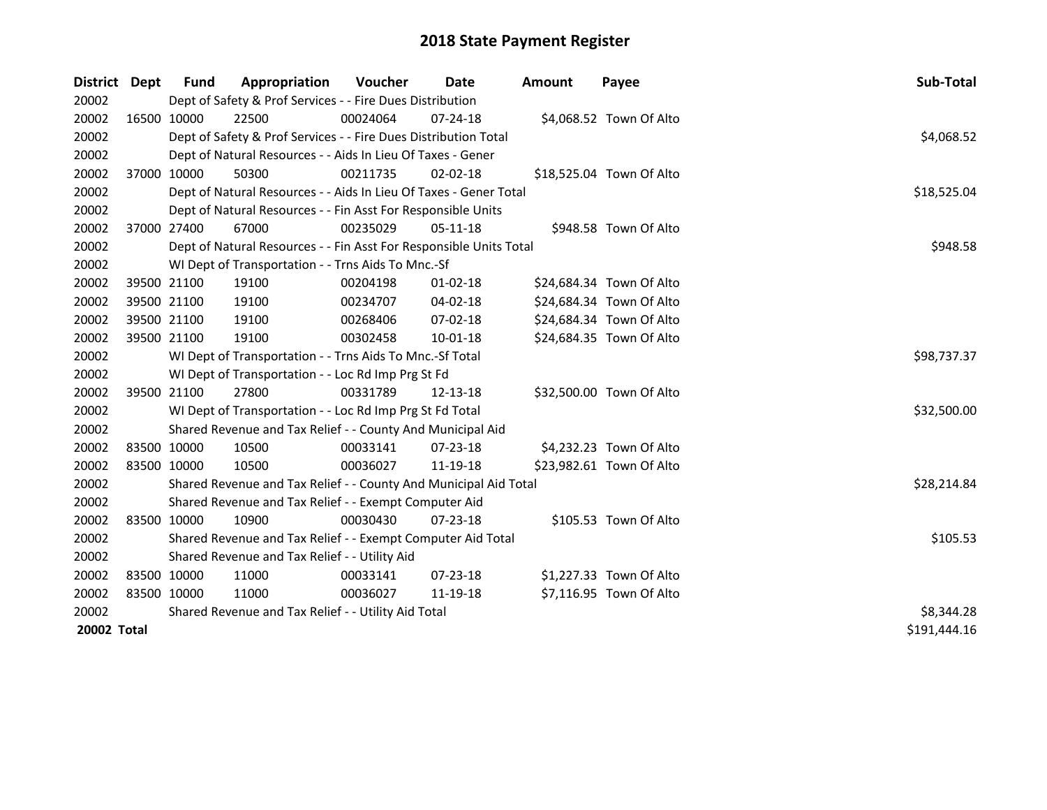# 2018 State Payment Register

| District | Dept | Fund | Appropriation | Voucher | Date | Amount | Payee | Sub-Total |
|---|---|---|---|---|---|---|---|---|
| 20002 | | Dept of Safety & Prof Services - - Fire Dues Distribution | | | | | | |
| 20002 | 16500 | 10000 | 22500 | 00024064 | 07-24-18 | $4,068.52 | Town Of Alto | |
| 20002 | | Dept of Safety & Prof Services - - Fire Dues Distribution Total | | | | | | $4,068.52 |
| 20002 | | Dept of Natural Resources - - Aids In Lieu Of Taxes - Gener | | | | | | |
| 20002 | 37000 | 10000 | 50300 | 00211735 | 02-02-18 | $18,525.04 | Town Of Alto | |
| 20002 | | Dept of Natural Resources - - Aids In Lieu Of Taxes - Gener Total | | | | | | $18,525.04 |
| 20002 | | Dept of Natural Resources - - Fin Asst For Responsible Units | | | | | | |
| 20002 | 37000 | 27400 | 67000 | 00235029 | 05-11-18 | $948.58 | Town Of Alto | |
| 20002 | | Dept of Natural Resources - - Fin Asst For Responsible Units Total | | | | | | $948.58 |
| 20002 | | WI Dept of Transportation - - Trns Aids To Mnc.-Sf | | | | | | |
| 20002 | 39500 | 21100 | 19100 | 00204198 | 01-02-18 | $24,684.34 | Town Of Alto | |
| 20002 | 39500 | 21100 | 19100 | 00234707 | 04-02-18 | $24,684.34 | Town Of Alto | |
| 20002 | 39500 | 21100 | 19100 | 00268406 | 07-02-18 | $24,684.34 | Town Of Alto | |
| 20002 | 39500 | 21100 | 19100 | 00302458 | 10-01-18 | $24,684.35 | Town Of Alto | |
| 20002 | | WI Dept of Transportation - - Trns Aids To Mnc.-Sf Total | | | | | | $98,737.37 |
| 20002 | | WI Dept of Transportation - - Loc Rd Imp Prg St Fd | | | | | | |
| 20002 | 39500 | 21100 | 27800 | 00331789 | 12-13-18 | $32,500.00 | Town Of Alto | |
| 20002 | | WI Dept of Transportation - - Loc Rd Imp Prg St Fd Total | | | | | | $32,500.00 |
| 20002 | | Shared Revenue and Tax Relief - - County And Municipal Aid | | | | | | |
| 20002 | 83500 | 10000 | 10500 | 00033141 | 07-23-18 | $4,232.23 | Town Of Alto | |
| 20002 | 83500 | 10000 | 10500 | 00036027 | 11-19-18 | $23,982.61 | Town Of Alto | |
| 20002 | | Shared Revenue and Tax Relief - - County And Municipal Aid Total | | | | | | $28,214.84 |
| 20002 | | Shared Revenue and Tax Relief - - Exempt Computer Aid | | | | | | |
| 20002 | 83500 | 10000 | 10900 | 00030430 | 07-23-18 | $105.53 | Town Of Alto | |
| 20002 | | Shared Revenue and Tax Relief - - Exempt Computer Aid Total | | | | | | $105.53 |
| 20002 | | Shared Revenue and Tax Relief - - Utility Aid | | | | | | |
| 20002 | 83500 | 10000 | 11000 | 00033141 | 07-23-18 | $1,227.33 | Town Of Alto | |
| 20002 | 83500 | 10000 | 11000 | 00036027 | 11-19-18 | $7,116.95 | Town Of Alto | |
| 20002 | | Shared Revenue and Tax Relief - - Utility Aid Total | | | | | | $8,344.28 |
| **20002 Total** | | | | | | | | $191,444.16 |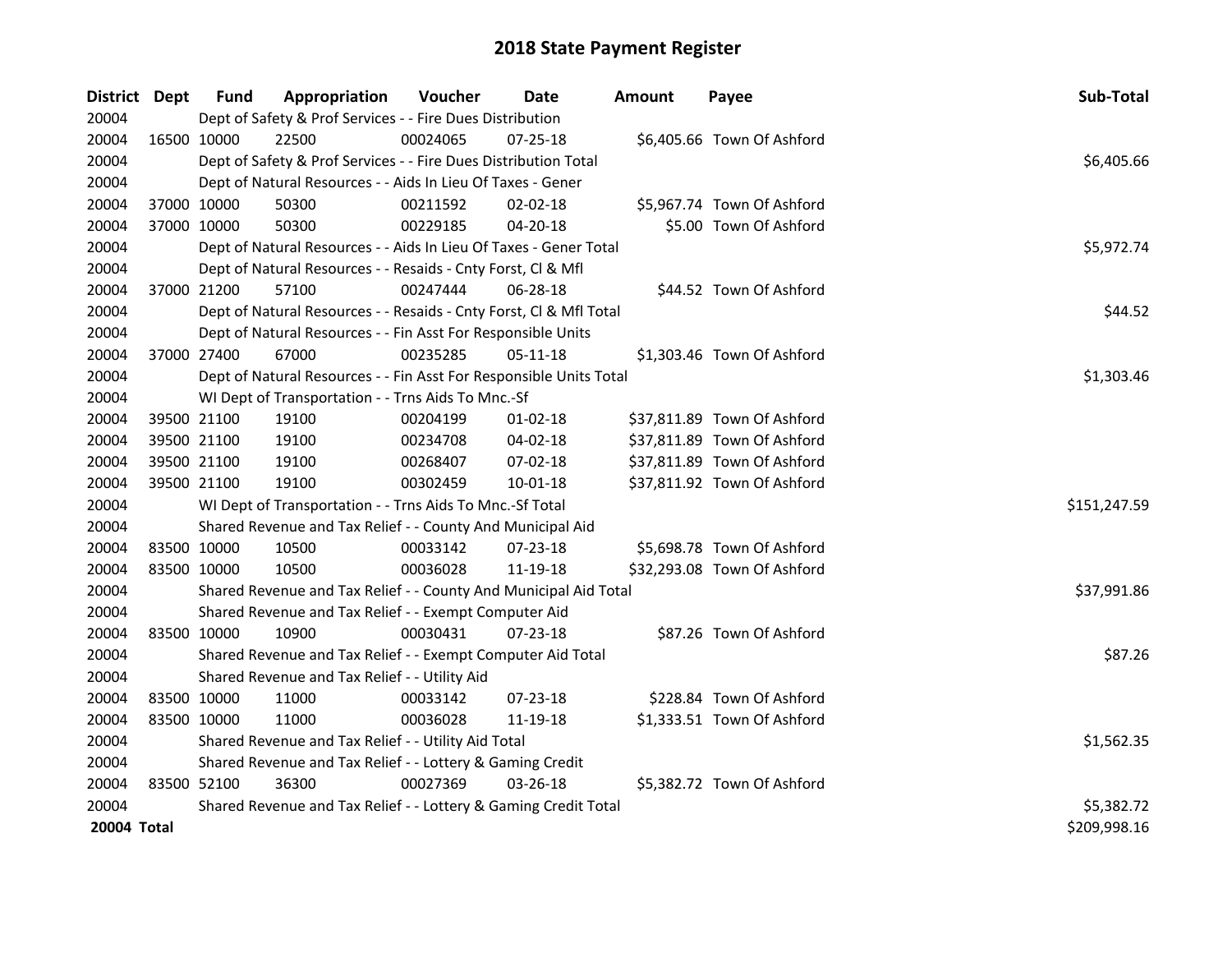# 2018 State Payment Register

| District | Dept | Fund | Appropriation | Voucher | Date | Amount | Payee | Sub-Total |
|---|---|---|---|---|---|---|---|---|
| 20004 | | Dept of Safety & Prof Services - - Fire Dues Distribution | | | | | | |
| 20004 | 16500 | 10000 | 22500 | 00024065 | 07-25-18 | $6,405.66 | Town Of Ashford | |
| 20004 | | Dept of Safety & Prof Services - - Fire Dues Distribution Total | | | | | | $6,405.66 |
| 20004 | | Dept of Natural Resources - - Aids In Lieu Of Taxes - Gener | | | | | | |
| 20004 | 37000 | 10000 | 50300 | 00211592 | 02-02-18 | $5,967.74 | Town Of Ashford | |
| 20004 | 37000 | 10000 | 50300 | 00229185 | 04-20-18 | $5.00 | Town Of Ashford | |
| 20004 | | Dept of Natural Resources - - Aids In Lieu Of Taxes - Gener Total | | | | | | $5,972.74 |
| 20004 | | Dept of Natural Resources - - Resaids - Cnty Forst, Cl & Mfl | | | | | | |
| 20004 | 37000 | 21200 | 57100 | 00247444 | 06-28-18 | $44.52 | Town Of Ashford | |
| 20004 | | Dept of Natural Resources - - Resaids - Cnty Forst, Cl & Mfl Total | | | | | | $44.52 |
| 20004 | | Dept of Natural Resources - - Fin Asst For Responsible Units | | | | | | |
| 20004 | 37000 | 27400 | 67000 | 00235285 | 05-11-18 | $1,303.46 | Town Of Ashford | |
| 20004 | | Dept of Natural Resources - - Fin Asst For Responsible Units Total | | | | | | $1,303.46 |
| 20004 | | WI Dept of Transportation - - Trns Aids To Mnc.-Sf | | | | | | |
| 20004 | 39500 | 21100 | 19100 | 00204199 | 01-02-18 | $37,811.89 | Town Of Ashford | |
| 20004 | 39500 | 21100 | 19100 | 00234708 | 04-02-18 | $37,811.89 | Town Of Ashford | |
| 20004 | 39500 | 21100 | 19100 | 00268407 | 07-02-18 | $37,811.89 | Town Of Ashford | |
| 20004 | 39500 | 21100 | 19100 | 00302459 | 10-01-18 | $37,811.92 | Town Of Ashford | |
| 20004 | | WI Dept of Transportation - - Trns Aids To Mnc.-Sf Total | | | | | | $151,247.59 |
| 20004 | | Shared Revenue and Tax Relief - - County And Municipal Aid | | | | | | |
| 20004 | 83500 | 10000 | 10500 | 00033142 | 07-23-18 | $5,698.78 | Town Of Ashford | |
| 20004 | 83500 | 10000 | 10500 | 00036028 | 11-19-18 | $32,293.08 | Town Of Ashford | |
| 20004 | | Shared Revenue and Tax Relief - - County And Municipal Aid Total | | | | | | $37,991.86 |
| 20004 | | Shared Revenue and Tax Relief - - Exempt Computer Aid | | | | | | |
| 20004 | 83500 | 10000 | 10900 | 00030431 | 07-23-18 | $87.26 | Town Of Ashford | |
| 20004 | | Shared Revenue and Tax Relief - - Exempt Computer Aid Total | | | | | | $87.26 |
| 20004 | | Shared Revenue and Tax Relief - - Utility Aid | | | | | | |
| 20004 | 83500 | 10000 | 11000 | 00033142 | 07-23-18 | $228.84 | Town Of Ashford | |
| 20004 | 83500 | 10000 | 11000 | 00036028 | 11-19-18 | $1,333.51 | Town Of Ashford | |
| 20004 | | Shared Revenue and Tax Relief - - Utility Aid Total | | | | | | $1,562.35 |
| 20004 | | Shared Revenue and Tax Relief - - Lottery & Gaming Credit | | | | | | |
| 20004 | 83500 | 52100 | 36300 | 00027369 | 03-26-18 | $5,382.72 | Town Of Ashford | |
| 20004 | | Shared Revenue and Tax Relief - - Lottery & Gaming Credit Total | | | | | | $5,382.72 |
| **20004 Total** | | | | | | | | $209,998.16 |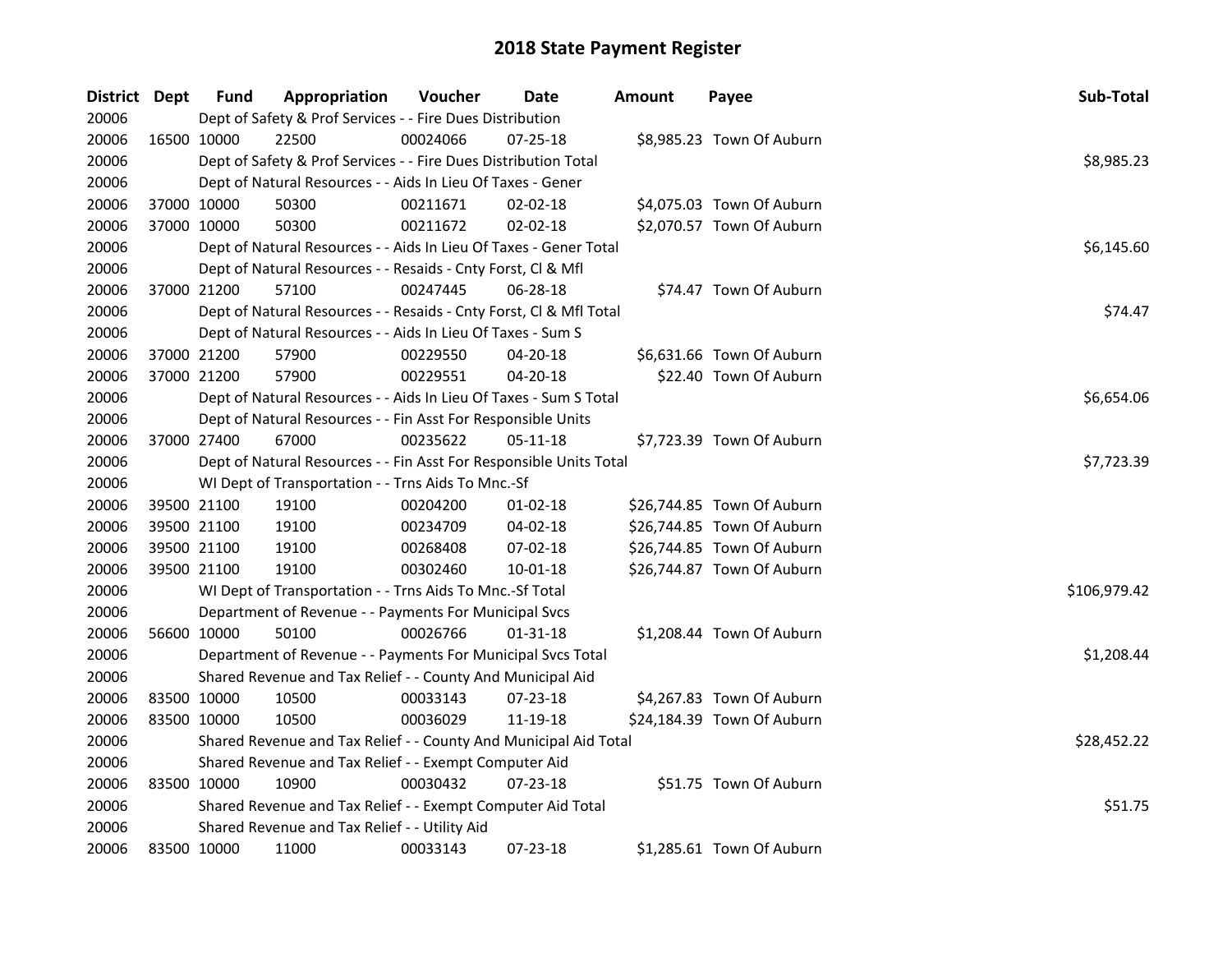# 2018 State Payment Register

| District | Dept | Fund | Appropriation | Voucher | Date | Amount | Payee | Sub-Total |
|---|---|---|---|---|---|---|---|---|
| 20006 | | Dept of Safety & Prof Services - - Fire Dues Distribution | | | | | | |
| 20006 | 16500 | 10000 | 22500 | 00024066 | 07-25-18 | $8,985.23 | Town Of Auburn | |
| 20006 | | Dept of Safety & Prof Services - - Fire Dues Distribution Total | | | | | | $8,985.23 |
| 20006 | | Dept of Natural Resources - - Aids In Lieu Of Taxes - Gener | | | | | | |
| 20006 | 37000 | 10000 | 50300 | 00211671 | 02-02-18 | $4,075.03 | Town Of Auburn | |
| 20006 | 37000 | 10000 | 50300 | 00211672 | 02-02-18 | $2,070.57 | Town Of Auburn | |
| 20006 | | Dept of Natural Resources - - Aids In Lieu Of Taxes - Gener Total | | | | | | $6,145.60 |
| 20006 | | Dept of Natural Resources - - Resaids - Cnty Forst, Cl & Mfl | | | | | | |
| 20006 | 37000 | 21200 | 57100 | 00247445 | 06-28-18 | $74.47 | Town Of Auburn | |
| 20006 | | Dept of Natural Resources - - Resaids - Cnty Forst, Cl & Mfl Total | | | | | | $74.47 |
| 20006 | | Dept of Natural Resources - - Aids In Lieu Of Taxes - Sum S | | | | | | |
| 20006 | 37000 | 21200 | 57900 | 00229550 | 04-20-18 | $6,631.66 | Town Of Auburn | |
| 20006 | 37000 | 21200 | 57900 | 00229551 | 04-20-18 | $22.40 | Town Of Auburn | |
| 20006 | | Dept of Natural Resources - - Aids In Lieu Of Taxes - Sum S Total | | | | | | $6,654.06 |
| 20006 | | Dept of Natural Resources - - Fin Asst For Responsible Units | | | | | | |
| 20006 | 37000 | 27400 | 67000 | 00235622 | 05-11-18 | $7,723.39 | Town Of Auburn | |
| 20006 | | Dept of Natural Resources - - Fin Asst For Responsible Units Total | | | | | | $7,723.39 |
| 20006 | | WI Dept of Transportation - - Trns Aids To Mnc.-Sf | | | | | | |
| 20006 | 39500 | 21100 | 19100 | 00204200 | 01-02-18 | $26,744.85 | Town Of Auburn | |
| 20006 | 39500 | 21100 | 19100 | 00234709 | 04-02-18 | $26,744.85 | Town Of Auburn | |
| 20006 | 39500 | 21100 | 19100 | 00268408 | 07-02-18 | $26,744.85 | Town Of Auburn | |
| 20006 | 39500 | 21100 | 19100 | 00302460 | 10-01-18 | $26,744.87 | Town Of Auburn | |
| 20006 | | WI Dept of Transportation - - Trns Aids To Mnc.-Sf Total | | | | | | $106,979.42 |
| 20006 | | Department of Revenue - - Payments For Municipal Svcs | | | | | | |
| 20006 | 56600 | 10000 | 50100 | 00026766 | 01-31-18 | $1,208.44 | Town Of Auburn | |
| 20006 | | Department of Revenue - - Payments For Municipal Svcs Total | | | | | | $1,208.44 |
| 20006 | | Shared Revenue and Tax Relief - - County And Municipal Aid | | | | | | |
| 20006 | 83500 | 10000 | 10500 | 00033143 | 07-23-18 | $4,267.83 | Town Of Auburn | |
| 20006 | 83500 | 10000 | 10500 | 00036029 | 11-19-18 | $24,184.39 | Town Of Auburn | |
| 20006 | | Shared Revenue and Tax Relief - - County And Municipal Aid Total | | | | | | $28,452.22 |
| 20006 | | Shared Revenue and Tax Relief - - Exempt Computer Aid | | | | | | |
| 20006 | 83500 | 10000 | 10900 | 00030432 | 07-23-18 | $51.75 | Town Of Auburn | |
| 20006 | | Shared Revenue and Tax Relief - - Exempt Computer Aid Total | | | | | | $51.75 |
| 20006 | | Shared Revenue and Tax Relief - - Utility Aid | | | | | | |
| 20006 | 83500 | 10000 | 11000 | 00033143 | 07-23-18 | $1,285.61 | Town Of Auburn | |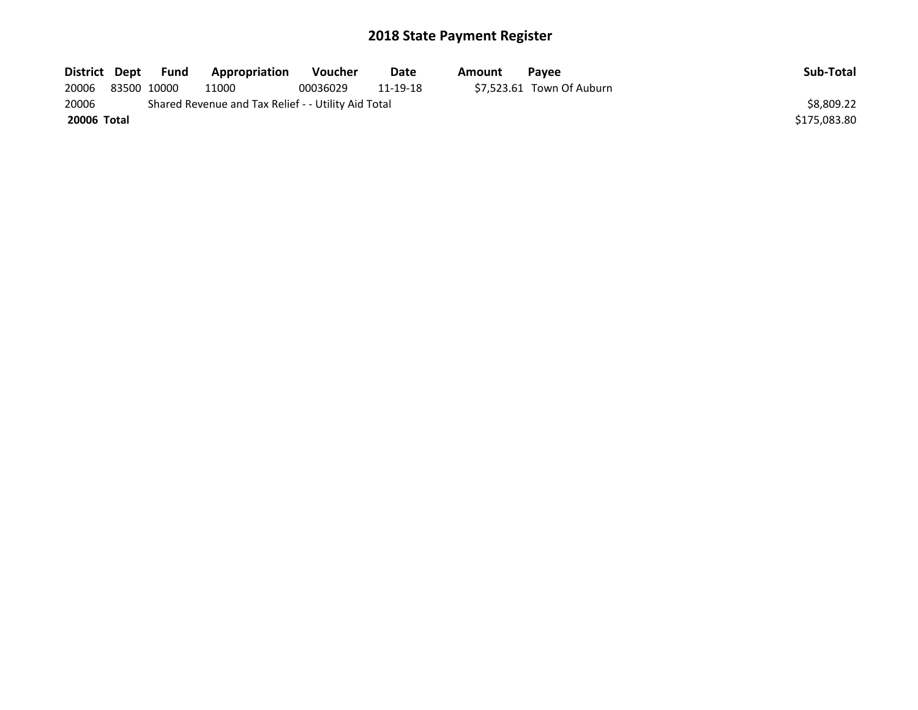## 2018 State Payment Register

| District | Dept | Fund | Appropriation | Voucher | Date | Amount | Payee | Sub-Total |
|---|---|---|---|---|---|---|---|---|
| 20006 | 83500 | 10000 | 11000 | 00036029 | 11-19-18 | $7,523.61 | Town Of Auburn | |
| 20006 | | Shared Revenue and Tax Relief - - Utility Aid Total | | | | | | $8,809.22 |
| **20006 Total** | | | | | | | | $175,083.80 |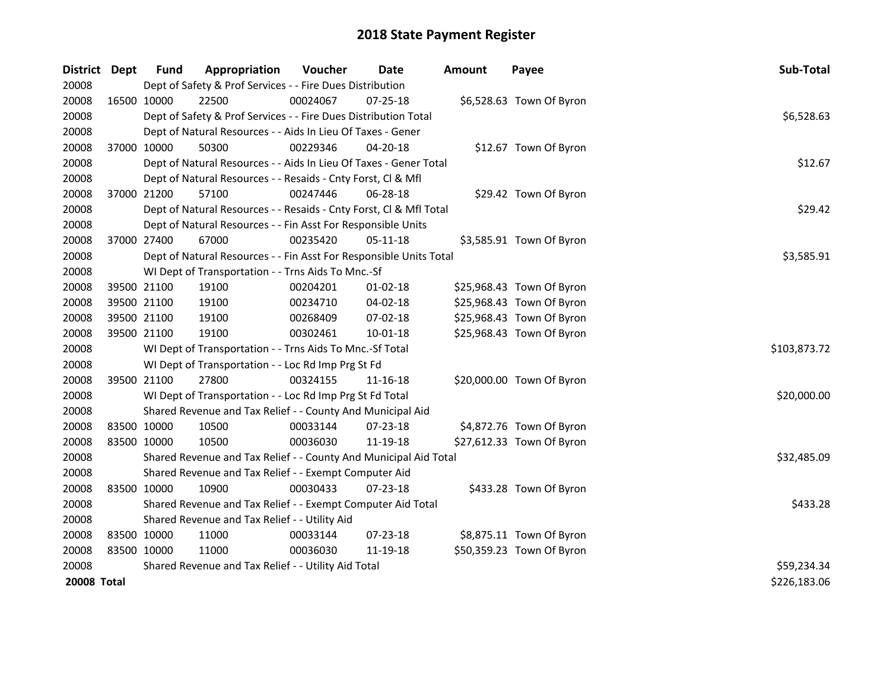# 2018 State Payment Register

| District | Dept | Fund | Appropriation | Voucher | Date | Amount | Payee | Sub-Total |
|---|---|---|---|---|---|---|---|---|
| 20008 | | Dept of Safety & Prof Services - - Fire Dues Distribution | | | | | | |
| 20008 | 16500 | 10000 | 22500 | 00024067 | 07-25-18 | $6,528.63 | Town Of Byron | |
| 20008 | | Dept of Safety & Prof Services - - Fire Dues Distribution Total | | | | | | $6,528.63 |
| 20008 | | Dept of Natural Resources - - Aids In Lieu Of Taxes - Gener | | | | | | |
| 20008 | 37000 | 10000 | 50300 | 00229346 | 04-20-18 | $12.67 | Town Of Byron | |
| 20008 | | Dept of Natural Resources - - Aids In Lieu Of Taxes - Gener Total | | | | | | $12.67 |
| 20008 | | Dept of Natural Resources - - Resaids - Cnty Forst, Cl & Mfl | | | | | | |
| 20008 | 37000 | 21200 | 57100 | 00247446 | 06-28-18 | $29.42 | Town Of Byron | |
| 20008 | | Dept of Natural Resources - - Resaids - Cnty Forst, Cl & Mfl Total | | | | | | $29.42 |
| 20008 | | Dept of Natural Resources - - Fin Asst For Responsible Units | | | | | | |
| 20008 | 37000 | 27400 | 67000 | 00235420 | 05-11-18 | $3,585.91 | Town Of Byron | |
| 20008 | | Dept of Natural Resources - - Fin Asst For Responsible Units Total | | | | | | $3,585.91 |
| 20008 | | WI Dept of Transportation - - Trns Aids To Mnc.-Sf | | | | | | |
| 20008 | 39500 | 21100 | 19100 | 00204201 | 01-02-18 | $25,968.43 | Town Of Byron | |
| 20008 | 39500 | 21100 | 19100 | 00234710 | 04-02-18 | $25,968.43 | Town Of Byron | |
| 20008 | 39500 | 21100 | 19100 | 00268409 | 07-02-18 | $25,968.43 | Town Of Byron | |
| 20008 | 39500 | 21100 | 19100 | 00302461 | 10-01-18 | $25,968.43 | Town Of Byron | |
| 20008 | | WI Dept of Transportation - - Trns Aids To Mnc.-Sf Total | | | | | | $103,873.72 |
| 20008 | | WI Dept of Transportation - - Loc Rd Imp Prg St Fd | | | | | | |
| 20008 | 39500 | 21100 | 27800 | 00324155 | 11-16-18 | $20,000.00 | Town Of Byron | |
| 20008 | | WI Dept of Transportation - - Loc Rd Imp Prg St Fd Total | | | | | | $20,000.00 |
| 20008 | | Shared Revenue and Tax Relief - - County And Municipal Aid | | | | | | |
| 20008 | 83500 | 10000 | 10500 | 00033144 | 07-23-18 | $4,872.76 | Town Of Byron | |
| 20008 | 83500 | 10000 | 10500 | 00036030 | 11-19-18 | $27,612.33 | Town Of Byron | |
| 20008 | | Shared Revenue and Tax Relief - - County And Municipal Aid Total | | | | | | $32,485.09 |
| 20008 | | Shared Revenue and Tax Relief - - Exempt Computer Aid | | | | | | |
| 20008 | 83500 | 10000 | 10900 | 00030433 | 07-23-18 | $433.28 | Town Of Byron | |
| 20008 | | Shared Revenue and Tax Relief - - Exempt Computer Aid Total | | | | | | $433.28 |
| 20008 | | Shared Revenue and Tax Relief - - Utility Aid | | | | | | |
| 20008 | 83500 | 10000 | 11000 | 00033144 | 07-23-18 | $8,875.11 | Town Of Byron | |
| 20008 | 83500 | 10000 | 11000 | 00036030 | 11-19-18 | $50,359.23 | Town Of Byron | |
| 20008 | | Shared Revenue and Tax Relief - - Utility Aid Total | | | | | | $59,234.34 |
| **20008 Total** | | | | | | | | $226,183.06 |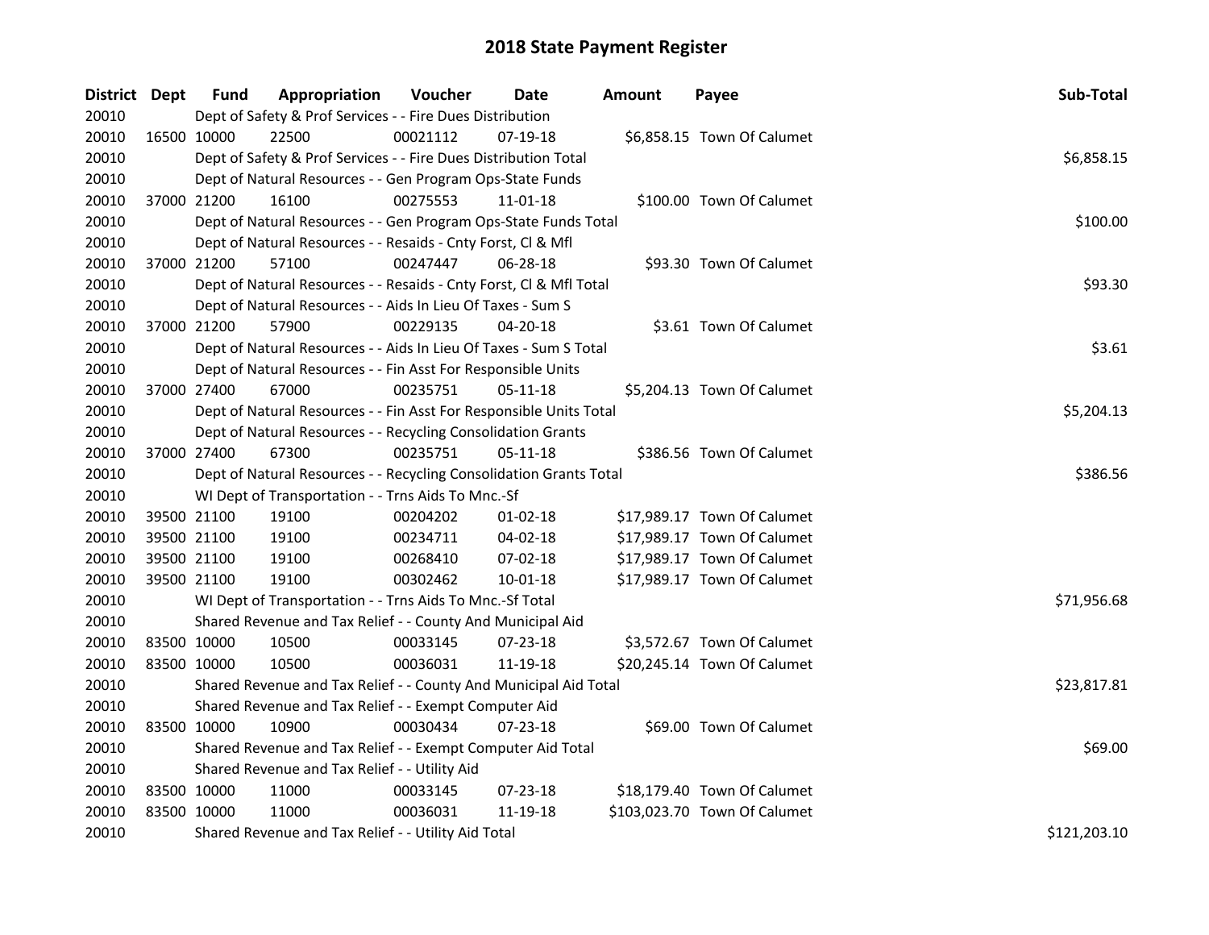# 2018 State Payment Register

| District | Dept | Fund | Appropriation | Voucher | Date | Amount | Payee | Sub-Total |
|---|---|---|---|---|---|---|---|---|
| 20010 | | Dept of Safety & Prof Services - - Fire Dues Distribution | | | | | | |
| 20010 | 16500 | 10000 | 22500 | 00021112 | 07-19-18 | $6,858.15 | Town Of Calumet | |
| 20010 | | Dept of Safety & Prof Services - - Fire Dues Distribution Total | | | | | | $6,858.15 |
| 20010 | | Dept of Natural Resources - - Gen Program Ops-State Funds | | | | | | |
| 20010 | 37000 | 21200 | 16100 | 00275553 | 11-01-18 | $100.00 | Town Of Calumet | |
| 20010 | | Dept of Natural Resources - - Gen Program Ops-State Funds Total | | | | | | $100.00 |
| 20010 | | Dept of Natural Resources - - Resaids - Cnty Forst, Cl & Mfl | | | | | | |
| 20010 | 37000 | 21200 | 57100 | 00247447 | 06-28-18 | $93.30 | Town Of Calumet | |
| 20010 | | Dept of Natural Resources - - Resaids - Cnty Forst, Cl & Mfl Total | | | | | | $93.30 |
| 20010 | | Dept of Natural Resources - - Aids In Lieu Of Taxes - Sum S | | | | | | |
| 20010 | 37000 | 21200 | 57900 | 00229135 | 04-20-18 | $3.61 | Town Of Calumet | |
| 20010 | | Dept of Natural Resources - - Aids In Lieu Of Taxes - Sum S Total | | | | | | $3.61 |
| 20010 | | Dept of Natural Resources - - Fin Asst For Responsible Units | | | | | | |
| 20010 | 37000 | 27400 | 67000 | 00235751 | 05-11-18 | $5,204.13 | Town Of Calumet | |
| 20010 | | Dept of Natural Resources - - Fin Asst For Responsible Units Total | | | | | | $5,204.13 |
| 20010 | | Dept of Natural Resources - - Recycling Consolidation Grants | | | | | | |
| 20010 | 37000 | 27400 | 67300 | 00235751 | 05-11-18 | $386.56 | Town Of Calumet | |
| 20010 | | Dept of Natural Resources - - Recycling Consolidation Grants Total | | | | | | $386.56 |
| 20010 | | WI Dept of Transportation - - Trns Aids To Mnc.-Sf | | | | | | |
| 20010 | 39500 | 21100 | 19100 | 00204202 | 01-02-18 | $17,989.17 | Town Of Calumet | |
| 20010 | 39500 | 21100 | 19100 | 00234711 | 04-02-18 | $17,989.17 | Town Of Calumet | |
| 20010 | 39500 | 21100 | 19100 | 00268410 | 07-02-18 | $17,989.17 | Town Of Calumet | |
| 20010 | 39500 | 21100 | 19100 | 00302462 | 10-01-18 | $17,989.17 | Town Of Calumet | |
| 20010 | | WI Dept of Transportation - - Trns Aids To Mnc.-Sf Total | | | | | | $71,956.68 |
| 20010 | | Shared Revenue and Tax Relief - - County And Municipal Aid | | | | | | |
| 20010 | 83500 | 10000 | 10500 | 00033145 | 07-23-18 | $3,572.67 | Town Of Calumet | |
| 20010 | 83500 | 10000 | 10500 | 00036031 | 11-19-18 | $20,245.14 | Town Of Calumet | |
| 20010 | | Shared Revenue and Tax Relief - - County And Municipal Aid Total | | | | | | $23,817.81 |
| 20010 | | Shared Revenue and Tax Relief - - Exempt Computer Aid | | | | | | |
| 20010 | 83500 | 10000 | 10900 | 00030434 | 07-23-18 | $69.00 | Town Of Calumet | |
| 20010 | | Shared Revenue and Tax Relief - - Exempt Computer Aid Total | | | | | | $69.00 |
| 20010 | | Shared Revenue and Tax Relief - - Utility Aid | | | | | | |
| 20010 | 83500 | 10000 | 11000 | 00033145 | 07-23-18 | $18,179.40 | Town Of Calumet | |
| 20010 | 83500 | 10000 | 11000 | 00036031 | 11-19-18 | $103,023.70 | Town Of Calumet | |
| 20010 | | Shared Revenue and Tax Relief - - Utility Aid Total | | | | | | $121,203.10 |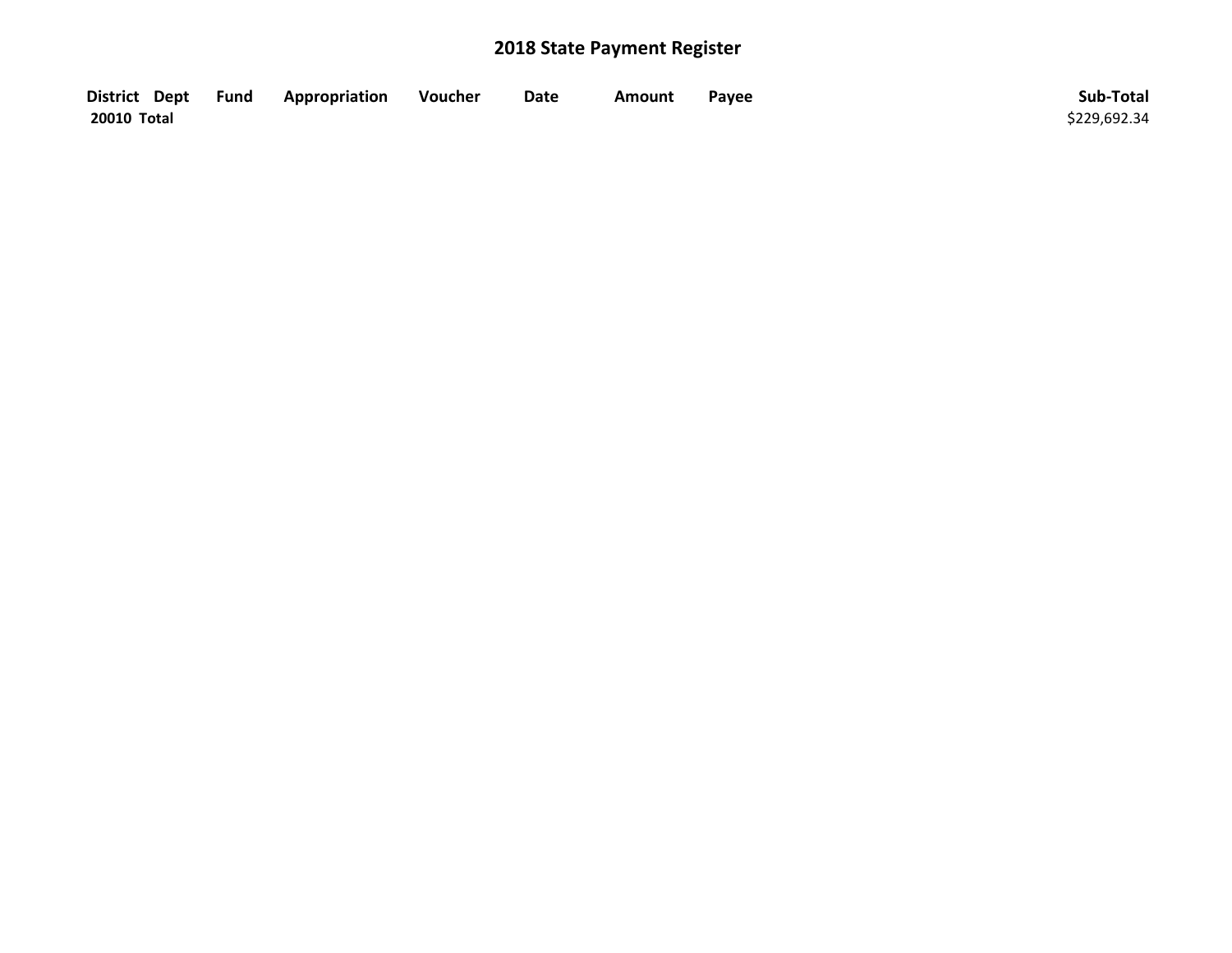# 2018 State Payment Register

| District | Dept | Fund | Appropriation | Voucher | Date | Amount | Payee | Sub-Total |
|---|---|---|---|---|---|---|---|---|
| **20010 Total** | | | | | | | | $229,692.34 |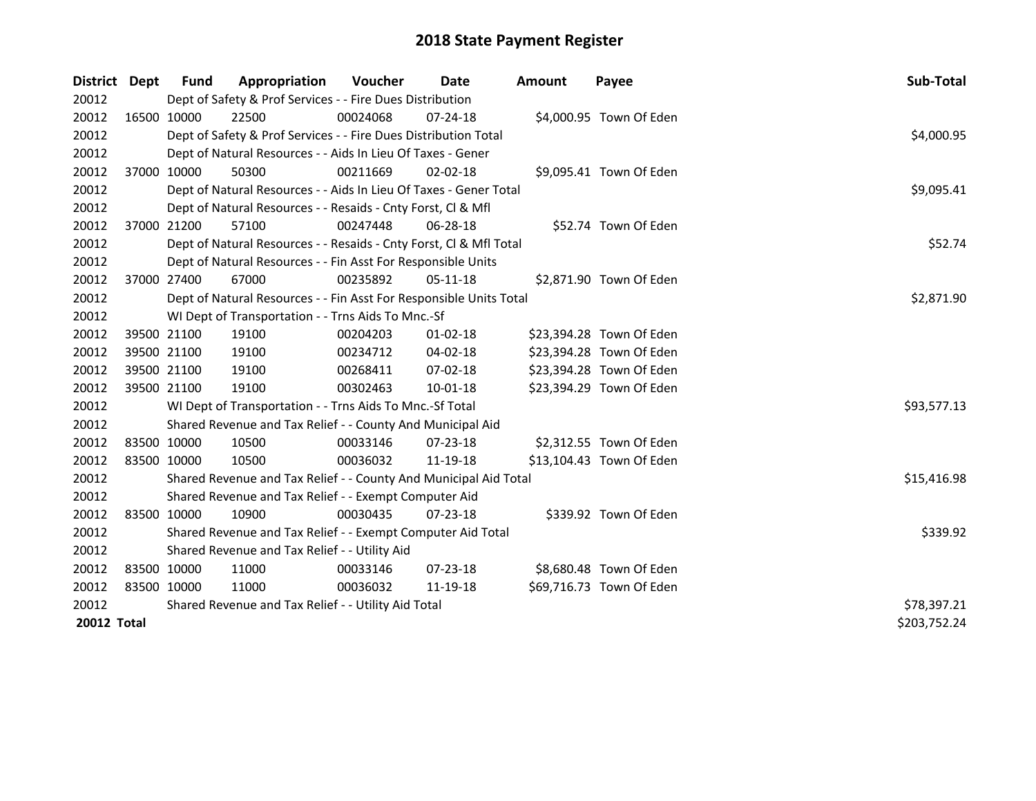# 2018 State Payment Register

| District | Dept | Fund | Appropriation | Voucher | Date | Amount | Payee | Sub-Total |
|---|---|---|---|---|---|---|---|---|
| 20012 | | Dept of Safety & Prof Services - - Fire Dues Distribution | | | | | | |
| 20012 | 16500 | 10000 | 22500 | 00024068 | 07-24-18 | $4,000.95 | Town Of Eden | |
| 20012 | | Dept of Safety & Prof Services - - Fire Dues Distribution Total | | | | | | $4,000.95 |
| 20012 | | Dept of Natural Resources - - Aids In Lieu Of Taxes - Gener | | | | | | |
| 20012 | 37000 | 10000 | 50300 | 00211669 | 02-02-18 | $9,095.41 | Town Of Eden | |
| 20012 | | Dept of Natural Resources - - Aids In Lieu Of Taxes - Gener Total | | | | | | $9,095.41 |
| 20012 | | Dept of Natural Resources - - Resaids - Cnty Forst, Cl & Mfl | | | | | | |
| 20012 | 37000 | 21200 | 57100 | 00247448 | 06-28-18 | $52.74 | Town Of Eden | |
| 20012 | | Dept of Natural Resources - - Resaids - Cnty Forst, Cl & Mfl Total | | | | | | $52.74 |
| 20012 | | Dept of Natural Resources - - Fin Asst For Responsible Units | | | | | | |
| 20012 | 37000 | 27400 | 67000 | 00235892 | 05-11-18 | $2,871.90 | Town Of Eden | |
| 20012 | | Dept of Natural Resources - - Fin Asst For Responsible Units Total | | | | | | $2,871.90 |
| 20012 | | WI Dept of Transportation - - Trns Aids To Mnc.-Sf | | | | | | |
| 20012 | 39500 | 21100 | 19100 | 00204203 | 01-02-18 | $23,394.28 | Town Of Eden | |
| 20012 | 39500 | 21100 | 19100 | 00234712 | 04-02-18 | $23,394.28 | Town Of Eden | |
| 20012 | 39500 | 21100 | 19100 | 00268411 | 07-02-18 | $23,394.28 | Town Of Eden | |
| 20012 | 39500 | 21100 | 19100 | 00302463 | 10-01-18 | $23,394.29 | Town Of Eden | |
| 20012 | | WI Dept of Transportation - - Trns Aids To Mnc.-Sf Total | | | | | | $93,577.13 |
| 20012 | | Shared Revenue and Tax Relief - - County And Municipal Aid | | | | | | |
| 20012 | 83500 | 10000 | 10500 | 00033146 | 07-23-18 | $2,312.55 | Town Of Eden | |
| 20012 | 83500 | 10000 | 10500 | 00036032 | 11-19-18 | $13,104.43 | Town Of Eden | |
| 20012 | | Shared Revenue and Tax Relief - - County And Municipal Aid Total | | | | | | $15,416.98 |
| 20012 | | Shared Revenue and Tax Relief - - Exempt Computer Aid | | | | | | |
| 20012 | 83500 | 10000 | 10900 | 00030435 | 07-23-18 | $339.92 | Town Of Eden | |
| 20012 | | Shared Revenue and Tax Relief - - Exempt Computer Aid Total | | | | | | $339.92 |
| 20012 | | Shared Revenue and Tax Relief - - Utility Aid | | | | | | |
| 20012 | 83500 | 10000 | 11000 | 00033146 | 07-23-18 | $8,680.48 | Town Of Eden | |
| 20012 | 83500 | 10000 | 11000 | 00036032 | 11-19-18 | $69,716.73 | Town Of Eden | |
| 20012 | | Shared Revenue and Tax Relief - - Utility Aid Total | | | | | | $78,397.21 |
| **20012 Total** | | | | | | | | $203,752.24 |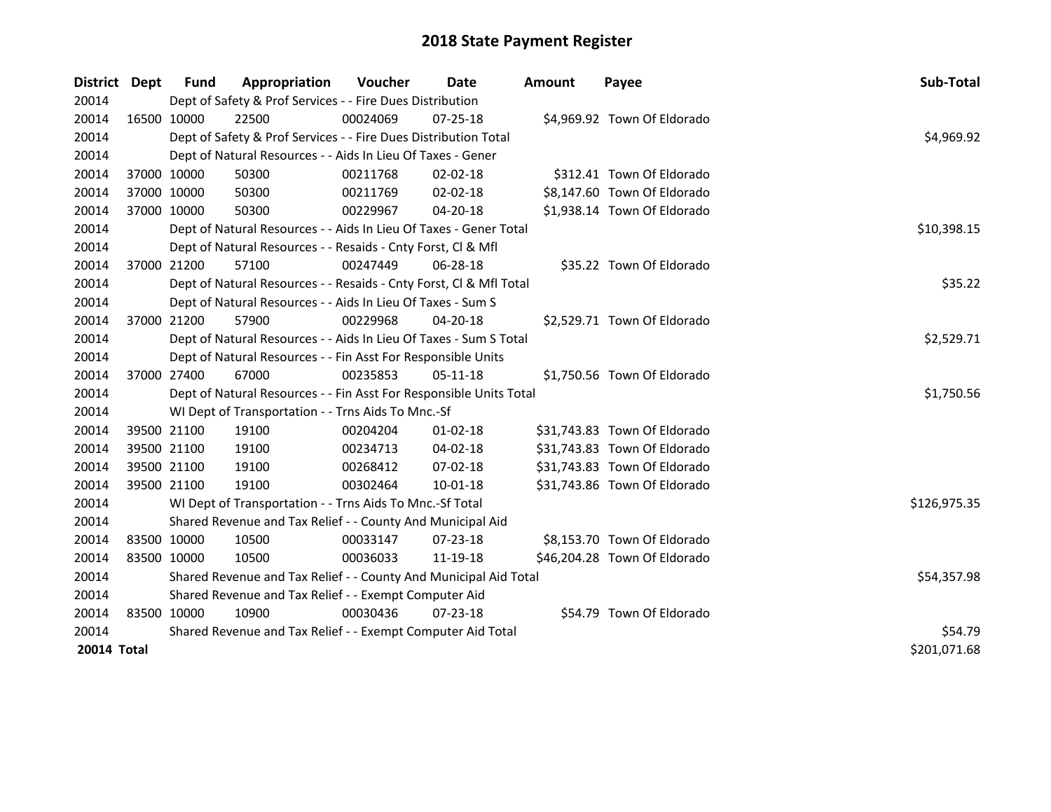# 2018 State Payment Register

| District | Dept | Fund | Appropriation | Voucher | Date | Amount | Payee | Sub-Total |
|---|---|---|---|---|---|---|---|---|
| 20014 | | Dept of Safety & Prof Services - - Fire Dues Distribution | | | | | | |
| 20014 | 16500 | 10000 | 22500 | 00024069 | 07-25-18 | $4,969.92 | Town Of Eldorado | |
| 20014 | | Dept of Safety & Prof Services - - Fire Dues Distribution Total | | | | | | $4,969.92 |
| 20014 | | Dept of Natural Resources - - Aids In Lieu Of Taxes - Gener | | | | | | |
| 20014 | 37000 | 10000 | 50300 | 00211768 | 02-02-18 | $312.41 | Town Of Eldorado | |
| 20014 | 37000 | 10000 | 50300 | 00211769 | 02-02-18 | $8,147.60 | Town Of Eldorado | |
| 20014 | 37000 | 10000 | 50300 | 00229967 | 04-20-18 | $1,938.14 | Town Of Eldorado | |
| 20014 | | Dept of Natural Resources - - Aids In Lieu Of Taxes - Gener Total | | | | | | $10,398.15 |
| 20014 | | Dept of Natural Resources - - Resaids - Cnty Forst, Cl & Mfl | | | | | | |
| 20014 | 37000 | 21200 | 57100 | 00247449 | 06-28-18 | $35.22 | Town Of Eldorado | |
| 20014 | | Dept of Natural Resources - - Resaids - Cnty Forst, Cl & Mfl Total | | | | | | $35.22 |
| 20014 | | Dept of Natural Resources - - Aids In Lieu Of Taxes - Sum S | | | | | | |
| 20014 | 37000 | 21200 | 57900 | 00229968 | 04-20-18 | $2,529.71 | Town Of Eldorado | |
| 20014 | | Dept of Natural Resources - - Aids In Lieu Of Taxes - Sum S Total | | | | | | $2,529.71 |
| 20014 | | Dept of Natural Resources - - Fin Asst For Responsible Units | | | | | | |
| 20014 | 37000 | 27400 | 67000 | 00235853 | 05-11-18 | $1,750.56 | Town Of Eldorado | |
| 20014 | | Dept of Natural Resources - - Fin Asst For Responsible Units Total | | | | | | $1,750.56 |
| 20014 | | WI Dept of Transportation - - Trns Aids To Mnc.-Sf | | | | | | |
| 20014 | 39500 | 21100 | 19100 | 00204204 | 01-02-18 | $31,743.83 | Town Of Eldorado | |
| 20014 | 39500 | 21100 | 19100 | 00234713 | 04-02-18 | $31,743.83 | Town Of Eldorado | |
| 20014 | 39500 | 21100 | 19100 | 00268412 | 07-02-18 | $31,743.83 | Town Of Eldorado | |
| 20014 | 39500 | 21100 | 19100 | 00302464 | 10-01-18 | $31,743.86 | Town Of Eldorado | |
| 20014 | | WI Dept of Transportation - - Trns Aids To Mnc.-Sf Total | | | | | | $126,975.35 |
| 20014 | | Shared Revenue and Tax Relief - - County And Municipal Aid | | | | | | |
| 20014 | 83500 | 10000 | 10500 | 00033147 | 07-23-18 | $8,153.70 | Town Of Eldorado | |
| 20014 | 83500 | 10000 | 10500 | 00036033 | 11-19-18 | $46,204.28 | Town Of Eldorado | |
| 20014 | | Shared Revenue and Tax Relief - - County And Municipal Aid Total | | | | | | $54,357.98 |
| 20014 | | Shared Revenue and Tax Relief - - Exempt Computer Aid | | | | | | |
| 20014 | 83500 | 10000 | 10900 | 00030436 | 07-23-18 | $54.79 | Town Of Eldorado | |
| 20014 | | Shared Revenue and Tax Relief - - Exempt Computer Aid Total | | | | | | $54.79 |
| **20014 Total** | | | | | | | | $201,071.68 |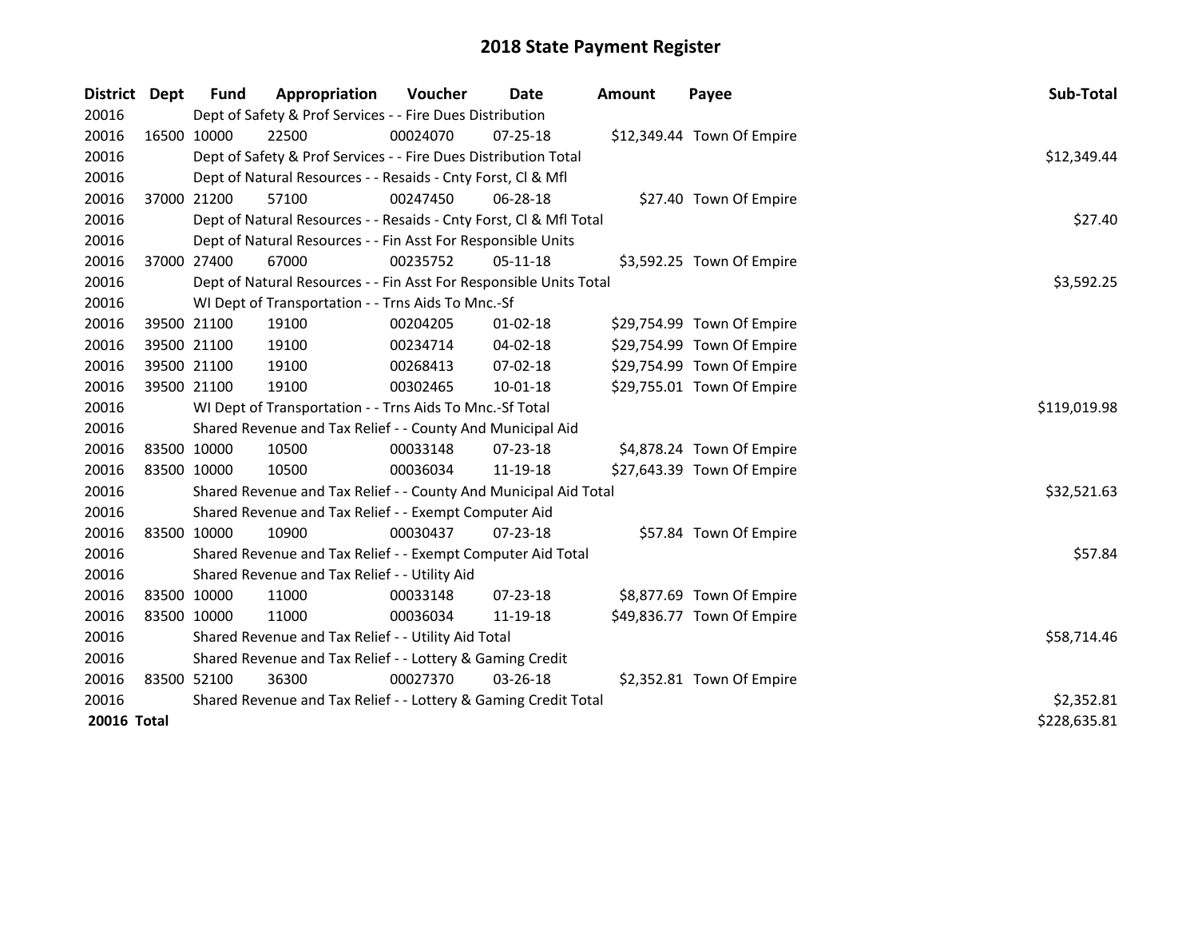# 2018 State Payment Register

| District | Dept | Fund | Appropriation | Voucher | Date | Amount | Payee | Sub-Total |
|---|---|---|---|---|---|---|---|---|
| 20016 | | Dept of Safety & Prof Services - - Fire Dues Distribution | | | | | | |
| 20016 | 16500 | 10000 | 22500 | 00024070 | 07-25-18 | $12,349.44 | Town Of Empire | |
| 20016 | | Dept of Safety & Prof Services - - Fire Dues Distribution Total | | | | | | $12,349.44 |
| 20016 | | Dept of Natural Resources - - Resaids - Cnty Forst, Cl & Mfl | | | | | | |
| 20016 | 37000 | 21200 | 57100 | 00247450 | 06-28-18 | $27.40 | Town Of Empire | |
| 20016 | | Dept of Natural Resources - - Resaids - Cnty Forst, Cl & Mfl Total | | | | | | $27.40 |
| 20016 | | Dept of Natural Resources - - Fin Asst For Responsible Units | | | | | | |
| 20016 | 37000 | 27400 | 67000 | 00235752 | 05-11-18 | $3,592.25 | Town Of Empire | |
| 20016 | | Dept of Natural Resources - - Fin Asst For Responsible Units Total | | | | | | $3,592.25 |
| 20016 | | WI Dept of Transportation - - Trns Aids To Mnc.-Sf | | | | | | |
| 20016 | 39500 | 21100 | 19100 | 00204205 | 01-02-18 | $29,754.99 | Town Of Empire | |
| 20016 | 39500 | 21100 | 19100 | 00234714 | 04-02-18 | $29,754.99 | Town Of Empire | |
| 20016 | 39500 | 21100 | 19100 | 00268413 | 07-02-18 | $29,754.99 | Town Of Empire | |
| 20016 | 39500 | 21100 | 19100 | 00302465 | 10-01-18 | $29,755.01 | Town Of Empire | |
| 20016 | | WI Dept of Transportation - - Trns Aids To Mnc.-Sf Total | | | | | | $119,019.98 |
| 20016 | | Shared Revenue and Tax Relief - - County And Municipal Aid | | | | | | |
| 20016 | 83500 | 10000 | 10500 | 00033148 | 07-23-18 | $4,878.24 | Town Of Empire | |
| 20016 | 83500 | 10000 | 10500 | 00036034 | 11-19-18 | $27,643.39 | Town Of Empire | |
| 20016 | | Shared Revenue and Tax Relief - - County And Municipal Aid Total | | | | | | $32,521.63 |
| 20016 | | Shared Revenue and Tax Relief - - Exempt Computer Aid | | | | | | |
| 20016 | 83500 | 10000 | 10900 | 00030437 | 07-23-18 | $57.84 | Town Of Empire | |
| 20016 | | Shared Revenue and Tax Relief - - Exempt Computer Aid Total | | | | | | $57.84 |
| 20016 | | Shared Revenue and Tax Relief - - Utility Aid | | | | | | |
| 20016 | 83500 | 10000 | 11000 | 00033148 | 07-23-18 | $8,877.69 | Town Of Empire | |
| 20016 | 83500 | 10000 | 11000 | 00036034 | 11-19-18 | $49,836.77 | Town Of Empire | |
| 20016 | | Shared Revenue and Tax Relief - - Utility Aid Total | | | | | | $58,714.46 |
| 20016 | | Shared Revenue and Tax Relief - - Lottery & Gaming Credit | | | | | | |
| 20016 | 83500 | 52100 | 36300 | 00027370 | 03-26-18 | $2,352.81 | Town Of Empire | |
| 20016 | | Shared Revenue and Tax Relief - - Lottery & Gaming Credit Total | | | | | | $2,352.81 |
| **20016 Total** | | | | | | | | $228,635.81 |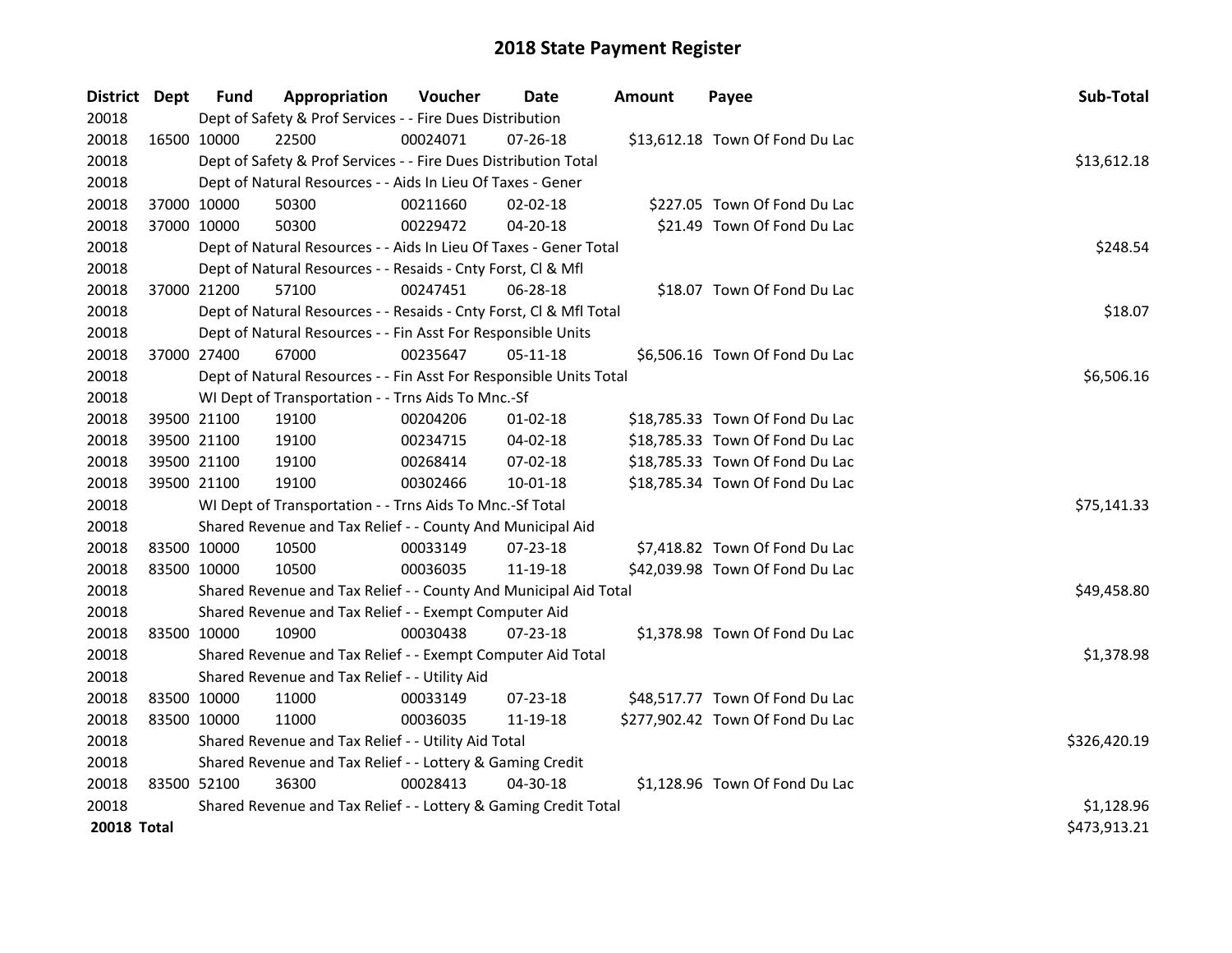# 2018 State Payment Register

| District | Dept | Fund | Appropriation | Voucher | Date | Amount | Payee | Sub-Total |
|---|---|---|---|---|---|---|---|---|
| 20018 | | Dept of Safety & Prof Services - - Fire Dues Distribution | | | | | | |
| 20018 | 16500 | 10000 | 22500 | 00024071 | 07-26-18 | $13,612.18 | Town Of Fond Du Lac | |
| 20018 | | Dept of Safety & Prof Services - - Fire Dues Distribution Total | | | | | | $13,612.18 |
| 20018 | | Dept of Natural Resources - - Aids In Lieu Of Taxes - Gener | | | | | | |
| 20018 | 37000 | 10000 | 50300 | 00211660 | 02-02-18 | $227.05 | Town Of Fond Du Lac | |
| 20018 | 37000 | 10000 | 50300 | 00229472 | 04-20-18 | $21.49 | Town Of Fond Du Lac | |
| 20018 | | Dept of Natural Resources - - Aids In Lieu Of Taxes - Gener Total | | | | | | $248.54 |
| 20018 | | Dept of Natural Resources - - Resaids - Cnty Forst, Cl & Mfl | | | | | | |
| 20018 | 37000 | 21200 | 57100 | 00247451 | 06-28-18 | $18.07 | Town Of Fond Du Lac | |
| 20018 | | Dept of Natural Resources - - Resaids - Cnty Forst, Cl & Mfl Total | | | | | | $18.07 |
| 20018 | | Dept of Natural Resources - - Fin Asst For Responsible Units | | | | | | |
| 20018 | 37000 | 27400 | 67000 | 00235647 | 05-11-18 | $6,506.16 | Town Of Fond Du Lac | |
| 20018 | | Dept of Natural Resources - - Fin Asst For Responsible Units Total | | | | | | $6,506.16 |
| 20018 | | WI Dept of Transportation - - Trns Aids To Mnc.-Sf | | | | | | |
| 20018 | 39500 | 21100 | 19100 | 00204206 | 01-02-18 | $18,785.33 | Town Of Fond Du Lac | |
| 20018 | 39500 | 21100 | 19100 | 00234715 | 04-02-18 | $18,785.33 | Town Of Fond Du Lac | |
| 20018 | 39500 | 21100 | 19100 | 00268414 | 07-02-18 | $18,785.33 | Town Of Fond Du Lac | |
| 20018 | 39500 | 21100 | 19100 | 00302466 | 10-01-18 | $18,785.34 | Town Of Fond Du Lac | |
| 20018 | | WI Dept of Transportation - - Trns Aids To Mnc.-Sf Total | | | | | | $75,141.33 |
| 20018 | | Shared Revenue and Tax Relief - - County And Municipal Aid | | | | | | |
| 20018 | 83500 | 10000 | 10500 | 00033149 | 07-23-18 | $7,418.82 | Town Of Fond Du Lac | |
| 20018 | 83500 | 10000 | 10500 | 00036035 | 11-19-18 | $42,039.98 | Town Of Fond Du Lac | |
| 20018 | | Shared Revenue and Tax Relief - - County And Municipal Aid Total | | | | | | $49,458.80 |
| 20018 | | Shared Revenue and Tax Relief - - Exempt Computer Aid | | | | | | |
| 20018 | 83500 | 10000 | 10900 | 00030438 | 07-23-18 | $1,378.98 | Town Of Fond Du Lac | |
| 20018 | | Shared Revenue and Tax Relief - - Exempt Computer Aid Total | | | | | | $1,378.98 |
| 20018 | | Shared Revenue and Tax Relief - - Utility Aid | | | | | | |
| 20018 | 83500 | 10000 | 11000 | 00033149 | 07-23-18 | $48,517.77 | Town Of Fond Du Lac | |
| 20018 | 83500 | 10000 | 11000 | 00036035 | 11-19-18 | $277,902.42 | Town Of Fond Du Lac | |
| 20018 | | Shared Revenue and Tax Relief - - Utility Aid Total | | | | | | $326,420.19 |
| 20018 | | Shared Revenue and Tax Relief - - Lottery & Gaming Credit | | | | | | |
| 20018 | 83500 | 52100 | 36300 | 00028413 | 04-30-18 | $1,128.96 | Town Of Fond Du Lac | |
| 20018 | | Shared Revenue and Tax Relief - - Lottery & Gaming Credit Total | | | | | | $1,128.96 |
| **20018 Total** | | | | | | | | $473,913.21 |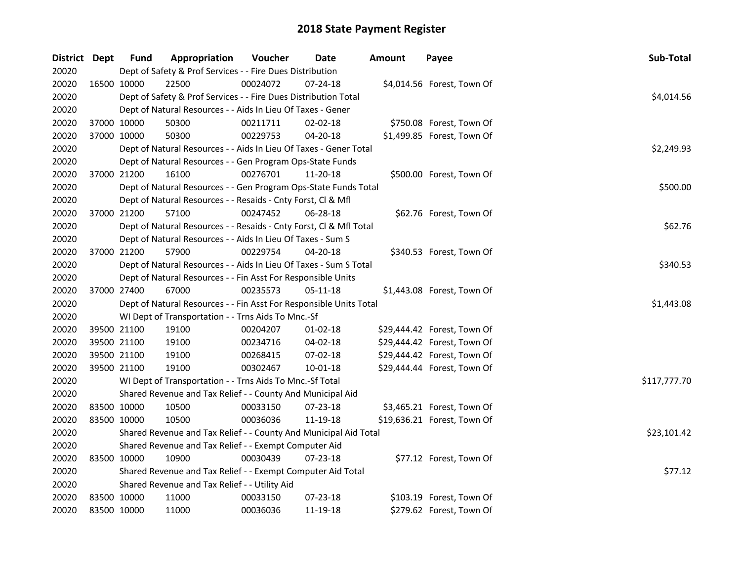# 2018 State Payment Register

| District | Dept | Fund | Appropriation | Voucher | Date | Amount | Payee | Sub-Total |
|---|---|---|---|---|---|---|---|---|
| 20020 | | Dept of Safety & Prof Services - - Fire Dues Distribution | | | | | | |
| 20020 | 16500 | 10000 | 22500 | 00024072 | 07-24-18 | $4,014.56 | Forest, Town Of | |
| 20020 | | Dept of Safety & Prof Services - - Fire Dues Distribution Total | | | | | | $4,014.56 |
| 20020 | | Dept of Natural Resources - - Aids In Lieu Of Taxes - Gener | | | | | | |
| 20020 | 37000 | 10000 | 50300 | 00211711 | 02-02-18 | $750.08 | Forest, Town Of | |
| 20020 | 37000 | 10000 | 50300 | 00229753 | 04-20-18 | $1,499.85 | Forest, Town Of | |
| 20020 | | Dept of Natural Resources - - Aids In Lieu Of Taxes - Gener Total | | | | | | $2,249.93 |
| 20020 | | Dept of Natural Resources - - Gen Program Ops-State Funds | | | | | | |
| 20020 | 37000 | 21200 | 16100 | 00276701 | 11-20-18 | $500.00 | Forest, Town Of | |
| 20020 | | Dept of Natural Resources - - Gen Program Ops-State Funds Total | | | | | | $500.00 |
| 20020 | | Dept of Natural Resources - - Resaids - Cnty Forst, Cl & Mfl | | | | | | |
| 20020 | 37000 | 21200 | 57100 | 00247452 | 06-28-18 | $62.76 | Forest, Town Of | |
| 20020 | | Dept of Natural Resources - - Resaids - Cnty Forst, Cl & Mfl Total | | | | | | $62.76 |
| 20020 | | Dept of Natural Resources - - Aids In Lieu Of Taxes - Sum S | | | | | | |
| 20020 | 37000 | 21200 | 57900 | 00229754 | 04-20-18 | $340.53 | Forest, Town Of | |
| 20020 | | Dept of Natural Resources - - Aids In Lieu Of Taxes - Sum S Total | | | | | | $340.53 |
| 20020 | | Dept of Natural Resources - - Fin Asst For Responsible Units | | | | | | |
| 20020 | 37000 | 27400 | 67000 | 00235573 | 05-11-18 | $1,443.08 | Forest, Town Of | |
| 20020 | | Dept of Natural Resources - - Fin Asst For Responsible Units Total | | | | | | $1,443.08 |
| 20020 | | WI Dept of Transportation - - Trns Aids To Mnc.-Sf | | | | | | |
| 20020 | 39500 | 21100 | 19100 | 00204207 | 01-02-18 | $29,444.42 | Forest, Town Of | |
| 20020 | 39500 | 21100 | 19100 | 00234716 | 04-02-18 | $29,444.42 | Forest, Town Of | |
| 20020 | 39500 | 21100 | 19100 | 00268415 | 07-02-18 | $29,444.42 | Forest, Town Of | |
| 20020 | 39500 | 21100 | 19100 | 00302467 | 10-01-18 | $29,444.44 | Forest, Town Of | |
| 20020 | | WI Dept of Transportation - - Trns Aids To Mnc.-Sf Total | | | | | | $117,777.70 |
| 20020 | | Shared Revenue and Tax Relief - - County And Municipal Aid | | | | | | |
| 20020 | 83500 | 10000 | 10500 | 00033150 | 07-23-18 | $3,465.21 | Forest, Town Of | |
| 20020 | 83500 | 10000 | 10500 | 00036036 | 11-19-18 | $19,636.21 | Forest, Town Of | |
| 20020 | | Shared Revenue and Tax Relief - - County And Municipal Aid Total | | | | | | $23,101.42 |
| 20020 | | Shared Revenue and Tax Relief - - Exempt Computer Aid | | | | | | |
| 20020 | 83500 | 10000 | 10900 | 00030439 | 07-23-18 | $77.12 | Forest, Town Of | |
| 20020 | | Shared Revenue and Tax Relief - - Exempt Computer Aid Total | | | | | | $77.12 |
| 20020 | | Shared Revenue and Tax Relief - - Utility Aid | | | | | | |
| 20020 | 83500 | 10000 | 11000 | 00033150 | 07-23-18 | $103.19 | Forest, Town Of | |
| 20020 | 83500 | 10000 | 11000 | 00036036 | 11-19-18 | $279.62 | Forest, Town Of | |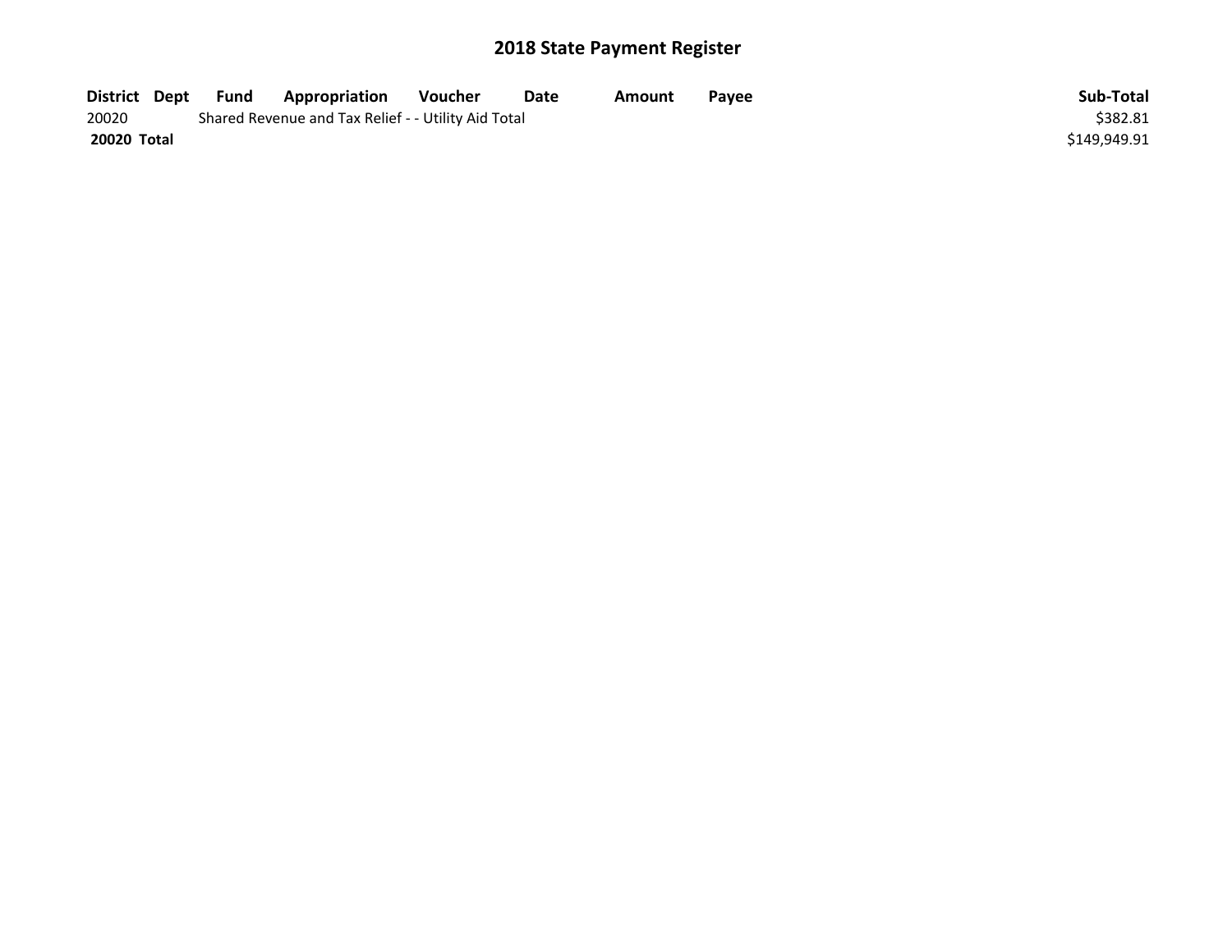# 2018 State Payment Register

| District | Dept | Fund | Appropriation | Voucher | Date | Amount | Payee | Sub-Total |
|---|---|---|---|---|---|---|---|---|
| 20020 | | Shared Revenue and Tax Relief - - Utility Aid Total | | | | | | $382.81 |
| **20020 Total** | | | | | | | | $149,949.91 |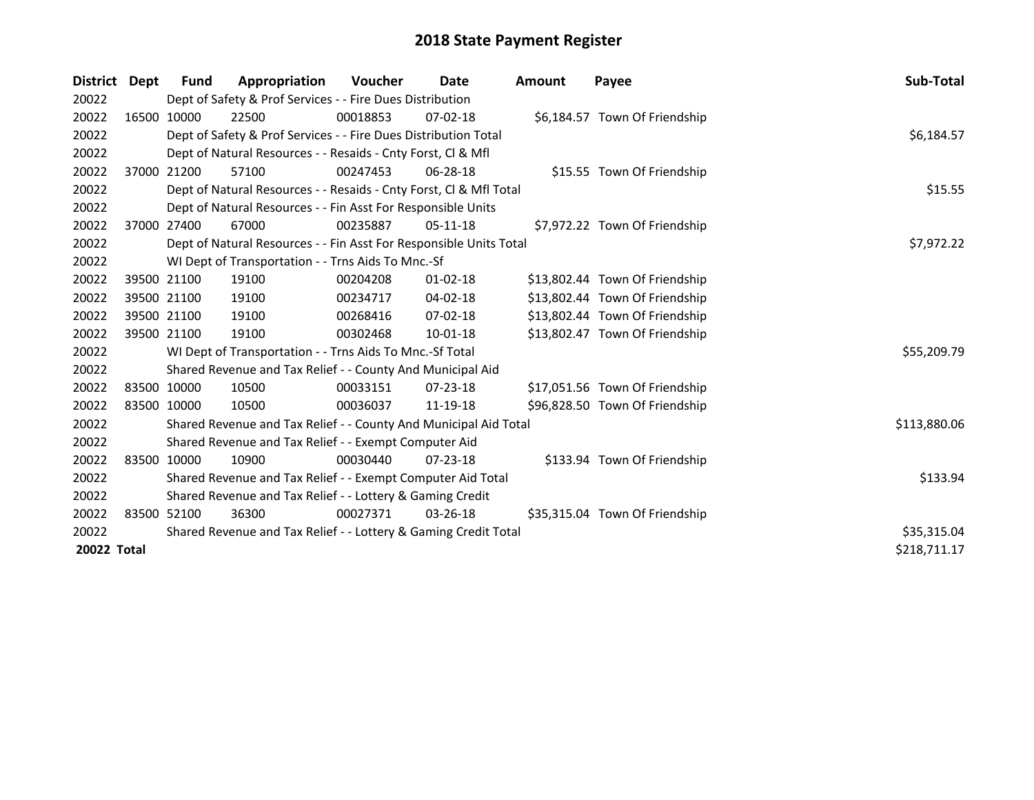# 2018 State Payment Register

| District | Dept | Fund | Appropriation | Voucher | Date | Amount | Payee | Sub-Total |
|---|---|---|---|---|---|---|---|---|
| 20022 | | Dept of Safety & Prof Services - - Fire Dues Distribution | | | | | | |
| 20022 | 16500 | 10000 | 22500 | 00018853 | 07-02-18 | $6,184.57 | Town Of Friendship | |
| 20022 | | Dept of Safety & Prof Services - - Fire Dues Distribution Total | | | | | | $6,184.57 |
| 20022 | | Dept of Natural Resources - - Resaids - Cnty Forst, Cl & Mfl | | | | | | |
| 20022 | 37000 | 21200 | 57100 | 00247453 | 06-28-18 | $15.55 | Town Of Friendship | |
| 20022 | | Dept of Natural Resources - - Resaids - Cnty Forst, Cl & Mfl Total | | | | | | $15.55 |
| 20022 | | Dept of Natural Resources - - Fin Asst For Responsible Units | | | | | | |
| 20022 | 37000 | 27400 | 67000 | 00235887 | 05-11-18 | $7,972.22 | Town Of Friendship | |
| 20022 | | Dept of Natural Resources - - Fin Asst For Responsible Units Total | | | | | | $7,972.22 |
| 20022 | | WI Dept of Transportation - - Trns Aids To Mnc.-Sf | | | | | | |
| 20022 | 39500 | 21100 | 19100 | 00204208 | 01-02-18 | $13,802.44 | Town Of Friendship | |
| 20022 | 39500 | 21100 | 19100 | 00234717 | 04-02-18 | $13,802.44 | Town Of Friendship | |
| 20022 | 39500 | 21100 | 19100 | 00268416 | 07-02-18 | $13,802.44 | Town Of Friendship | |
| 20022 | 39500 | 21100 | 19100 | 00302468 | 10-01-18 | $13,802.47 | Town Of Friendship | |
| 20022 | | WI Dept of Transportation - - Trns Aids To Mnc.-Sf Total | | | | | | $55,209.79 |
| 20022 | | Shared Revenue and Tax Relief - - County And Municipal Aid | | | | | | |
| 20022 | 83500 | 10000 | 10500 | 00033151 | 07-23-18 | $17,051.56 | Town Of Friendship | |
| 20022 | 83500 | 10000 | 10500 | 00036037 | 11-19-18 | $96,828.50 | Town Of Friendship | |
| 20022 | | Shared Revenue and Tax Relief - - County And Municipal Aid Total | | | | | | $113,880.06 |
| 20022 | | Shared Revenue and Tax Relief - - Exempt Computer Aid | | | | | | |
| 20022 | 83500 | 10000 | 10900 | 00030440 | 07-23-18 | $133.94 | Town Of Friendship | |
| 20022 | | Shared Revenue and Tax Relief - - Exempt Computer Aid Total | | | | | | $133.94 |
| 20022 | | Shared Revenue and Tax Relief - - Lottery & Gaming Credit | | | | | | |
| 20022 | 83500 | 52100 | 36300 | 00027371 | 03-26-18 | $35,315.04 | Town Of Friendship | |
| 20022 | | Shared Revenue and Tax Relief - - Lottery & Gaming Credit Total | | | | | | $35,315.04 |
| **20022 Total** | | | | | | | | $218,711.17 |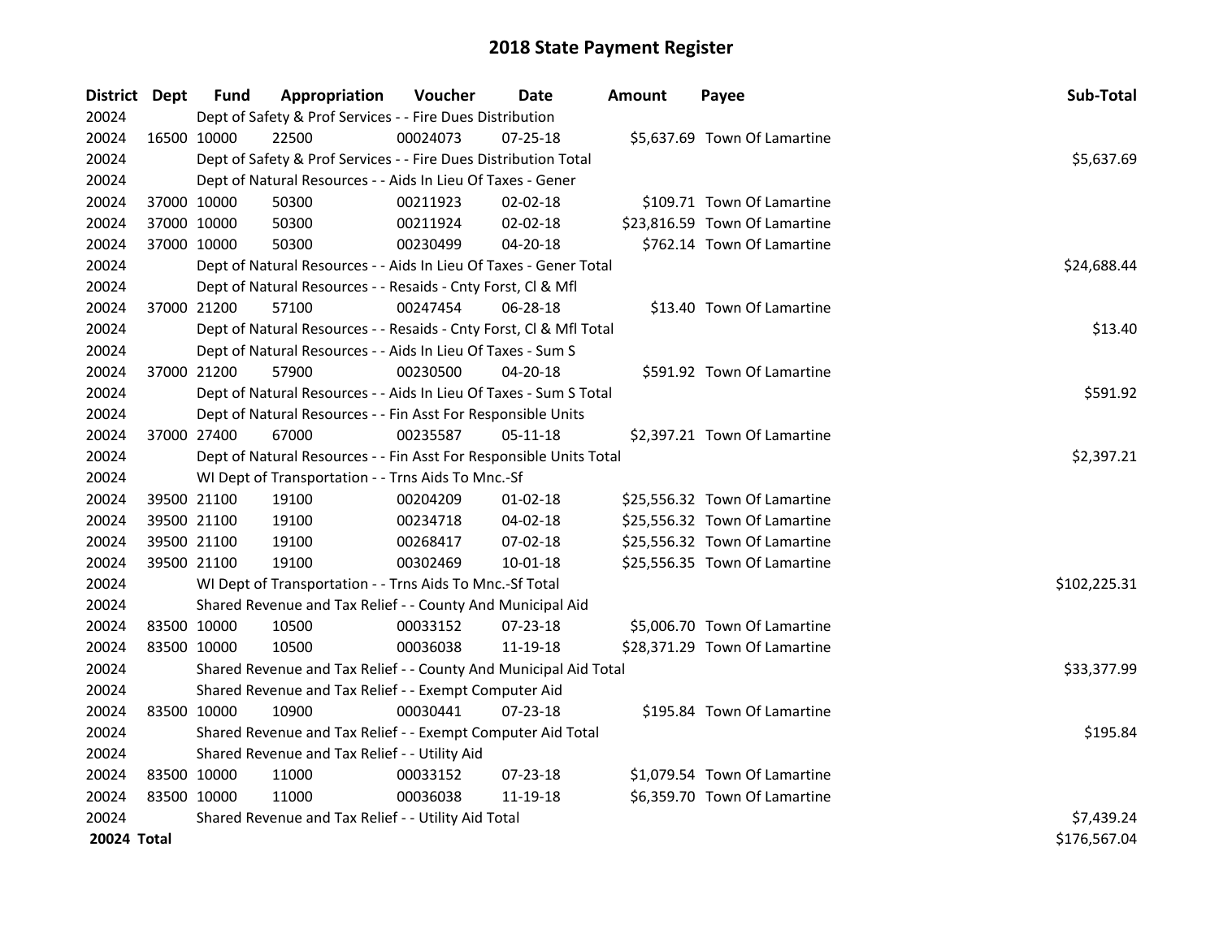# 2018 State Payment Register

| District | Dept | Fund | Appropriation | Voucher | Date | Amount | Payee | Sub-Total |
|---|---|---|---|---|---|---|---|---|
| 20024 | Dept of Safety & Prof Services - - Fire Dues Distribution | | | | | | | |
| 20024 | 16500 | 10000 | 22500 | 00024073 | 07-25-18 | $5,637.69 | Town Of Lamartine | |
| 20024 | Dept of Safety & Prof Services - - Fire Dues Distribution Total | | | | | | | $5,637.69 |
| 20024 | Dept of Natural Resources - - Aids In Lieu Of Taxes - Gener | | | | | | | |
| 20024 | 37000 | 10000 | 50300 | 00211923 | 02-02-18 | $109.71 | Town Of Lamartine | |
| 20024 | 37000 | 10000 | 50300 | 00211924 | 02-02-18 | $23,816.59 | Town Of Lamartine | |
| 20024 | 37000 | 10000 | 50300 | 00230499 | 04-20-18 | $762.14 | Town Of Lamartine | |
| 20024 | Dept of Natural Resources - - Aids In Lieu Of Taxes - Gener Total | | | | | | | $24,688.44 |
| 20024 | Dept of Natural Resources - - Resaids - Cnty Forst, Cl & Mfl | | | | | | | |
| 20024 | 37000 | 21200 | 57100 | 00247454 | 06-28-18 | $13.40 | Town Of Lamartine | |
| 20024 | Dept of Natural Resources - - Resaids - Cnty Forst, Cl & Mfl Total | | | | | | | $13.40 |
| 20024 | Dept of Natural Resources - - Aids In Lieu Of Taxes - Sum S | | | | | | | |
| 20024 | 37000 | 21200 | 57900 | 00230500 | 04-20-18 | $591.92 | Town Of Lamartine | |
| 20024 | Dept of Natural Resources - - Aids In Lieu Of Taxes - Sum S Total | | | | | | | $591.92 |
| 20024 | Dept of Natural Resources - - Fin Asst For Responsible Units | | | | | | | |
| 20024 | 37000 | 27400 | 67000 | 00235587 | 05-11-18 | $2,397.21 | Town Of Lamartine | |
| 20024 | Dept of Natural Resources - - Fin Asst For Responsible Units Total | | | | | | | $2,397.21 |
| 20024 | WI Dept of Transportation - - Trns Aids To Mnc.-Sf | | | | | | | |
| 20024 | 39500 | 21100 | 19100 | 00204209 | 01-02-18 | $25,556.32 | Town Of Lamartine | |
| 20024 | 39500 | 21100 | 19100 | 00234718 | 04-02-18 | $25,556.32 | Town Of Lamartine | |
| 20024 | 39500 | 21100 | 19100 | 00268417 | 07-02-18 | $25,556.32 | Town Of Lamartine | |
| 20024 | 39500 | 21100 | 19100 | 00302469 | 10-01-18 | $25,556.35 | Town Of Lamartine | |
| 20024 | WI Dept of Transportation - - Trns Aids To Mnc.-Sf Total | | | | | | | $102,225.31 |
| 20024 | Shared Revenue and Tax Relief - - County And Municipal Aid | | | | | | | |
| 20024 | 83500 | 10000 | 10500 | 00033152 | 07-23-18 | $5,006.70 | Town Of Lamartine | |
| 20024 | 83500 | 10000 | 10500 | 00036038 | 11-19-18 | $28,371.29 | Town Of Lamartine | |
| 20024 | Shared Revenue and Tax Relief - - County And Municipal Aid Total | | | | | | | $33,377.99 |
| 20024 | Shared Revenue and Tax Relief - - Exempt Computer Aid | | | | | | | |
| 20024 | 83500 | 10000 | 10900 | 00030441 | 07-23-18 | $195.84 | Town Of Lamartine | |
| 20024 | Shared Revenue and Tax Relief - - Exempt Computer Aid Total | | | | | | | $195.84 |
| 20024 | Shared Revenue and Tax Relief - - Utility Aid | | | | | | | |
| 20024 | 83500 | 10000 | 11000 | 00033152 | 07-23-18 | $1,079.54 | Town Of Lamartine | |
| 20024 | 83500 | 10000 | 11000 | 00036038 | 11-19-18 | $6,359.70 | Town Of Lamartine | |
| 20024 | Shared Revenue and Tax Relief - - Utility Aid Total | | | | | | | $7,439.24 |
| **20024 Total** | | | | | | | | $176,567.04 |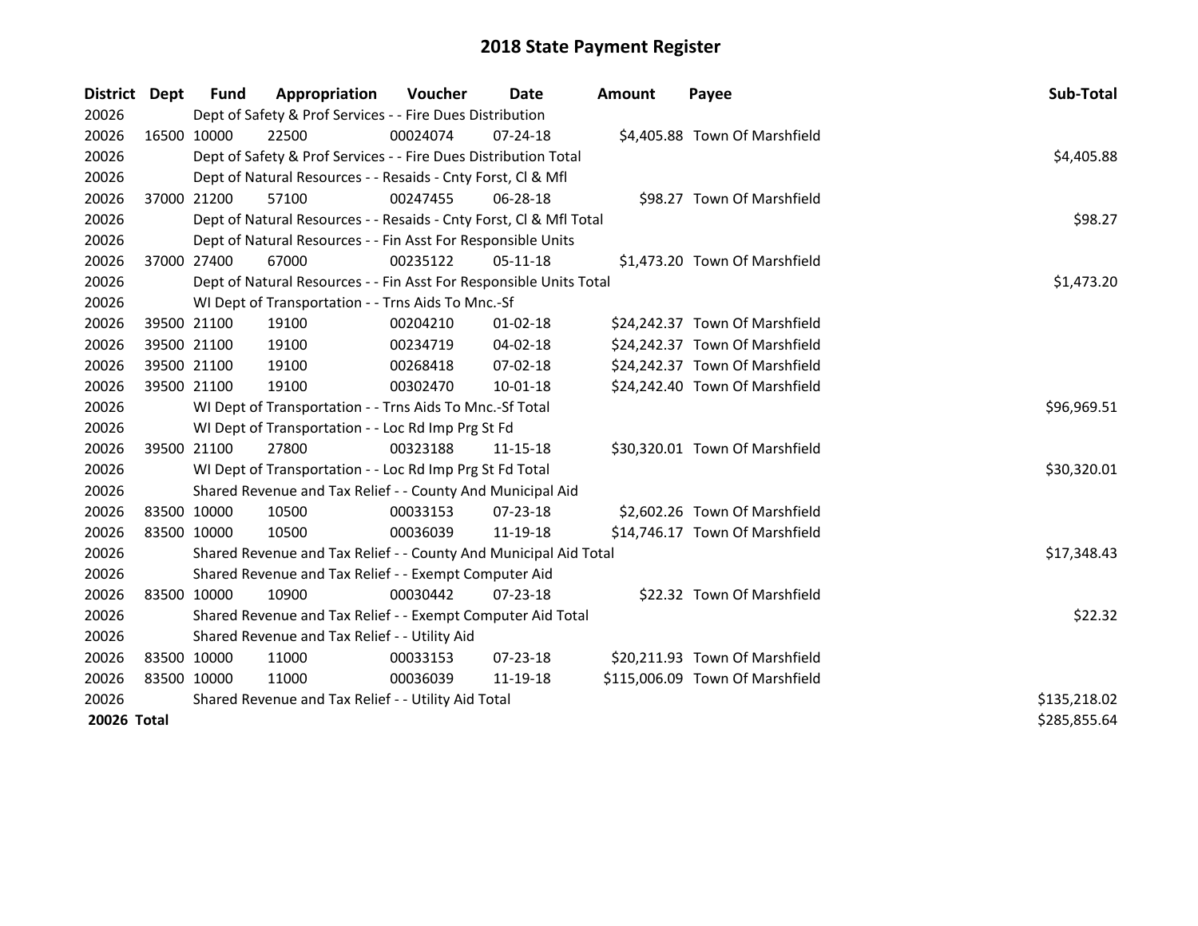# 2018 State Payment Register

| District | Dept | Fund | Appropriation | Voucher | Date | Amount | Payee | Sub-Total |
|---|---|---|---|---|---|---|---|---|
| 20026 | | Dept of Safety & Prof Services - - Fire Dues Distribution | | | | | | |
| 20026 | 16500 | 10000 | 22500 | 00024074 | 07-24-18 | $4,405.88 | Town Of Marshfield | |
| 20026 | | Dept of Safety & Prof Services - - Fire Dues Distribution Total | | | | | | $4,405.88 |
| 20026 | | Dept of Natural Resources - - Resaids - Cnty Forst, Cl & Mfl | | | | | | |
| 20026 | 37000 | 21200 | 57100 | 00247455 | 06-28-18 | $98.27 | Town Of Marshfield | |
| 20026 | | Dept of Natural Resources - - Resaids - Cnty Forst, Cl & Mfl Total | | | | | | $98.27 |
| 20026 | | Dept of Natural Resources - - Fin Asst For Responsible Units | | | | | | |
| 20026 | 37000 | 27400 | 67000 | 00235122 | 05-11-18 | $1,473.20 | Town Of Marshfield | |
| 20026 | | Dept of Natural Resources - - Fin Asst For Responsible Units Total | | | | | | $1,473.20 |
| 20026 | | WI Dept of Transportation - - Trns Aids To Mnc.-Sf | | | | | | |
| 20026 | 39500 | 21100 | 19100 | 00204210 | 01-02-18 | $24,242.37 | Town Of Marshfield | |
| 20026 | 39500 | 21100 | 19100 | 00234719 | 04-02-18 | $24,242.37 | Town Of Marshfield | |
| 20026 | 39500 | 21100 | 19100 | 00268418 | 07-02-18 | $24,242.37 | Town Of Marshfield | |
| 20026 | 39500 | 21100 | 19100 | 00302470 | 10-01-18 | $24,242.40 | Town Of Marshfield | |
| 20026 | | WI Dept of Transportation - - Trns Aids To Mnc.-Sf Total | | | | | | $96,969.51 |
| 20026 | | WI Dept of Transportation - - Loc Rd Imp Prg St Fd | | | | | | |
| 20026 | 39500 | 21100 | 27800 | 00323188 | 11-15-18 | $30,320.01 | Town Of Marshfield | |
| 20026 | | WI Dept of Transportation - - Loc Rd Imp Prg St Fd Total | | | | | | $30,320.01 |
| 20026 | | Shared Revenue and Tax Relief - - County And Municipal Aid | | | | | | |
| 20026 | 83500 | 10000 | 10500 | 00033153 | 07-23-18 | $2,602.26 | Town Of Marshfield | |
| 20026 | 83500 | 10000 | 10500 | 00036039 | 11-19-18 | $14,746.17 | Town Of Marshfield | |
| 20026 | | Shared Revenue and Tax Relief - - County And Municipal Aid Total | | | | | | $17,348.43 |
| 20026 | | Shared Revenue and Tax Relief - - Exempt Computer Aid | | | | | | |
| 20026 | 83500 | 10000 | 10900 | 00030442 | 07-23-18 | $22.32 | Town Of Marshfield | |
| 20026 | | Shared Revenue and Tax Relief - - Exempt Computer Aid Total | | | | | | $22.32 |
| 20026 | | Shared Revenue and Tax Relief - - Utility Aid | | | | | | |
| 20026 | 83500 | 10000 | 11000 | 00033153 | 07-23-18 | $20,211.93 | Town Of Marshfield | |
| 20026 | 83500 | 10000 | 11000 | 00036039 | 11-19-18 | $115,006.09 | Town Of Marshfield | |
| 20026 | | Shared Revenue and Tax Relief - - Utility Aid Total | | | | | | $135,218.02 |
| **20026 Total** | | | | | | | | $285,855.64 |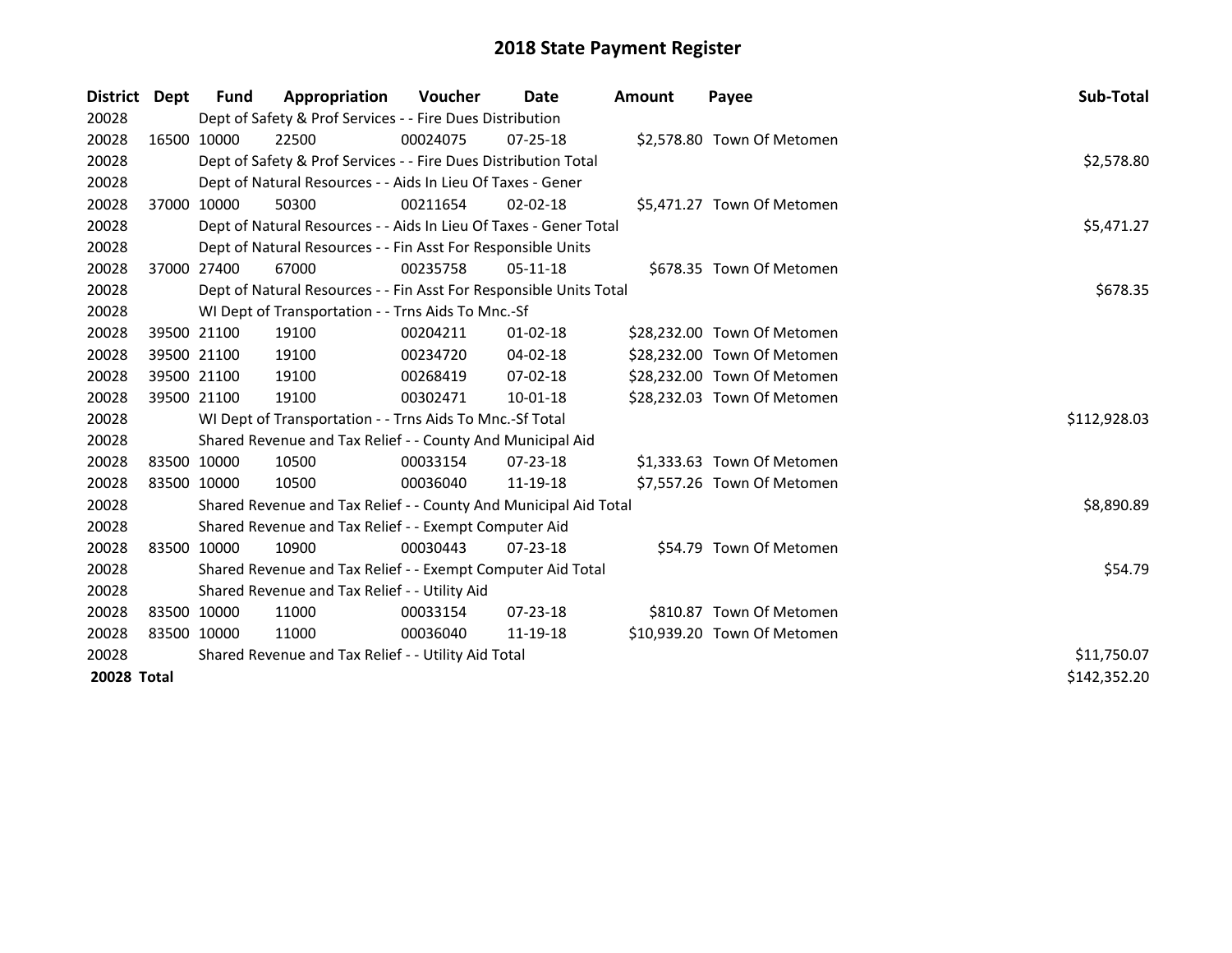# 2018 State Payment Register

| District | Dept | Fund | Appropriation | Voucher | Date | Amount | Payee | Sub-Total |
|---|---|---|---|---|---|---|---|---|
| 20028 | | Dept of Safety & Prof Services - - Fire Dues Distribution | | | | | | |
| 20028 | 16500 | 10000 | 22500 | 00024075 | 07-25-18 | $2,578.80 | Town Of Metomen | |
| 20028 | | Dept of Safety & Prof Services - - Fire Dues Distribution Total | | | | | | $2,578.80 |
| 20028 | | Dept of Natural Resources - - Aids In Lieu Of Taxes - Gener | | | | | | |
| 20028 | 37000 | 10000 | 50300 | 00211654 | 02-02-18 | $5,471.27 | Town Of Metomen | |
| 20028 | | Dept of Natural Resources - - Aids In Lieu Of Taxes - Gener Total | | | | | | $5,471.27 |
| 20028 | | Dept of Natural Resources - - Fin Asst For Responsible Units | | | | | | |
| 20028 | 37000 | 27400 | 67000 | 00235758 | 05-11-18 | $678.35 | Town Of Metomen | |
| 20028 | | Dept of Natural Resources - - Fin Asst For Responsible Units Total | | | | | | $678.35 |
| 20028 | | WI Dept of Transportation - - Trns Aids To Mnc.-Sf | | | | | | |
| 20028 | 39500 | 21100 | 19100 | 00204211 | 01-02-18 | $28,232.00 | Town Of Metomen | |
| 20028 | 39500 | 21100 | 19100 | 00234720 | 04-02-18 | $28,232.00 | Town Of Metomen | |
| 20028 | 39500 | 21100 | 19100 | 00268419 | 07-02-18 | $28,232.00 | Town Of Metomen | |
| 20028 | 39500 | 21100 | 19100 | 00302471 | 10-01-18 | $28,232.03 | Town Of Metomen | |
| 20028 | | WI Dept of Transportation - - Trns Aids To Mnc.-Sf Total | | | | | | $112,928.03 |
| 20028 | | Shared Revenue and Tax Relief - - County And Municipal Aid | | | | | | |
| 20028 | 83500 | 10000 | 10500 | 00033154 | 07-23-18 | $1,333.63 | Town Of Metomen | |
| 20028 | 83500 | 10000 | 10500 | 00036040 | 11-19-18 | $7,557.26 | Town Of Metomen | |
| 20028 | | Shared Revenue and Tax Relief - - County And Municipal Aid Total | | | | | | $8,890.89 |
| 20028 | | Shared Revenue and Tax Relief - - Exempt Computer Aid | | | | | | |
| 20028 | 83500 | 10000 | 10900 | 00030443 | 07-23-18 | $54.79 | Town Of Metomen | |
| 20028 | | Shared Revenue and Tax Relief - - Exempt Computer Aid Total | | | | | | $54.79 |
| 20028 | | Shared Revenue and Tax Relief - - Utility Aid | | | | | | |
| 20028 | 83500 | 10000 | 11000 | 00033154 | 07-23-18 | $810.87 | Town Of Metomen | |
| 20028 | 83500 | 10000 | 11000 | 00036040 | 11-19-18 | $10,939.20 | Town Of Metomen | |
| 20028 | | Shared Revenue and Tax Relief - - Utility Aid Total | | | | | | $11,750.07 |
| **20028 Total** | | | | | | | | $142,352.20 |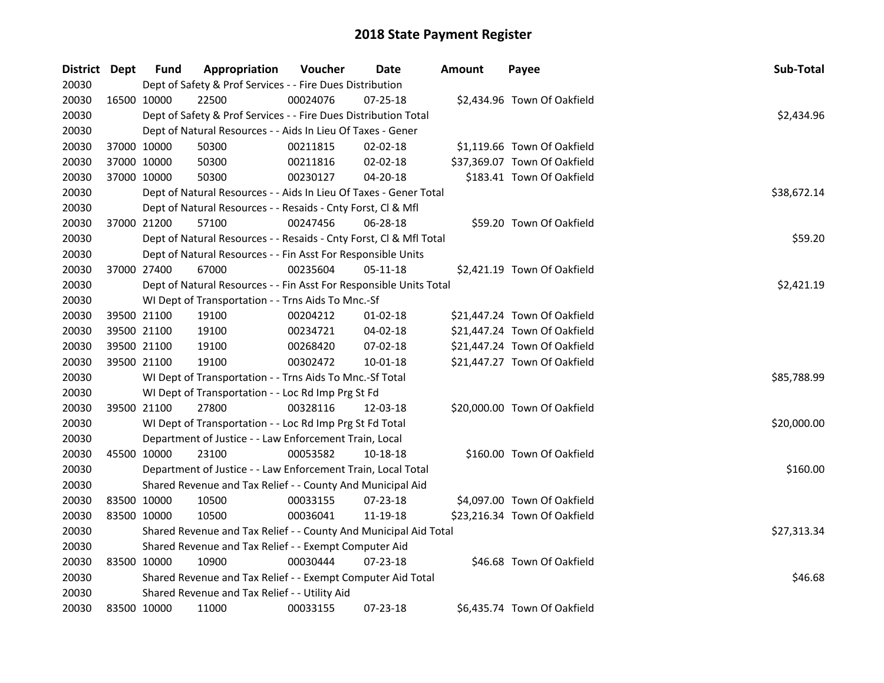# 2018 State Payment Register

| District | Dept | Fund | Appropriation | Voucher | Date | Amount | Payee | Sub-Total |
|---|---|---|---|---|---|---|---|---|
| 20030 | | Dept of Safety & Prof Services - - Fire Dues Distribution | | | | | | |
| 20030 | 16500 | 10000 | 22500 | 00024076 | 07-25-18 | $2,434.96 | Town Of Oakfield | |
| 20030 | | Dept of Safety & Prof Services - - Fire Dues Distribution Total | | | | | | $2,434.96 |
| 20030 | | Dept of Natural Resources - - Aids In Lieu Of Taxes - Gener | | | | | | |
| 20030 | 37000 | 10000 | 50300 | 00211815 | 02-02-18 | $1,119.66 | Town Of Oakfield | |
| 20030 | 37000 | 10000 | 50300 | 00211816 | 02-02-18 | $37,369.07 | Town Of Oakfield | |
| 20030 | 37000 | 10000 | 50300 | 00230127 | 04-20-18 | $183.41 | Town Of Oakfield | |
| 20030 | | Dept of Natural Resources - - Aids In Lieu Of Taxes - Gener Total | | | | | | $38,672.14 |
| 20030 | | Dept of Natural Resources - - Resaids - Cnty Forst, Cl & Mfl | | | | | | |
| 20030 | 37000 | 21200 | 57100 | 00247456 | 06-28-18 | $59.20 | Town Of Oakfield | |
| 20030 | | Dept of Natural Resources - - Resaids - Cnty Forst, Cl & Mfl Total | | | | | | $59.20 |
| 20030 | | Dept of Natural Resources - - Fin Asst For Responsible Units | | | | | | |
| 20030 | 37000 | 27400 | 67000 | 00235604 | 05-11-18 | $2,421.19 | Town Of Oakfield | |
| 20030 | | Dept of Natural Resources - - Fin Asst For Responsible Units Total | | | | | | $2,421.19 |
| 20030 | | WI Dept of Transportation - - Trns Aids To Mnc.-Sf | | | | | | |
| 20030 | 39500 | 21100 | 19100 | 00204212 | 01-02-18 | $21,447.24 | Town Of Oakfield | |
| 20030 | 39500 | 21100 | 19100 | 00234721 | 04-02-18 | $21,447.24 | Town Of Oakfield | |
| 20030 | 39500 | 21100 | 19100 | 00268420 | 07-02-18 | $21,447.24 | Town Of Oakfield | |
| 20030 | 39500 | 21100 | 19100 | 00302472 | 10-01-18 | $21,447.27 | Town Of Oakfield | |
| 20030 | | WI Dept of Transportation - - Trns Aids To Mnc.-Sf Total | | | | | | $85,788.99 |
| 20030 | | WI Dept of Transportation - - Loc Rd Imp Prg St Fd | | | | | | |
| 20030 | 39500 | 21100 | 27800 | 00328116 | 12-03-18 | $20,000.00 | Town Of Oakfield | |
| 20030 | | WI Dept of Transportation - - Loc Rd Imp Prg St Fd Total | | | | | | $20,000.00 |
| 20030 | | Department of Justice - - Law Enforcement Train, Local | | | | | | |
| 20030 | 45500 | 10000 | 23100 | 00053582 | 10-18-18 | $160.00 | Town Of Oakfield | |
| 20030 | | Department of Justice - - Law Enforcement Train, Local Total | | | | | | $160.00 |
| 20030 | | Shared Revenue and Tax Relief - - County And Municipal Aid | | | | | | |
| 20030 | 83500 | 10000 | 10500 | 00033155 | 07-23-18 | $4,097.00 | Town Of Oakfield | |
| 20030 | 83500 | 10000 | 10500 | 00036041 | 11-19-18 | $23,216.34 | Town Of Oakfield | |
| 20030 | | Shared Revenue and Tax Relief - - County And Municipal Aid Total | | | | | | $27,313.34 |
| 20030 | | Shared Revenue and Tax Relief - - Exempt Computer Aid | | | | | | |
| 20030 | 83500 | 10000 | 10900 | 00030444 | 07-23-18 | $46.68 | Town Of Oakfield | |
| 20030 | | Shared Revenue and Tax Relief - - Exempt Computer Aid Total | | | | | | $46.68 |
| 20030 | | Shared Revenue and Tax Relief - - Utility Aid | | | | | | |
| 20030 | 83500 | 10000 | 11000 | 00033155 | 07-23-18 | $6,435.74 | Town Of Oakfield | |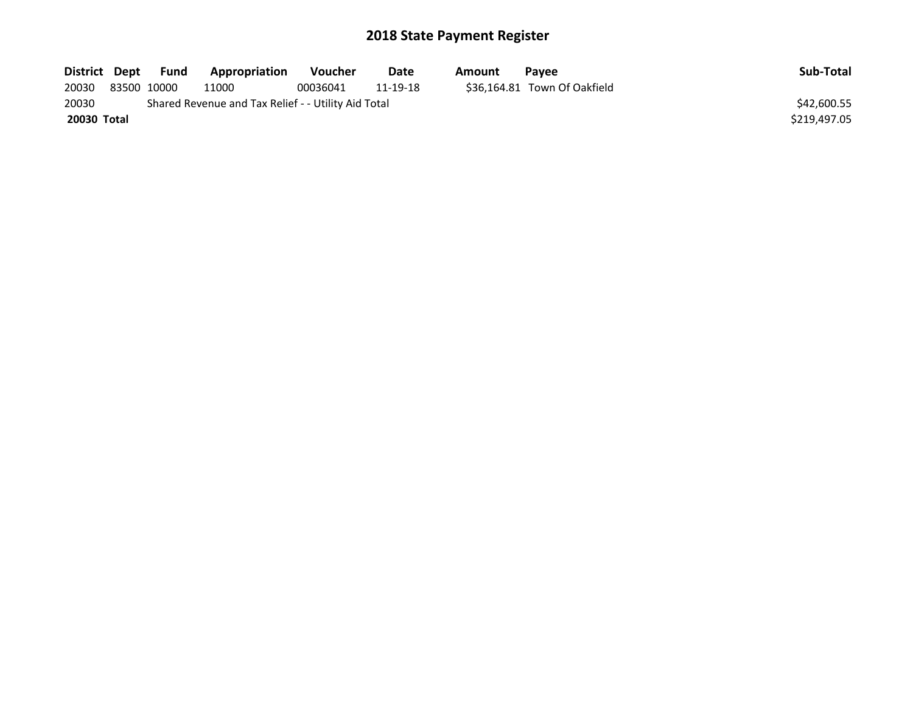# 2018 State Payment Register

| District | Dept | Fund | Appropriation | Voucher | Date | Amount | Payee | Sub-Total |
|---|---|---|---|---|---|---|---|---|
| 20030 | 83500 | 10000 | 11000 | 00036041 | 11-19-18 | $36,164.81 | Town Of Oakfield | |
| 20030 | | Shared Revenue and Tax Relief - - Utility Aid Total | | | | | | $42,600.55 |
| **20030** | **Total** | | | | | | | $219,497.05 |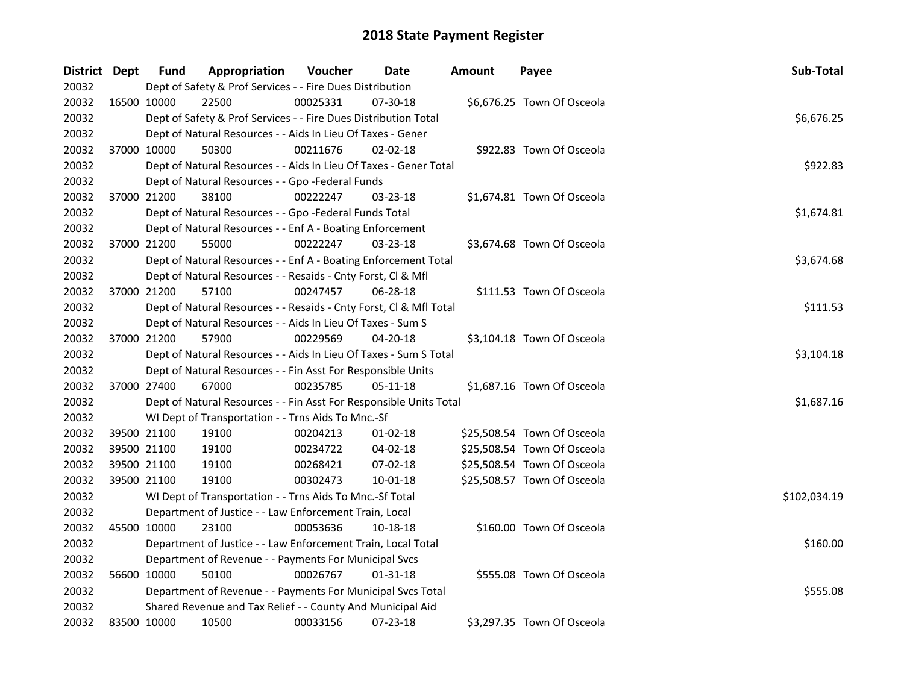# 2018 State Payment Register

| District | Dept | Fund | Appropriation | Voucher | Date | Amount | Payee | Sub-Total |
|---|---|---|---|---|---|---|---|---|
| 20032 | | Dept of Safety & Prof Services - - Fire Dues Distribution | | | | | | |
| 20032 | 16500 | 10000 | 22500 | 00025331 | 07-30-18 | $6,676.25 | Town Of Osceola | |
| 20032 | | Dept of Safety & Prof Services - - Fire Dues Distribution Total | | | | | | $6,676.25 |
| 20032 | | Dept of Natural Resources - - Aids In Lieu Of Taxes - Gener | | | | | | |
| 20032 | 37000 | 10000 | 50300 | 00211676 | 02-02-18 | $922.83 | Town Of Osceola | |
| 20032 | | Dept of Natural Resources - - Aids In Lieu Of Taxes - Gener Total | | | | | | $922.83 |
| 20032 | | Dept of Natural Resources - - Gpo -Federal Funds | | | | | | |
| 20032 | 37000 | 21200 | 38100 | 00222247 | 03-23-18 | $1,674.81 | Town Of Osceola | |
| 20032 | | Dept of Natural Resources - - Gpo -Federal Funds Total | | | | | | $1,674.81 |
| 20032 | | Dept of Natural Resources - - Enf A - Boating Enforcement | | | | | | |
| 20032 | 37000 | 21200 | 55000 | 00222247 | 03-23-18 | $3,674.68 | Town Of Osceola | |
| 20032 | | Dept of Natural Resources - - Enf A - Boating Enforcement Total | | | | | | $3,674.68 |
| 20032 | | Dept of Natural Resources - - Resaids - Cnty Forst, Cl & Mfl | | | | | | |
| 20032 | 37000 | 21200 | 57100 | 00247457 | 06-28-18 | $111.53 | Town Of Osceola | |
| 20032 | | Dept of Natural Resources - - Resaids - Cnty Forst, Cl & Mfl Total | | | | | | $111.53 |
| 20032 | | Dept of Natural Resources - - Aids In Lieu Of Taxes - Sum S | | | | | | |
| 20032 | 37000 | 21200 | 57900 | 00229569 | 04-20-18 | $3,104.18 | Town Of Osceola | |
| 20032 | | Dept of Natural Resources - - Aids In Lieu Of Taxes - Sum S Total | | | | | | $3,104.18 |
| 20032 | | Dept of Natural Resources - - Fin Asst For Responsible Units | | | | | | |
| 20032 | 37000 | 27400 | 67000 | 00235785 | 05-11-18 | $1,687.16 | Town Of Osceola | |
| 20032 | | Dept of Natural Resources - - Fin Asst For Responsible Units Total | | | | | | $1,687.16 |
| 20032 | | WI Dept of Transportation - - Trns Aids To Mnc.-Sf | | | | | | |
| 20032 | 39500 | 21100 | 19100 | 00204213 | 01-02-18 | $25,508.54 | Town Of Osceola | |
| 20032 | 39500 | 21100 | 19100 | 00234722 | 04-02-18 | $25,508.54 | Town Of Osceola | |
| 20032 | 39500 | 21100 | 19100 | 00268421 | 07-02-18 | $25,508.54 | Town Of Osceola | |
| 20032 | 39500 | 21100 | 19100 | 00302473 | 10-01-18 | $25,508.57 | Town Of Osceola | |
| 20032 | | WI Dept of Transportation - - Trns Aids To Mnc.-Sf Total | | | | | | $102,034.19 |
| 20032 | | Department of Justice - - Law Enforcement Train, Local | | | | | | |
| 20032 | 45500 | 10000 | 23100 | 00053636 | 10-18-18 | $160.00 | Town Of Osceola | |
| 20032 | | Department of Justice - - Law Enforcement Train, Local Total | | | | | | $160.00 |
| 20032 | | Department of Revenue - - Payments For Municipal Svcs | | | | | | |
| 20032 | 56600 | 10000 | 50100 | 00026767 | 01-31-18 | $555.08 | Town Of Osceola | |
| 20032 | | Department of Revenue - - Payments For Municipal Svcs Total | | | | | | $555.08 |
| 20032 | | Shared Revenue and Tax Relief - - County And Municipal Aid | | | | | | |
| 20032 | 83500 | 10000 | 10500 | 00033156 | 07-23-18 | $3,297.35 | Town Of Osceola | |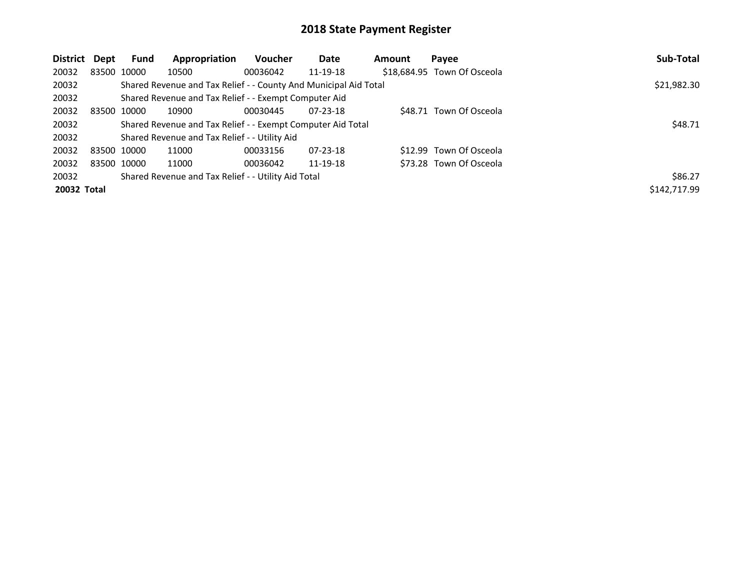# 2018 State Payment Register

| District | Dept | Fund | Appropriation | Voucher | Date | Amount | Payee | Sub-Total |
|---|---|---|---|---|---|---|---|---|
| 20032 | 83500 | 10000 | 10500 | 00036042 | 11-19-18 | $18,684.95 | Town Of Osceola | |
| 20032 | | Shared Revenue and Tax Relief - - County And Municipal Aid Total | | | | | | $21,982.30 |
| 20032 | | Shared Revenue and Tax Relief - - Exempt Computer Aid | | | | | | |
| 20032 | 83500 | 10000 | 10900 | 00030445 | 07-23-18 | $48.71 | Town Of Osceola | |
| 20032 | | Shared Revenue and Tax Relief - - Exempt Computer Aid Total | | | | | | $48.71 |
| 20032 | | Shared Revenue and Tax Relief - - Utility Aid | | | | | | |
| 20032 | 83500 | 10000 | 11000 | 00033156 | 07-23-18 | $12.99 | Town Of Osceola | |
| 20032 | 83500 | 10000 | 11000 | 00036042 | 11-19-18 | $73.28 | Town Of Osceola | |
| 20032 | | Shared Revenue and Tax Relief - - Utility Aid Total | | | | | | $86.27 |
| **20032** | **Total** | | | | | | | $142,717.99 |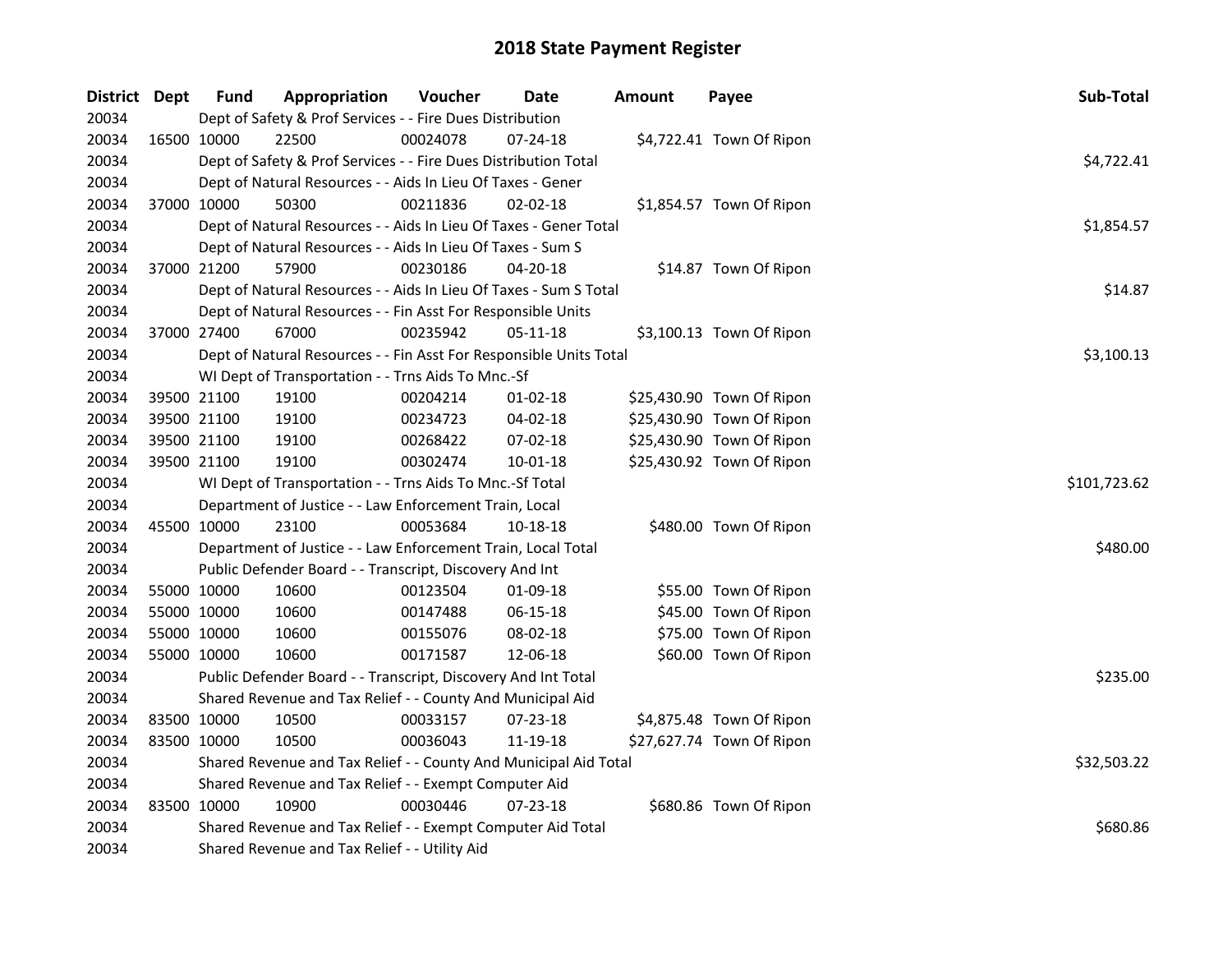# 2018 State Payment Register

| District | Dept | Fund | Appropriation | Voucher | Date | Amount | Payee | Sub-Total |
|---|---|---|---|---|---|---|---|---|
| 20034 | | Dept of Safety & Prof Services - - Fire Dues Distribution | | | | | | |
| 20034 | 16500 | 10000 | 22500 | 00024078 | 07-24-18 | $4,722.41 | Town Of Ripon | |
| 20034 | | Dept of Safety & Prof Services - - Fire Dues Distribution Total | | | | | | $4,722.41 |
| 20034 | | Dept of Natural Resources - - Aids In Lieu Of Taxes - Gener | | | | | | |
| 20034 | 37000 | 10000 | 50300 | 00211836 | 02-02-18 | $1,854.57 | Town Of Ripon | |
| 20034 | | Dept of Natural Resources - - Aids In Lieu Of Taxes - Gener Total | | | | | | $1,854.57 |
| 20034 | | Dept of Natural Resources - - Aids In Lieu Of Taxes - Sum S | | | | | | |
| 20034 | 37000 | 21200 | 57900 | 00230186 | 04-20-18 | $14.87 | Town Of Ripon | |
| 20034 | | Dept of Natural Resources - - Aids In Lieu Of Taxes - Sum S Total | | | | | | $14.87 |
| 20034 | | Dept of Natural Resources - - Fin Asst For Responsible Units | | | | | | |
| 20034 | 37000 | 27400 | 67000 | 00235942 | 05-11-18 | $3,100.13 | Town Of Ripon | |
| 20034 | | Dept of Natural Resources - - Fin Asst For Responsible Units Total | | | | | | $3,100.13 |
| 20034 | | WI Dept of Transportation - - Trns Aids To Mnc.-Sf | | | | | | |
| 20034 | 39500 | 21100 | 19100 | 00204214 | 01-02-18 | $25,430.90 | Town Of Ripon | |
| 20034 | 39500 | 21100 | 19100 | 00234723 | 04-02-18 | $25,430.90 | Town Of Ripon | |
| 20034 | 39500 | 21100 | 19100 | 00268422 | 07-02-18 | $25,430.90 | Town Of Ripon | |
| 20034 | 39500 | 21100 | 19100 | 00302474 | 10-01-18 | $25,430.92 | Town Of Ripon | |
| 20034 | | WI Dept of Transportation - - Trns Aids To Mnc.-Sf Total | | | | | | $101,723.62 |
| 20034 | | Department of Justice - - Law Enforcement Train, Local | | | | | | |
| 20034 | 45500 | 10000 | 23100 | 00053684 | 10-18-18 | $480.00 | Town Of Ripon | |
| 20034 | | Department of Justice - - Law Enforcement Train, Local Total | | | | | | $480.00 |
| 20034 | | Public Defender Board - - Transcript, Discovery And Int | | | | | | |
| 20034 | 55000 | 10000 | 10600 | 00123504 | 01-09-18 | $55.00 | Town Of Ripon | |
| 20034 | 55000 | 10000 | 10600 | 00147488 | 06-15-18 | $45.00 | Town Of Ripon | |
| 20034 | 55000 | 10000 | 10600 | 00155076 | 08-02-18 | $75.00 | Town Of Ripon | |
| 20034 | 55000 | 10000 | 10600 | 00171587 | 12-06-18 | $60.00 | Town Of Ripon | |
| 20034 | | Public Defender Board - - Transcript, Discovery And Int Total | | | | | | $235.00 |
| 20034 | | Shared Revenue and Tax Relief - - County And Municipal Aid | | | | | | |
| 20034 | 83500 | 10000 | 10500 | 00033157 | 07-23-18 | $4,875.48 | Town Of Ripon | |
| 20034 | 83500 | 10000 | 10500 | 00036043 | 11-19-18 | $27,627.74 | Town Of Ripon | |
| 20034 | | Shared Revenue and Tax Relief - - County And Municipal Aid Total | | | | | | $32,503.22 |
| 20034 | | Shared Revenue and Tax Relief - - Exempt Computer Aid | | | | | | |
| 20034 | 83500 | 10000 | 10900 | 00030446 | 07-23-18 | $680.86 | Town Of Ripon | |
| 20034 | | Shared Revenue and Tax Relief - - Exempt Computer Aid Total | | | | | | $680.86 |
| 20034 | | Shared Revenue and Tax Relief - - Utility Aid | | | | | | |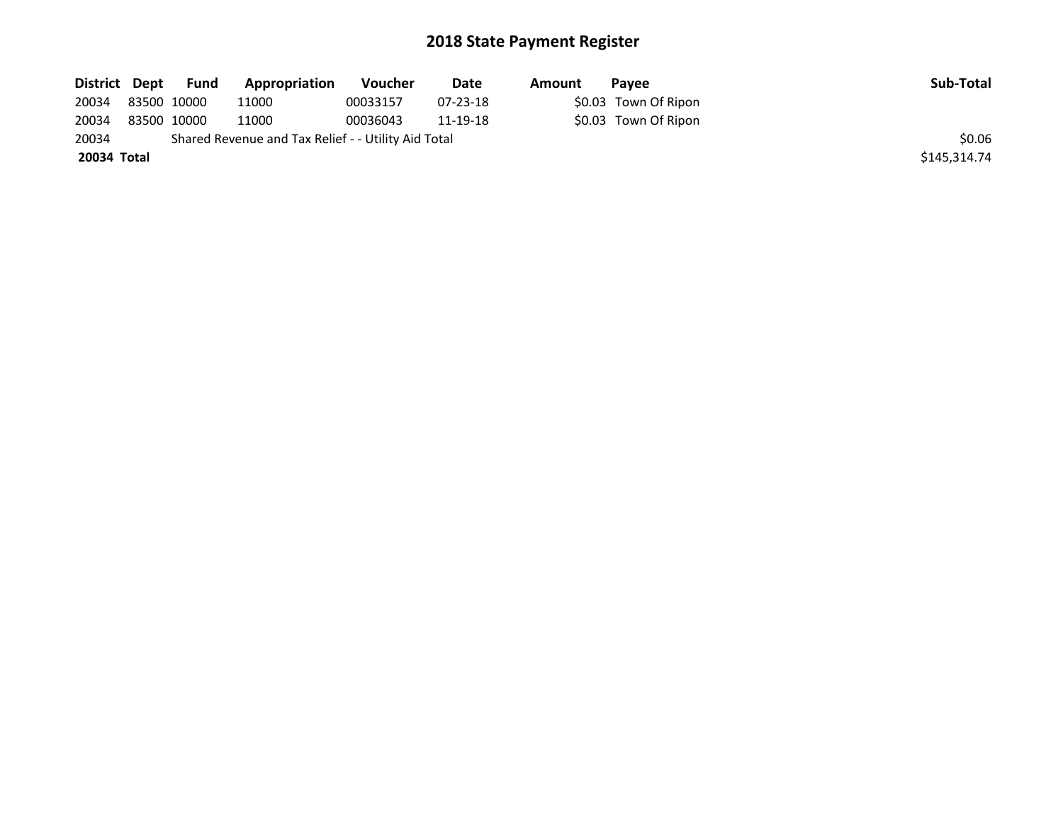# 2018 State Payment Register

| District | Dept | Fund | Appropriation | Voucher | Date | Amount | Payee | Sub-Total |
|---|---|---|---|---|---|---|---|---|
| 20034 | 83500 | 10000 | 11000 | 00033157 | 07-23-18 | $0.03 | Town Of Ripon | |
| 20034 | 83500 | 10000 | 11000 | 00036043 | 11-19-18 | $0.03 | Town Of Ripon | |
| 20034 | Shared Revenue and Tax Relief - - Utility Aid Total | | | | | | | $0.06 |
| **20034 Total** | | | | | | | | $145,314.74 |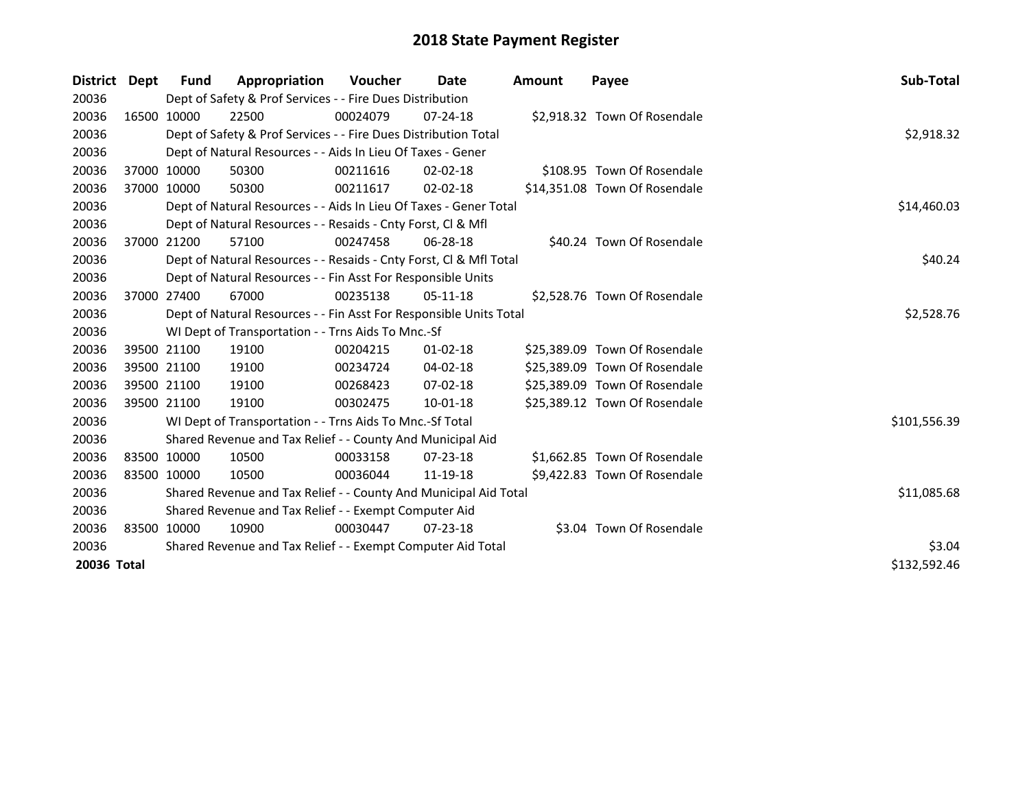# 2018 State Payment Register

| District | Dept | Fund | Appropriation | Voucher | Date | Amount | Payee | Sub-Total |
|---|---|---|---|---|---|---|---|---|
| 20036 | | Dept of Safety & Prof Services - - Fire Dues Distribution | | | | | | |
| 20036 | 16500 | 10000 | 22500 | 00024079 | 07-24-18 | $2,918.32 | Town Of Rosendale | |
| 20036 | | Dept of Safety & Prof Services - - Fire Dues Distribution Total | | | | | | $2,918.32 |
| 20036 | | Dept of Natural Resources - - Aids In Lieu Of Taxes - Gener | | | | | | |
| 20036 | 37000 | 10000 | 50300 | 00211616 | 02-02-18 | $108.95 | Town Of Rosendale | |
| 20036 | 37000 | 10000 | 50300 | 00211617 | 02-02-18 | $14,351.08 | Town Of Rosendale | |
| 20036 | | Dept of Natural Resources - - Aids In Lieu Of Taxes - Gener Total | | | | | | $14,460.03 |
| 20036 | | Dept of Natural Resources - - Resaids - Cnty Forst, Cl & Mfl | | | | | | |
| 20036 | 37000 | 21200 | 57100 | 00247458 | 06-28-18 | $40.24 | Town Of Rosendale | |
| 20036 | | Dept of Natural Resources - - Resaids - Cnty Forst, Cl & Mfl Total | | | | | | $40.24 |
| 20036 | | Dept of Natural Resources - - Fin Asst For Responsible Units | | | | | | |
| 20036 | 37000 | 27400 | 67000 | 00235138 | 05-11-18 | $2,528.76 | Town Of Rosendale | |
| 20036 | | Dept of Natural Resources - - Fin Asst For Responsible Units Total | | | | | | $2,528.76 |
| 20036 | | WI Dept of Transportation - - Trns Aids To Mnc.-Sf | | | | | | |
| 20036 | 39500 | 21100 | 19100 | 00204215 | 01-02-18 | $25,389.09 | Town Of Rosendale | |
| 20036 | 39500 | 21100 | 19100 | 00234724 | 04-02-18 | $25,389.09 | Town Of Rosendale | |
| 20036 | 39500 | 21100 | 19100 | 00268423 | 07-02-18 | $25,389.09 | Town Of Rosendale | |
| 20036 | 39500 | 21100 | 19100 | 00302475 | 10-01-18 | $25,389.12 | Town Of Rosendale | |
| 20036 | | WI Dept of Transportation - - Trns Aids To Mnc.-Sf Total | | | | | | $101,556.39 |
| 20036 | | Shared Revenue and Tax Relief - - County And Municipal Aid | | | | | | |
| 20036 | 83500 | 10000 | 10500 | 00033158 | 07-23-18 | $1,662.85 | Town Of Rosendale | |
| 20036 | 83500 | 10000 | 10500 | 00036044 | 11-19-18 | $9,422.83 | Town Of Rosendale | |
| 20036 | | Shared Revenue and Tax Relief - - County And Municipal Aid Total | | | | | | $11,085.68 |
| 20036 | | Shared Revenue and Tax Relief - - Exempt Computer Aid | | | | | | |
| 20036 | 83500 | 10000 | 10900 | 00030447 | 07-23-18 | $3.04 | Town Of Rosendale | |
| 20036 | | Shared Revenue and Tax Relief - - Exempt Computer Aid Total | | | | | | $3.04 |
| **20036 Total** | | | | | | | | $132,592.46 |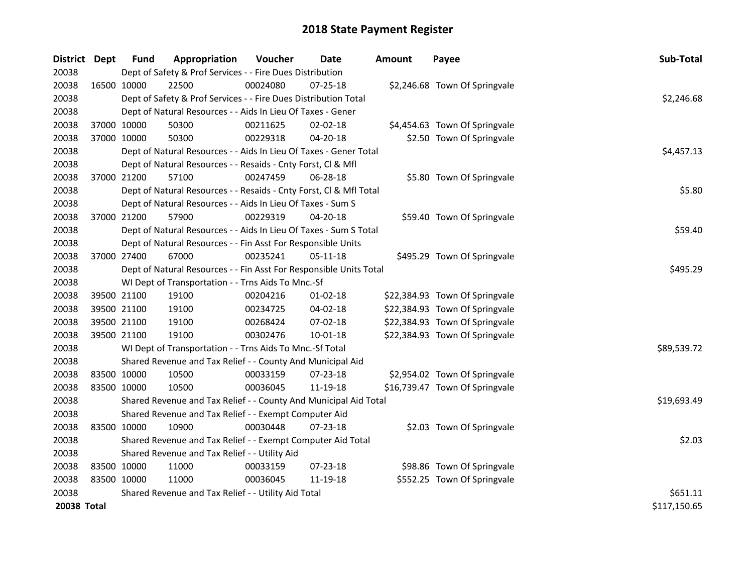# 2018 State Payment Register

| District | Dept | Fund | Appropriation | Voucher | Date | Amount | Payee | Sub-Total |
|---|---|---|---|---|---|---|---|---|
| 20038 | | Dept of Safety & Prof Services - - Fire Dues Distribution | | | | | | |
| 20038 | 16500 | 10000 | 22500 | 00024080 | 07-25-18 | $2,246.68 | Town Of Springvale | |
| 20038 | | Dept of Safety & Prof Services - - Fire Dues Distribution Total | | | | | | $2,246.68 |
| 20038 | | Dept of Natural Resources - - Aids In Lieu Of Taxes - Gener | | | | | | |
| 20038 | 37000 | 10000 | 50300 | 00211625 | 02-02-18 | $4,454.63 | Town Of Springvale | |
| 20038 | 37000 | 10000 | 50300 | 00229318 | 04-20-18 | $2.50 | Town Of Springvale | |
| 20038 | | Dept of Natural Resources - - Aids In Lieu Of Taxes - Gener Total | | | | | | $4,457.13 |
| 20038 | | Dept of Natural Resources - - Resaids - Cnty Forst, Cl & Mfl | | | | | | |
| 20038 | 37000 | 21200 | 57100 | 00247459 | 06-28-18 | $5.80 | Town Of Springvale | |
| 20038 | | Dept of Natural Resources - - Resaids - Cnty Forst, Cl & Mfl Total | | | | | | $5.80 |
| 20038 | | Dept of Natural Resources - - Aids In Lieu Of Taxes - Sum S | | | | | | |
| 20038 | 37000 | 21200 | 57900 | 00229319 | 04-20-18 | $59.40 | Town Of Springvale | |
| 20038 | | Dept of Natural Resources - - Aids In Lieu Of Taxes - Sum S Total | | | | | | $59.40 |
| 20038 | | Dept of Natural Resources - - Fin Asst For Responsible Units | | | | | | |
| 20038 | 37000 | 27400 | 67000 | 00235241 | 05-11-18 | $495.29 | Town Of Springvale | |
| 20038 | | Dept of Natural Resources - - Fin Asst For Responsible Units Total | | | | | | $495.29 |
| 20038 | | WI Dept of Transportation - - Trns Aids To Mnc.-Sf | | | | | | |
| 20038 | 39500 | 21100 | 19100 | 00204216 | 01-02-18 | $22,384.93 | Town Of Springvale | |
| 20038 | 39500 | 21100 | 19100 | 00234725 | 04-02-18 | $22,384.93 | Town Of Springvale | |
| 20038 | 39500 | 21100 | 19100 | 00268424 | 07-02-18 | $22,384.93 | Town Of Springvale | |
| 20038 | 39500 | 21100 | 19100 | 00302476 | 10-01-18 | $22,384.93 | Town Of Springvale | |
| 20038 | | WI Dept of Transportation - - Trns Aids To Mnc.-Sf Total | | | | | | $89,539.72 |
| 20038 | | Shared Revenue and Tax Relief - - County And Municipal Aid | | | | | | |
| 20038 | 83500 | 10000 | 10500 | 00033159 | 07-23-18 | $2,954.02 | Town Of Springvale | |
| 20038 | 83500 | 10000 | 10500 | 00036045 | 11-19-18 | $16,739.47 | Town Of Springvale | |
| 20038 | | Shared Revenue and Tax Relief - - County And Municipal Aid Total | | | | | | $19,693.49 |
| 20038 | | Shared Revenue and Tax Relief - - Exempt Computer Aid | | | | | | |
| 20038 | 83500 | 10000 | 10900 | 00030448 | 07-23-18 | $2.03 | Town Of Springvale | |
| 20038 | | Shared Revenue and Tax Relief - - Exempt Computer Aid Total | | | | | | $2.03 |
| 20038 | | Shared Revenue and Tax Relief - - Utility Aid | | | | | | |
| 20038 | 83500 | 10000 | 11000 | 00033159 | 07-23-18 | $98.86 | Town Of Springvale | |
| 20038 | 83500 | 10000 | 11000 | 00036045 | 11-19-18 | $552.25 | Town Of Springvale | |
| 20038 | | Shared Revenue and Tax Relief - - Utility Aid Total | | | | | | $651.11 |
| **20038 Total** | | | | | | | | $117,150.65 |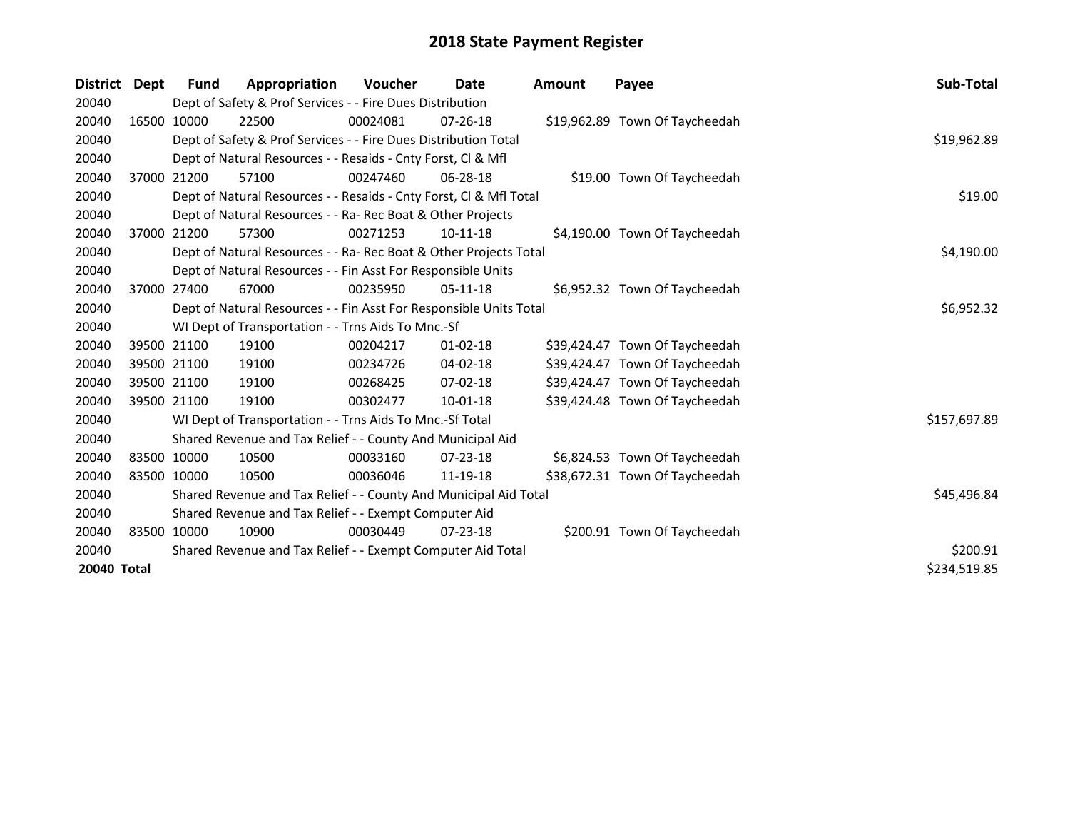# 2018 State Payment Register

| District | Dept | Fund | Appropriation | Voucher | Date | Amount | Payee | Sub-Total |
|---|---|---|---|---|---|---|---|---|
| 20040 | | Dept of Safety & Prof Services - - Fire Dues Distribution | | | | | | |
| 20040 | 16500 | 10000 | 22500 | 00024081 | 07-26-18 | $19,962.89 | Town Of Taycheedah | |
| 20040 | | Dept of Safety & Prof Services - - Fire Dues Distribution Total | | | | | | $19,962.89 |
| 20040 | | Dept of Natural Resources - - Resaids - Cnty Forst, Cl & Mfl | | | | | | |
| 20040 | 37000 | 21200 | 57100 | 00247460 | 06-28-18 | $19.00 | Town Of Taycheedah | |
| 20040 | | Dept of Natural Resources - - Resaids - Cnty Forst, Cl & Mfl Total | | | | | | $19.00 |
| 20040 | | Dept of Natural Resources - - Ra- Rec Boat & Other Projects | | | | | | |
| 20040 | 37000 | 21200 | 57300 | 00271253 | 10-11-18 | $4,190.00 | Town Of Taycheedah | |
| 20040 | | Dept of Natural Resources - - Ra- Rec Boat & Other Projects Total | | | | | | $4,190.00 |
| 20040 | | Dept of Natural Resources - - Fin Asst For Responsible Units | | | | | | |
| 20040 | 37000 | 27400 | 67000 | 00235950 | 05-11-18 | $6,952.32 | Town Of Taycheedah | |
| 20040 | | Dept of Natural Resources - - Fin Asst For Responsible Units Total | | | | | | $6,952.32 |
| 20040 | | WI Dept of Transportation - - Trns Aids To Mnc.-Sf | | | | | | |
| 20040 | 39500 | 21100 | 19100 | 00204217 | 01-02-18 | $39,424.47 | Town Of Taycheedah | |
| 20040 | 39500 | 21100 | 19100 | 00234726 | 04-02-18 | $39,424.47 | Town Of Taycheedah | |
| 20040 | 39500 | 21100 | 19100 | 00268425 | 07-02-18 | $39,424.47 | Town Of Taycheedah | |
| 20040 | 39500 | 21100 | 19100 | 00302477 | 10-01-18 | $39,424.48 | Town Of Taycheedah | |
| 20040 | | WI Dept of Transportation - - Trns Aids To Mnc.-Sf Total | | | | | | $157,697.89 |
| 20040 | | Shared Revenue and Tax Relief - - County And Municipal Aid | | | | | | |
| 20040 | 83500 | 10000 | 10500 | 00033160 | 07-23-18 | $6,824.53 | Town Of Taycheedah | |
| 20040 | 83500 | 10000 | 10500 | 00036046 | 11-19-18 | $38,672.31 | Town Of Taycheedah | |
| 20040 | | Shared Revenue and Tax Relief - - County And Municipal Aid Total | | | | | | $45,496.84 |
| 20040 | | Shared Revenue and Tax Relief - - Exempt Computer Aid | | | | | | |
| 20040 | 83500 | 10000 | 10900 | 00030449 | 07-23-18 | $200.91 | Town Of Taycheedah | |
| 20040 | | Shared Revenue and Tax Relief - - Exempt Computer Aid Total | | | | | | $200.91 |
| **20040 Total** | | | | | | | | $234,519.85 |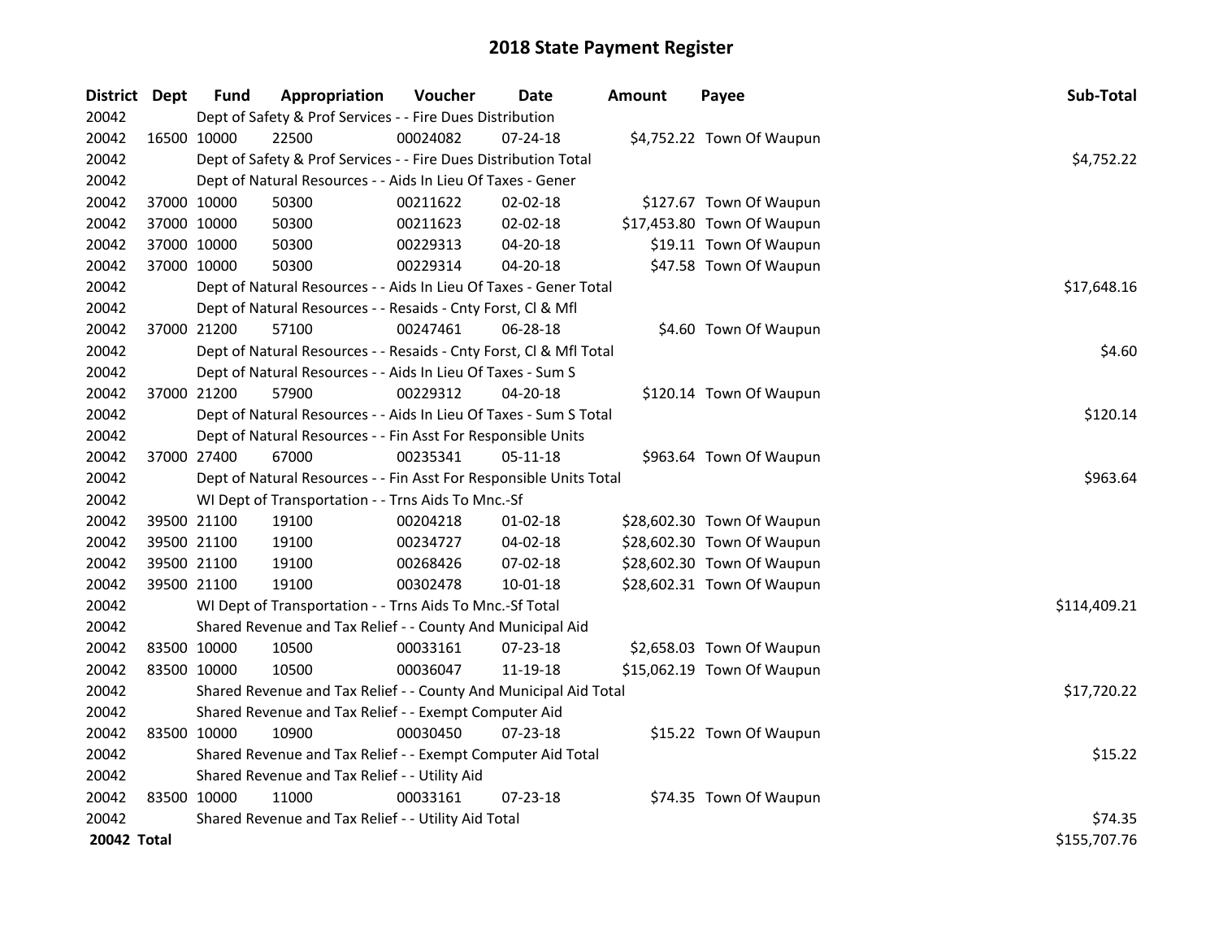# 2018 State Payment Register

| District | Dept | Fund | Appropriation | Voucher | Date | Amount | Payee | Sub-Total |
|---|---|---|---|---|---|---|---|---|
| 20042 | | Dept of Safety & Prof Services - - Fire Dues Distribution | | | | | | |
| 20042 | 16500 | 10000 | 22500 | 00024082 | 07-24-18 | $4,752.22 | Town Of Waupun | |
| 20042 | | Dept of Safety & Prof Services - - Fire Dues Distribution Total | | | | | | $4,752.22 |
| 20042 | | Dept of Natural Resources - - Aids In Lieu Of Taxes - Gener | | | | | | |
| 20042 | 37000 | 10000 | 50300 | 00211622 | 02-02-18 | $127.67 | Town Of Waupun | |
| 20042 | 37000 | 10000 | 50300 | 00211623 | 02-02-18 | $17,453.80 | Town Of Waupun | |
| 20042 | 37000 | 10000 | 50300 | 00229313 | 04-20-18 | $19.11 | Town Of Waupun | |
| 20042 | 37000 | 10000 | 50300 | 00229314 | 04-20-18 | $47.58 | Town Of Waupun | |
| 20042 | | Dept of Natural Resources - - Aids In Lieu Of Taxes - Gener Total | | | | | | $17,648.16 |
| 20042 | | Dept of Natural Resources - - Resaids - Cnty Forst, Cl & Mfl | | | | | | |
| 20042 | 37000 | 21200 | 57100 | 00247461 | 06-28-18 | $4.60 | Town Of Waupun | |
| 20042 | | Dept of Natural Resources - - Resaids - Cnty Forst, Cl & Mfl Total | | | | | | $4.60 |
| 20042 | | Dept of Natural Resources - - Aids In Lieu Of Taxes - Sum S | | | | | | |
| 20042 | 37000 | 21200 | 57900 | 00229312 | 04-20-18 | $120.14 | Town Of Waupun | |
| 20042 | | Dept of Natural Resources - - Aids In Lieu Of Taxes - Sum S Total | | | | | | $120.14 |
| 20042 | | Dept of Natural Resources - - Fin Asst For Responsible Units | | | | | | |
| 20042 | 37000 | 27400 | 67000 | 00235341 | 05-11-18 | $963.64 | Town Of Waupun | |
| 20042 | | Dept of Natural Resources - - Fin Asst For Responsible Units Total | | | | | | $963.64 |
| 20042 | | WI Dept of Transportation - - Trns Aids To Mnc.-Sf | | | | | | |
| 20042 | 39500 | 21100 | 19100 | 00204218 | 01-02-18 | $28,602.30 | Town Of Waupun | |
| 20042 | 39500 | 21100 | 19100 | 00234727 | 04-02-18 | $28,602.30 | Town Of Waupun | |
| 20042 | 39500 | 21100 | 19100 | 00268426 | 07-02-18 | $28,602.30 | Town Of Waupun | |
| 20042 | 39500 | 21100 | 19100 | 00302478 | 10-01-18 | $28,602.31 | Town Of Waupun | |
| 20042 | | WI Dept of Transportation - - Trns Aids To Mnc.-Sf Total | | | | | | $114,409.21 |
| 20042 | | Shared Revenue and Tax Relief - - County And Municipal Aid | | | | | | |
| 20042 | 83500 | 10000 | 10500 | 00033161 | 07-23-18 | $2,658.03 | Town Of Waupun | |
| 20042 | 83500 | 10000 | 10500 | 00036047 | 11-19-18 | $15,062.19 | Town Of Waupun | |
| 20042 | | Shared Revenue and Tax Relief - - County And Municipal Aid Total | | | | | | $17,720.22 |
| 20042 | | Shared Revenue and Tax Relief - - Exempt Computer Aid | | | | | | |
| 20042 | 83500 | 10000 | 10900 | 00030450 | 07-23-18 | $15.22 | Town Of Waupun | |
| 20042 | | Shared Revenue and Tax Relief - - Exempt Computer Aid Total | | | | | | $15.22 |
| 20042 | | Shared Revenue and Tax Relief - - Utility Aid | | | | | | |
| 20042 | 83500 | 10000 | 11000 | 00033161 | 07-23-18 | $74.35 | Town Of Waupun | |
| 20042 | | Shared Revenue and Tax Relief - - Utility Aid Total | | | | | | $74.35 |
| **20042 Total** | | | | | | | | $155,707.76 |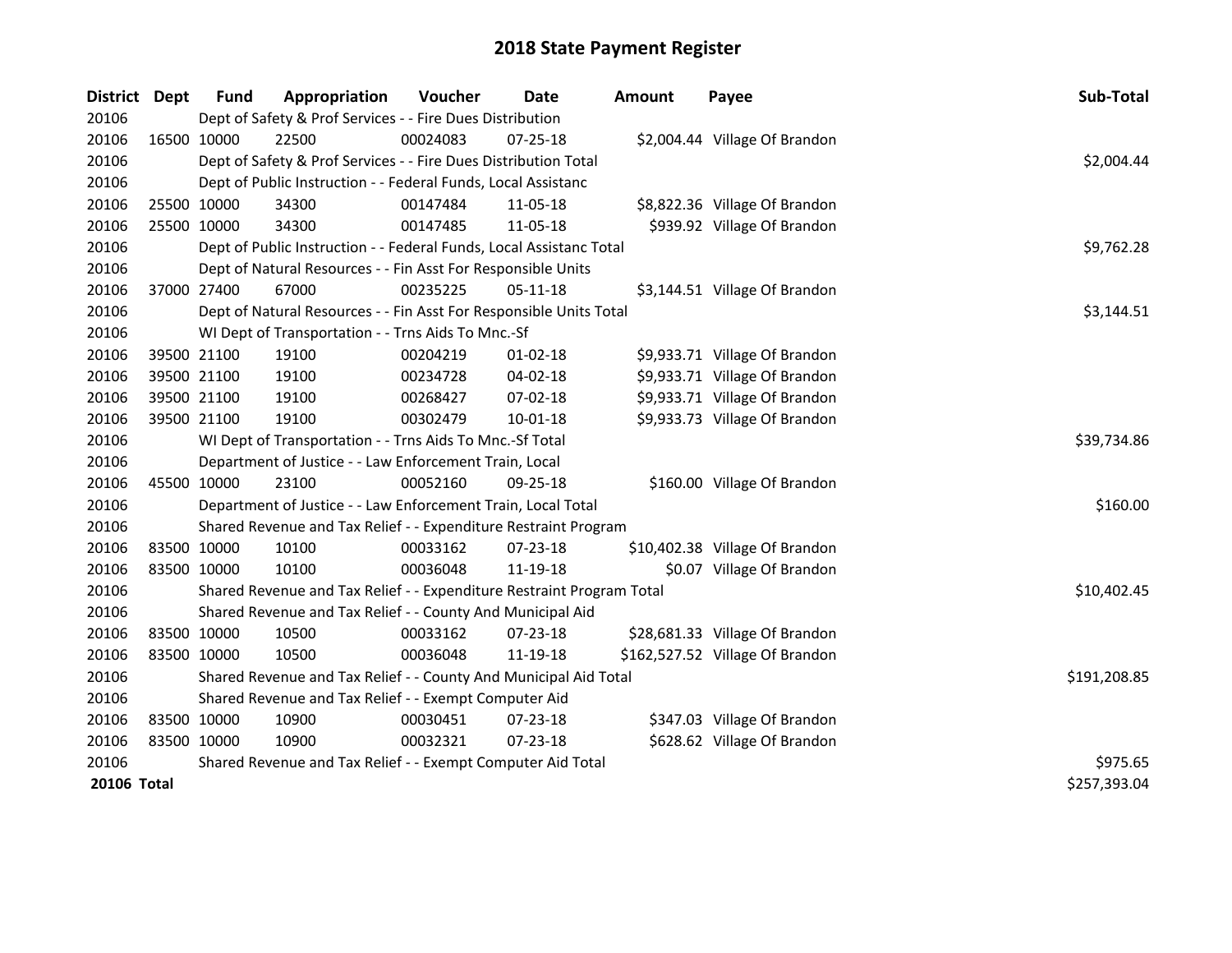# 2018 State Payment Register

| District | Dept | Fund | Appropriation | Voucher | Date | Amount | Payee | Sub-Total |
|---|---|---|---|---|---|---|---|---|
| 20106 | | Dept of Safety & Prof Services - - Fire Dues Distribution | | | | | | |
| 20106 | 16500 | 10000 | 22500 | 00024083 | 07-25-18 | $2,004.44 | Village Of Brandon | |
| 20106 | | Dept of Safety & Prof Services - - Fire Dues Distribution Total | | | | | | $2,004.44 |
| 20106 | | Dept of Public Instruction - - Federal Funds, Local Assistanc | | | | | | |
| 20106 | 25500 | 10000 | 34300 | 00147484 | 11-05-18 | $8,822.36 | Village Of Brandon | |
| 20106 | 25500 | 10000 | 34300 | 00147485 | 11-05-18 | $939.92 | Village Of Brandon | |
| 20106 | | Dept of Public Instruction - - Federal Funds, Local Assistanc Total | | | | | | $9,762.28 |
| 20106 | | Dept of Natural Resources - - Fin Asst For Responsible Units | | | | | | |
| 20106 | 37000 | 27400 | 67000 | 00235225 | 05-11-18 | $3,144.51 | Village Of Brandon | |
| 20106 | | Dept of Natural Resources - - Fin Asst For Responsible Units Total | | | | | | $3,144.51 |
| 20106 | | WI Dept of Transportation - - Trns Aids To Mnc.-Sf | | | | | | |
| 20106 | 39500 | 21100 | 19100 | 00204219 | 01-02-18 | $9,933.71 | Village Of Brandon | |
| 20106 | 39500 | 21100 | 19100 | 00234728 | 04-02-18 | $9,933.71 | Village Of Brandon | |
| 20106 | 39500 | 21100 | 19100 | 00268427 | 07-02-18 | $9,933.71 | Village Of Brandon | |
| 20106 | 39500 | 21100 | 19100 | 00302479 | 10-01-18 | $9,933.73 | Village Of Brandon | |
| 20106 | | WI Dept of Transportation - - Trns Aids To Mnc.-Sf Total | | | | | | $39,734.86 |
| 20106 | | Department of Justice - - Law Enforcement Train, Local | | | | | | |
| 20106 | 45500 | 10000 | 23100 | 00052160 | 09-25-18 | $160.00 | Village Of Brandon | |
| 20106 | | Department of Justice - - Law Enforcement Train, Local Total | | | | | | $160.00 |
| 20106 | | Shared Revenue and Tax Relief - - Expenditure Restraint Program | | | | | | |
| 20106 | 83500 | 10000 | 10100 | 00033162 | 07-23-18 | $10,402.38 | Village Of Brandon | |
| 20106 | 83500 | 10000 | 10100 | 00036048 | 11-19-18 | $0.07 | Village Of Brandon | |
| 20106 | | Shared Revenue and Tax Relief - - Expenditure Restraint Program Total | | | | | | $10,402.45 |
| 20106 | | Shared Revenue and Tax Relief - - County And Municipal Aid | | | | | | |
| 20106 | 83500 | 10000 | 10500 | 00033162 | 07-23-18 | $28,681.33 | Village Of Brandon | |
| 20106 | 83500 | 10000 | 10500 | 00036048 | 11-19-18 | $162,527.52 | Village Of Brandon | |
| 20106 | | Shared Revenue and Tax Relief - - County And Municipal Aid Total | | | | | | $191,208.85 |
| 20106 | | Shared Revenue and Tax Relief - - Exempt Computer Aid | | | | | | |
| 20106 | 83500 | 10000 | 10900 | 00030451 | 07-23-18 | $347.03 | Village Of Brandon | |
| 20106 | 83500 | 10000 | 10900 | 00032321 | 07-23-18 | $628.62 | Village Of Brandon | |
| 20106 | | Shared Revenue and Tax Relief - - Exempt Computer Aid Total | | | | | | $975.65 |
| **20106 Total** | | | | | | | | $257,393.04 |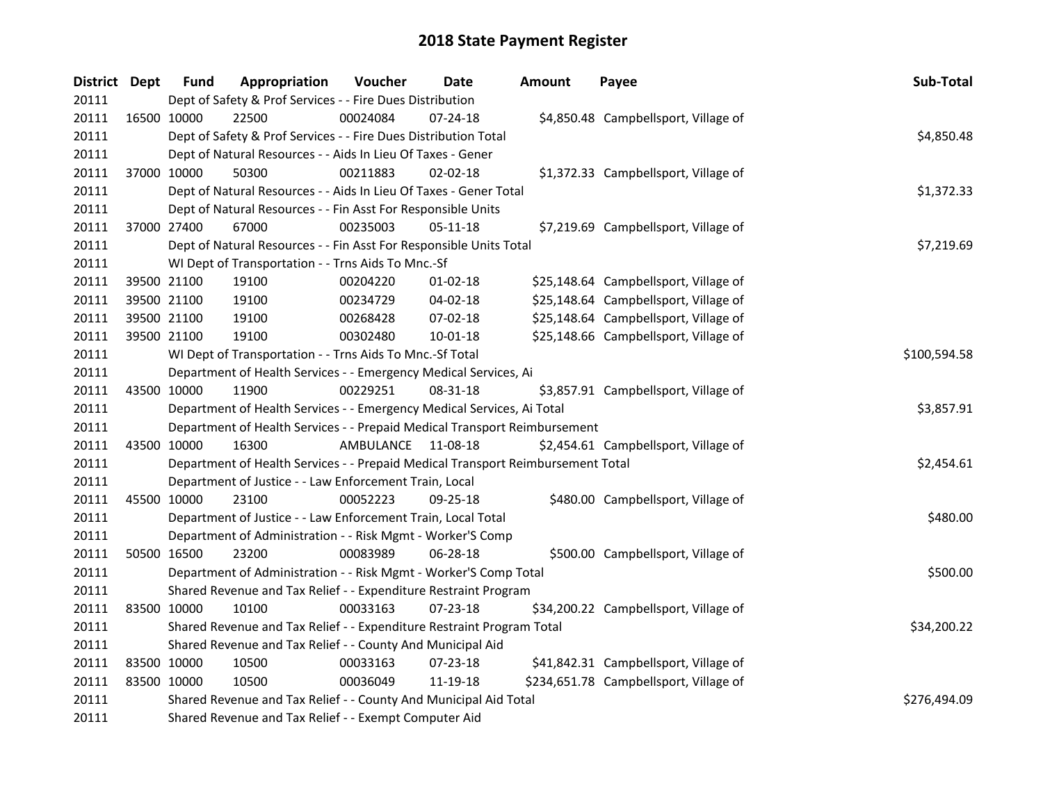# 2018 State Payment Register

| District | Dept | Fund | Appropriation | Voucher | Date | Amount | Payee | Sub-Total |
|---|---|---|---|---|---|---|---|---|
| 20111 | | Dept of Safety & Prof Services - - Fire Dues Distribution | | | | | | |
| 20111 | 16500 | 10000 | 22500 | 00024084 | 07-24-18 | $4,850.48 | Campbellsport, Village of | |
| 20111 | | Dept of Safety & Prof Services - - Fire Dues Distribution Total | | | | | | $4,850.48 |
| 20111 | | Dept of Natural Resources - - Aids In Lieu Of Taxes - Gener | | | | | | |
| 20111 | 37000 | 10000 | 50300 | 00211883 | 02-02-18 | $1,372.33 | Campbellsport, Village of | |
| 20111 | | Dept of Natural Resources - - Aids In Lieu Of Taxes - Gener Total | | | | | | $1,372.33 |
| 20111 | | Dept of Natural Resources - - Fin Asst For Responsible Units | | | | | | |
| 20111 | 37000 | 27400 | 67000 | 00235003 | 05-11-18 | $7,219.69 | Campbellsport, Village of | |
| 20111 | | Dept of Natural Resources - - Fin Asst For Responsible Units Total | | | | | | $7,219.69 |
| 20111 | | WI Dept of Transportation - - Trns Aids To Mnc.-Sf | | | | | | |
| 20111 | 39500 | 21100 | 19100 | 00204220 | 01-02-18 | $25,148.64 | Campbellsport, Village of | |
| 20111 | 39500 | 21100 | 19100 | 00234729 | 04-02-18 | $25,148.64 | Campbellsport, Village of | |
| 20111 | 39500 | 21100 | 19100 | 00268428 | 07-02-18 | $25,148.64 | Campbellsport, Village of | |
| 20111 | 39500 | 21100 | 19100 | 00302480 | 10-01-18 | $25,148.66 | Campbellsport, Village of | |
| 20111 | | WI Dept of Transportation - - Trns Aids To Mnc.-Sf Total | | | | | | $100,594.58 |
| 20111 | | Department of Health Services - - Emergency Medical Services, Ai | | | | | | |
| 20111 | 43500 | 10000 | 11900 | 00229251 | 08-31-18 | $3,857.91 | Campbellsport, Village of | |
| 20111 | | Department of Health Services - - Emergency Medical Services, Ai Total | | | | | | $3,857.91 |
| 20111 | | Department of Health Services - - Prepaid Medical Transport Reimbursement | | | | | | |
| 20111 | 43500 | 10000 | 16300 | AMBULANCE | 11-08-18 | $2,454.61 | Campbellsport, Village of | |
| 20111 | | Department of Health Services - - Prepaid Medical Transport Reimbursement Total | | | | | | $2,454.61 |
| 20111 | | Department of Justice - - Law Enforcement Train, Local | | | | | | |
| 20111 | 45500 | 10000 | 23100 | 00052223 | 09-25-18 | $480.00 | Campbellsport, Village of | |
| 20111 | | Department of Justice - - Law Enforcement Train, Local Total | | | | | | $480.00 |
| 20111 | | Department of Administration - - Risk Mgmt - Worker'S Comp | | | | | | |
| 20111 | 50500 | 16500 | 23200 | 00083989 | 06-28-18 | $500.00 | Campbellsport, Village of | |
| 20111 | | Department of Administration - - Risk Mgmt - Worker'S Comp Total | | | | | | $500.00 |
| 20111 | | Shared Revenue and Tax Relief - - Expenditure Restraint Program | | | | | | |
| 20111 | 83500 | 10000 | 10100 | 00033163 | 07-23-18 | $34,200.22 | Campbellsport, Village of | |
| 20111 | | Shared Revenue and Tax Relief - - Expenditure Restraint Program Total | | | | | | $34,200.22 |
| 20111 | | Shared Revenue and Tax Relief - - County And Municipal Aid | | | | | | |
| 20111 | 83500 | 10000 | 10500 | 00033163 | 07-23-18 | $41,842.31 | Campbellsport, Village of | |
| 20111 | 83500 | 10000 | 10500 | 00036049 | 11-19-18 | $234,651.78 | Campbellsport, Village of | |
| 20111 | | Shared Revenue and Tax Relief - - County And Municipal Aid Total | | | | | | $276,494.09 |
| 20111 | | Shared Revenue and Tax Relief - - Exempt Computer Aid | | | | | | |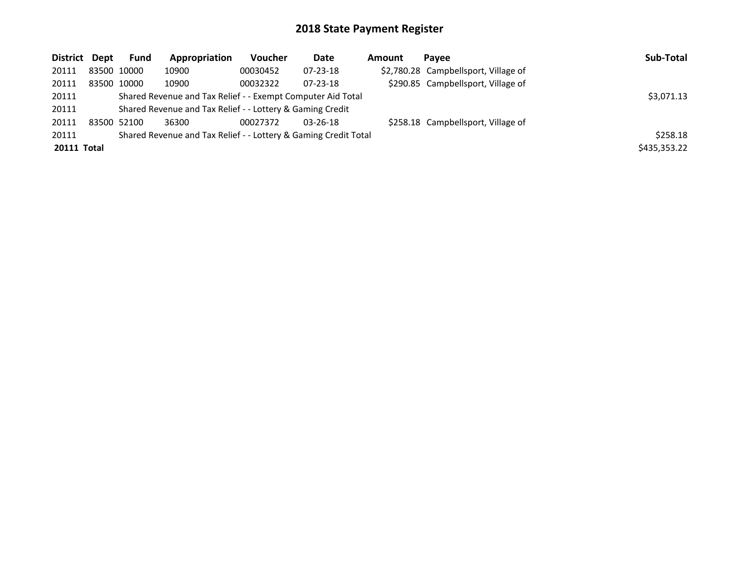# 2018 State Payment Register

| District | Dept | Fund | Appropriation | Voucher | Date | Amount | Payee | Sub-Total |
|---|---|---|---|---|---|---|---|---|
| 20111 | 83500 | 10000 | 10900 | 00030452 | 07-23-18 | $2,780.28 | Campbellsport, Village of | |
| 20111 | 83500 | 10000 | 10900 | 00032322 | 07-23-18 | $290.85 | Campbellsport, Village of | |
| 20111 | | Shared Revenue and Tax Relief - - Exempt Computer Aid Total | | | | | | $3,071.13 |
| 20111 | | Shared Revenue and Tax Relief - - Lottery & Gaming Credit | | | | | | |
| 20111 | 83500 | 52100 | 36300 | 00027372 | 03-26-18 | $258.18 | Campbellsport, Village of | |
| 20111 | | Shared Revenue and Tax Relief - - Lottery & Gaming Credit Total | | | | | | $258.18 |
| **20111 Total** | | | | | | | | $435,353.22 |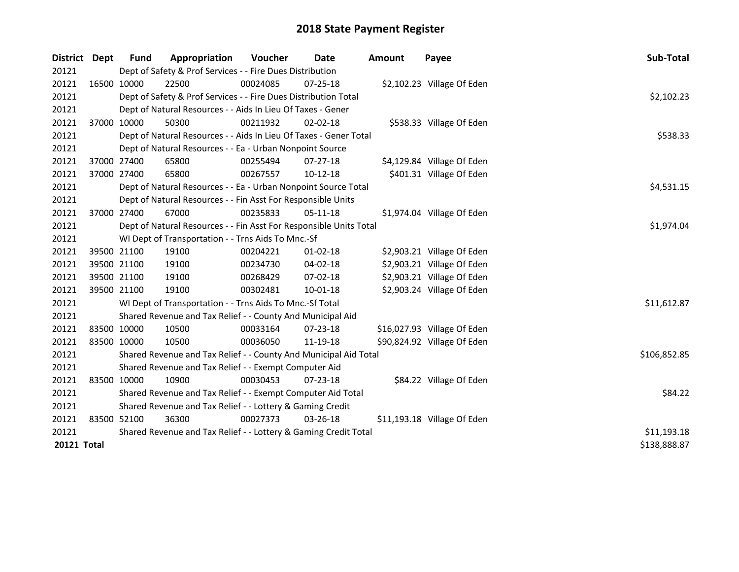# 2018 State Payment Register

| District | Dept | Fund | Appropriation | Voucher | Date | Amount | Payee | Sub-Total |
|---|---|---|---|---|---|---|---|---|
| 20121 | | Dept of Safety & Prof Services - - Fire Dues Distribution | | | | | | |
| 20121 | 16500 | 10000 | 22500 | 00024085 | 07-25-18 | $2,102.23 | Village Of Eden | |
| 20121 | | Dept of Safety & Prof Services - - Fire Dues Distribution Total | | | | | | $2,102.23 |
| 20121 | | Dept of Natural Resources - - Aids In Lieu Of Taxes - Gener | | | | | | |
| 20121 | 37000 | 10000 | 50300 | 00211932 | 02-02-18 | $538.33 | Village Of Eden | |
| 20121 | | Dept of Natural Resources - - Aids In Lieu Of Taxes - Gener Total | | | | | | $538.33 |
| 20121 | | Dept of Natural Resources - - Ea - Urban Nonpoint Source | | | | | | |
| 20121 | 37000 | 27400 | 65800 | 00255494 | 07-27-18 | $4,129.84 | Village Of Eden | |
| 20121 | 37000 | 27400 | 65800 | 00267557 | 10-12-18 | $401.31 | Village Of Eden | |
| 20121 | | Dept of Natural Resources - - Ea - Urban Nonpoint Source Total | | | | | | $4,531.15 |
| 20121 | | Dept of Natural Resources - - Fin Asst For Responsible Units | | | | | | |
| 20121 | 37000 | 27400 | 67000 | 00235833 | 05-11-18 | $1,974.04 | Village Of Eden | |
| 20121 | | Dept of Natural Resources - - Fin Asst For Responsible Units Total | | | | | | $1,974.04 |
| 20121 | | WI Dept of Transportation - - Trns Aids To Mnc.-Sf | | | | | | |
| 20121 | 39500 | 21100 | 19100 | 00204221 | 01-02-18 | $2,903.21 | Village Of Eden | |
| 20121 | 39500 | 21100 | 19100 | 00234730 | 04-02-18 | $2,903.21 | Village Of Eden | |
| 20121 | 39500 | 21100 | 19100 | 00268429 | 07-02-18 | $2,903.21 | Village Of Eden | |
| 20121 | 39500 | 21100 | 19100 | 00302481 | 10-01-18 | $2,903.24 | Village Of Eden | |
| 20121 | | WI Dept of Transportation - - Trns Aids To Mnc.-Sf Total | | | | | | $11,612.87 |
| 20121 | | Shared Revenue and Tax Relief - - County And Municipal Aid | | | | | | |
| 20121 | 83500 | 10000 | 10500 | 00033164 | 07-23-18 | $16,027.93 | Village Of Eden | |
| 20121 | 83500 | 10000 | 10500 | 00036050 | 11-19-18 | $90,824.92 | Village Of Eden | |
| 20121 | | Shared Revenue and Tax Relief - - County And Municipal Aid Total | | | | | | $106,852.85 |
| 20121 | | Shared Revenue and Tax Relief - - Exempt Computer Aid | | | | | | |
| 20121 | 83500 | 10000 | 10900 | 00030453 | 07-23-18 | $84.22 | Village Of Eden | |
| 20121 | | Shared Revenue and Tax Relief - - Exempt Computer Aid Total | | | | | | $84.22 |
| 20121 | | Shared Revenue and Tax Relief - - Lottery & Gaming Credit | | | | | | |
| 20121 | 83500 | 52100 | 36300 | 00027373 | 03-26-18 | $11,193.18 | Village Of Eden | |
| 20121 | | Shared Revenue and Tax Relief - - Lottery & Gaming Credit Total | | | | | | $11,193.18 |
| **20121 Total** | | | | | | | | $138,888.87 |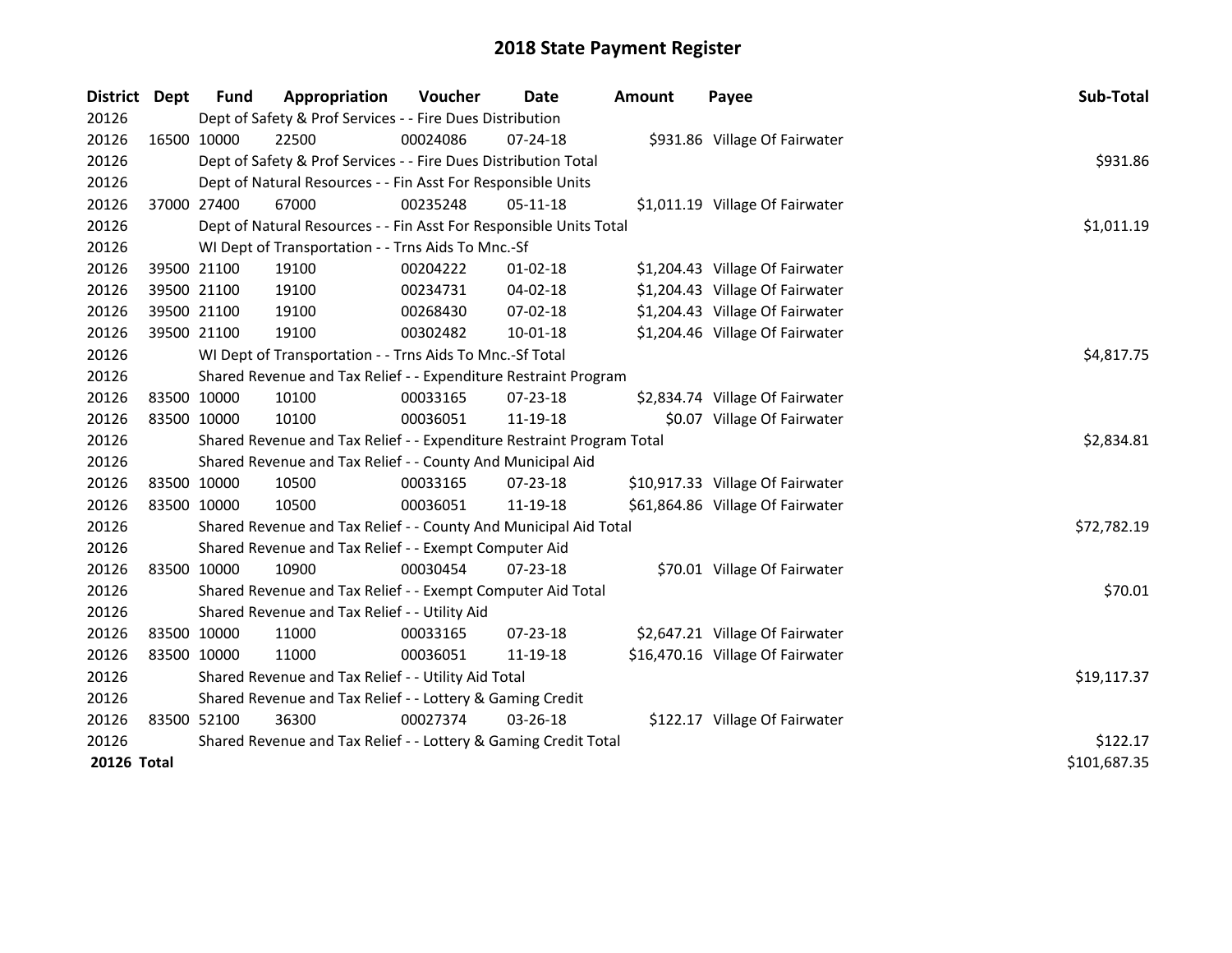# 2018 State Payment Register

| District | Dept | Fund | Appropriation | Voucher | Date | Amount | Payee | Sub-Total |
|---|---|---|---|---|---|---|---|---|
| 20126 | | Dept of Safety & Prof Services - - Fire Dues Distribution | | | | | | |
| 20126 | 16500 | 10000 | 22500 | 00024086 | 07-24-18 | $931.86 | Village Of Fairwater | |
| 20126 | | Dept of Safety & Prof Services - - Fire Dues Distribution Total | | | | | | $931.86 |
| 20126 | | Dept of Natural Resources - - Fin Asst For Responsible Units | | | | | | |
| 20126 | 37000 | 27400 | 67000 | 00235248 | 05-11-18 | $1,011.19 | Village Of Fairwater | |
| 20126 | | Dept of Natural Resources - - Fin Asst For Responsible Units Total | | | | | | $1,011.19 |
| 20126 | | WI Dept of Transportation - - Trns Aids To Mnc.-Sf | | | | | | |
| 20126 | 39500 | 21100 | 19100 | 00204222 | 01-02-18 | $1,204.43 | Village Of Fairwater | |
| 20126 | 39500 | 21100 | 19100 | 00234731 | 04-02-18 | $1,204.43 | Village Of Fairwater | |
| 20126 | 39500 | 21100 | 19100 | 00268430 | 07-02-18 | $1,204.43 | Village Of Fairwater | |
| 20126 | 39500 | 21100 | 19100 | 00302482 | 10-01-18 | $1,204.46 | Village Of Fairwater | |
| 20126 | | WI Dept of Transportation - - Trns Aids To Mnc.-Sf Total | | | | | | $4,817.75 |
| 20126 | | Shared Revenue and Tax Relief - - Expenditure Restraint Program | | | | | | |
| 20126 | 83500 | 10000 | 10100 | 00033165 | 07-23-18 | $2,834.74 | Village Of Fairwater | |
| 20126 | 83500 | 10000 | 10100 | 00036051 | 11-19-18 | $0.07 | Village Of Fairwater | |
| 20126 | | Shared Revenue and Tax Relief - - Expenditure Restraint Program Total | | | | | | $2,834.81 |
| 20126 | | Shared Revenue and Tax Relief - - County And Municipal Aid | | | | | | |
| 20126 | 83500 | 10000 | 10500 | 00033165 | 07-23-18 | $10,917.33 | Village Of Fairwater | |
| 20126 | 83500 | 10000 | 10500 | 00036051 | 11-19-18 | $61,864.86 | Village Of Fairwater | |
| 20126 | | Shared Revenue and Tax Relief - - County And Municipal Aid Total | | | | | | $72,782.19 |
| 20126 | | Shared Revenue and Tax Relief - - Exempt Computer Aid | | | | | | |
| 20126 | 83500 | 10000 | 10900 | 00030454 | 07-23-18 | $70.01 | Village Of Fairwater | |
| 20126 | | Shared Revenue and Tax Relief - - Exempt Computer Aid Total | | | | | | $70.01 |
| 20126 | | Shared Revenue and Tax Relief - - Utility Aid | | | | | | |
| 20126 | 83500 | 10000 | 11000 | 00033165 | 07-23-18 | $2,647.21 | Village Of Fairwater | |
| 20126 | 83500 | 10000 | 11000 | 00036051 | 11-19-18 | $16,470.16 | Village Of Fairwater | |
| 20126 | | Shared Revenue and Tax Relief - - Utility Aid Total | | | | | | $19,117.37 |
| 20126 | | Shared Revenue and Tax Relief - - Lottery & Gaming Credit | | | | | | |
| 20126 | 83500 | 52100 | 36300 | 00027374 | 03-26-18 | $122.17 | Village Of Fairwater | |
| 20126 | | Shared Revenue and Tax Relief - - Lottery & Gaming Credit Total | | | | | | $122.17 |
| **20126 Total** | | | | | | | | $101,687.35 |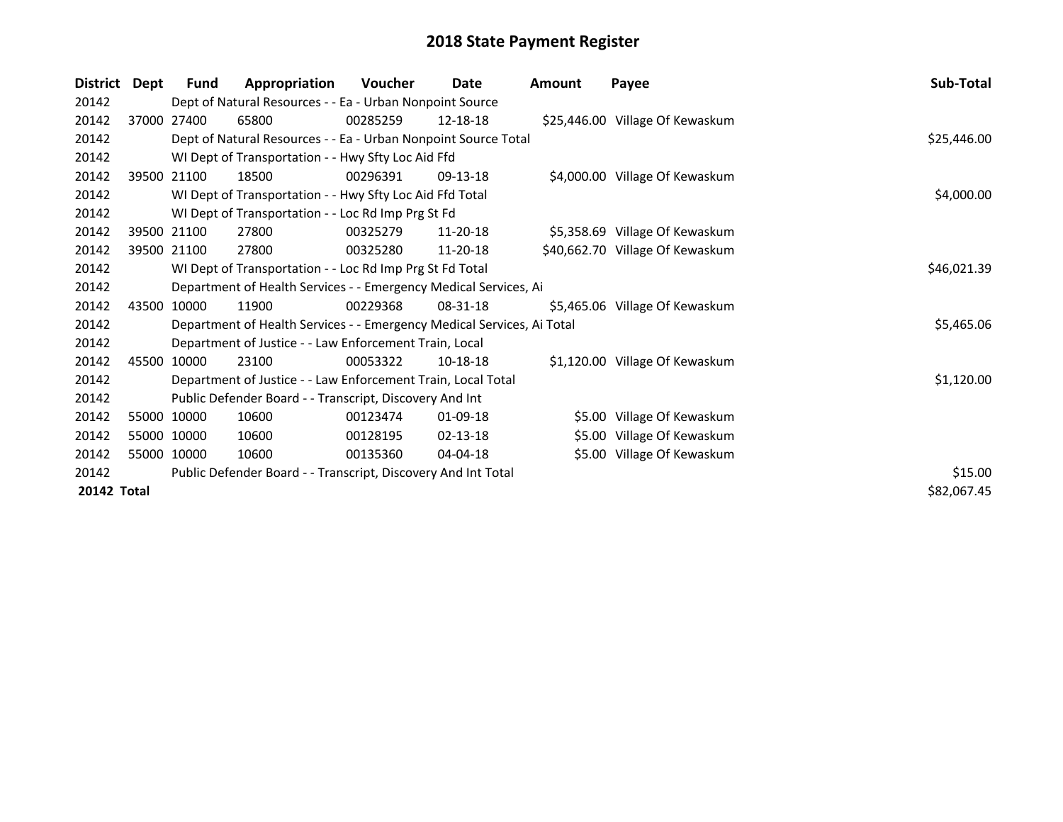# 2018 State Payment Register

| District | Dept | Fund | Appropriation | Voucher | Date | Amount | Payee | Sub-Total |
|---|---|---|---|---|---|---|---|---|
| 20142 | | Dept of Natural Resources - - Ea - Urban Nonpoint Source | | | | | | |
| 20142 | 37000 | 27400 | 65800 | 00285259 | 12-18-18 | $25,446.00 | Village Of Kewaskum | |
| 20142 | | Dept of Natural Resources - - Ea - Urban Nonpoint Source Total | | | | | | $25,446.00 |
| 20142 | | WI Dept of Transportation - - Hwy Sfty Loc Aid Ffd | | | | | | |
| 20142 | 39500 | 21100 | 18500 | 00296391 | 09-13-18 | $4,000.00 | Village Of Kewaskum | |
| 20142 | | WI Dept of Transportation - - Hwy Sfty Loc Aid Ffd Total | | | | | | $4,000.00 |
| 20142 | | WI Dept of Transportation - - Loc Rd Imp Prg St Fd | | | | | | |
| 20142 | 39500 | 21100 | 27800 | 00325279 | 11-20-18 | $5,358.69 | Village Of Kewaskum | |
| 20142 | 39500 | 21100 | 27800 | 00325280 | 11-20-18 | $40,662.70 | Village Of Kewaskum | |
| 20142 | | WI Dept of Transportation - - Loc Rd Imp Prg St Fd Total | | | | | | $46,021.39 |
| 20142 | | Department of Health Services - - Emergency Medical Services, Ai | | | | | | |
| 20142 | 43500 | 10000 | 11900 | 00229368 | 08-31-18 | $5,465.06 | Village Of Kewaskum | |
| 20142 | | Department of Health Services - - Emergency Medical Services, Ai Total | | | | | | $5,465.06 |
| 20142 | | Department of Justice - - Law Enforcement Train, Local | | | | | | |
| 20142 | 45500 | 10000 | 23100 | 00053322 | 10-18-18 | $1,120.00 | Village Of Kewaskum | |
| 20142 | | Department of Justice - - Law Enforcement Train, Local Total | | | | | | $1,120.00 |
| 20142 | | Public Defender Board - - Transcript, Discovery And Int | | | | | | |
| 20142 | 55000 | 10000 | 10600 | 00123474 | 01-09-18 | $5.00 | Village Of Kewaskum | |
| 20142 | 55000 | 10000 | 10600 | 00128195 | 02-13-18 | $5.00 | Village Of Kewaskum | |
| 20142 | 55000 | 10000 | 10600 | 00135360 | 04-04-18 | $5.00 | Village Of Kewaskum | |
| 20142 | | Public Defender Board - - Transcript, Discovery And Int Total | | | | | | $15.00 |
| **20142** | **Total** | | | | | | | $82,067.45 |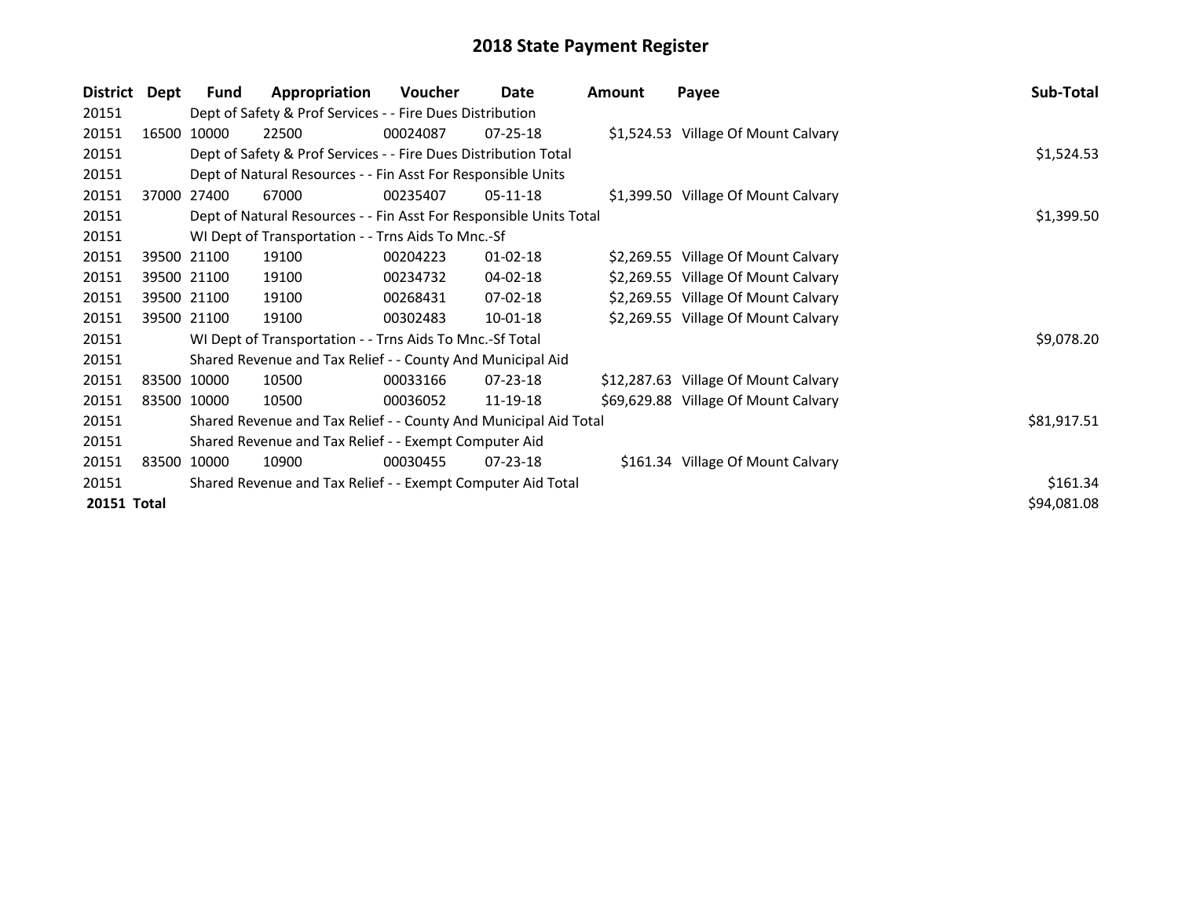# 2018 State Payment Register

| District | Dept | Fund | Appropriation | Voucher | Date | Amount | Payee | Sub-Total |
|---|---|---|---|---|---|---|---|---|
| 20151 | | Dept of Safety & Prof Services - - Fire Dues Distribution | | | | | | |
| 20151 | 16500 | 10000 | 22500 | 00024087 | 07-25-18 | $1,524.53 | Village Of Mount Calvary | |
| 20151 | | Dept of Safety & Prof Services - - Fire Dues Distribution Total | | | | | | $1,524.53 |
| 20151 | | Dept of Natural Resources - - Fin Asst For Responsible Units | | | | | | |
| 20151 | 37000 | 27400 | 67000 | 00235407 | 05-11-18 | $1,399.50 | Village Of Mount Calvary | |
| 20151 | | Dept of Natural Resources - - Fin Asst For Responsible Units Total | | | | | | $1,399.50 |
| 20151 | | WI Dept of Transportation - - Trns Aids To Mnc.-Sf | | | | | | |
| 20151 | 39500 | 21100 | 19100 | 00204223 | 01-02-18 | $2,269.55 | Village Of Mount Calvary | |
| 20151 | 39500 | 21100 | 19100 | 00234732 | 04-02-18 | $2,269.55 | Village Of Mount Calvary | |
| 20151 | 39500 | 21100 | 19100 | 00268431 | 07-02-18 | $2,269.55 | Village Of Mount Calvary | |
| 20151 | 39500 | 21100 | 19100 | 00302483 | 10-01-18 | $2,269.55 | Village Of Mount Calvary | |
| 20151 | | WI Dept of Transportation - - Trns Aids To Mnc.-Sf Total | | | | | | $9,078.20 |
| 20151 | | Shared Revenue and Tax Relief - - County And Municipal Aid | | | | | | |
| 20151 | 83500 | 10000 | 10500 | 00033166 | 07-23-18 | $12,287.63 | Village Of Mount Calvary | |
| 20151 | 83500 | 10000 | 10500 | 00036052 | 11-19-18 | $69,629.88 | Village Of Mount Calvary | |
| 20151 | | Shared Revenue and Tax Relief - - County And Municipal Aid Total | | | | | | $81,917.51 |
| 20151 | | Shared Revenue and Tax Relief - - Exempt Computer Aid | | | | | | |
| 20151 | 83500 | 10000 | 10900 | 00030455 | 07-23-18 | $161.34 | Village Of Mount Calvary | |
| 20151 | | Shared Revenue and Tax Relief - - Exempt Computer Aid Total | | | | | | $161.34 |
| **20151 Total** | | | | | | | | $94,081.08 |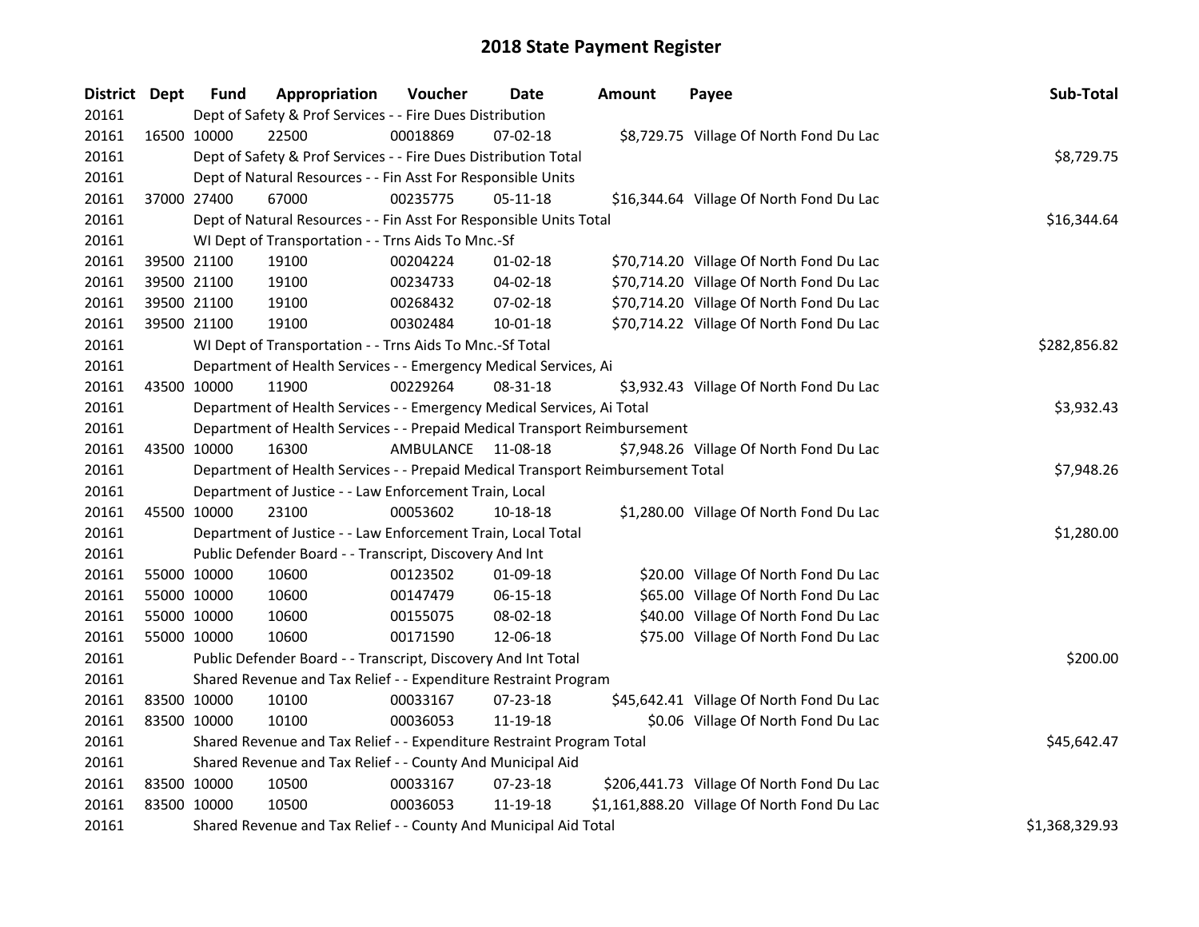# 2018 State Payment Register

| District | Dept | Fund | Appropriation | Voucher | Date | Amount | Payee | Sub-Total |
|---|---|---|---|---|---|---|---|---|
| 20161 | | | Dept of Safety & Prof Services - - Fire Dues Distribution | | | | | |
| 20161 | 16500 | 10000 | 22500 | 00018869 | 07-02-18 | $8,729.75 | Village Of North Fond Du Lac | |
| 20161 | | | Dept of Safety & Prof Services - - Fire Dues Distribution Total | | | | | $8,729.75 |
| 20161 | | | Dept of Natural Resources - - Fin Asst For Responsible Units | | | | | |
| 20161 | 37000 | 27400 | 67000 | 00235775 | 05-11-18 | $16,344.64 | Village Of North Fond Du Lac | |
| 20161 | | | Dept of Natural Resources - - Fin Asst For Responsible Units Total | | | | | $16,344.64 |
| 20161 | | | WI Dept of Transportation - - Trns Aids To Mnc.-Sf | | | | | |
| 20161 | 39500 | 21100 | 19100 | 00204224 | 01-02-18 | $70,714.20 | Village Of North Fond Du Lac | |
| 20161 | 39500 | 21100 | 19100 | 00234733 | 04-02-18 | $70,714.20 | Village Of North Fond Du Lac | |
| 20161 | 39500 | 21100 | 19100 | 00268432 | 07-02-18 | $70,714.20 | Village Of North Fond Du Lac | |
| 20161 | 39500 | 21100 | 19100 | 00302484 | 10-01-18 | $70,714.22 | Village Of North Fond Du Lac | |
| 20161 | | | WI Dept of Transportation - - Trns Aids To Mnc.-Sf Total | | | | | $282,856.82 |
| 20161 | | | Department of Health Services - - Emergency Medical Services, Ai | | | | | |
| 20161 | 43500 | 10000 | 11900 | 00229264 | 08-31-18 | $3,932.43 | Village Of North Fond Du Lac | |
| 20161 | | | Department of Health Services - - Emergency Medical Services, Ai Total | | | | | $3,932.43 |
| 20161 | | | Department of Health Services - - Prepaid Medical Transport Reimbursement | | | | | |
| 20161 | 43500 | 10000 | 16300 | AMBULANCE | 11-08-18 | $7,948.26 | Village Of North Fond Du Lac | |
| 20161 | | | Department of Health Services - - Prepaid Medical Transport Reimbursement Total | | | | | $7,948.26 |
| 20161 | | | Department of Justice - - Law Enforcement Train, Local | | | | | |
| 20161 | 45500 | 10000 | 23100 | 00053602 | 10-18-18 | $1,280.00 | Village Of North Fond Du Lac | |
| 20161 | | | Department of Justice - - Law Enforcement Train, Local Total | | | | | $1,280.00 |
| 20161 | | | Public Defender Board - - Transcript, Discovery And Int | | | | | |
| 20161 | 55000 | 10000 | 10600 | 00123502 | 01-09-18 | $20.00 | Village Of North Fond Du Lac | |
| 20161 | 55000 | 10000 | 10600 | 00147479 | 06-15-18 | $65.00 | Village Of North Fond Du Lac | |
| 20161 | 55000 | 10000 | 10600 | 00155075 | 08-02-18 | $40.00 | Village Of North Fond Du Lac | |
| 20161 | 55000 | 10000 | 10600 | 00171590 | 12-06-18 | $75.00 | Village Of North Fond Du Lac | |
| 20161 | | | Public Defender Board - - Transcript, Discovery And Int Total | | | | | $200.00 |
| 20161 | | | Shared Revenue and Tax Relief - - Expenditure Restraint Program | | | | | |
| 20161 | 83500 | 10000 | 10100 | 00033167 | 07-23-18 | $45,642.41 | Village Of North Fond Du Lac | |
| 20161 | 83500 | 10000 | 10100 | 00036053 | 11-19-18 | $0.06 | Village Of North Fond Du Lac | |
| 20161 | | | Shared Revenue and Tax Relief - - Expenditure Restraint Program Total | | | | | $45,642.47 |
| 20161 | | | Shared Revenue and Tax Relief - - County And Municipal Aid | | | | | |
| 20161 | 83500 | 10000 | 10500 | 00033167 | 07-23-18 | $206,441.73 | Village Of North Fond Du Lac | |
| 20161 | 83500 | 10000 | 10500 | 00036053 | 11-19-18 | $1,161,888.20 | Village Of North Fond Du Lac | |
| 20161 | | | Shared Revenue and Tax Relief - - County And Municipal Aid Total | | | | | $1,368,329.93 |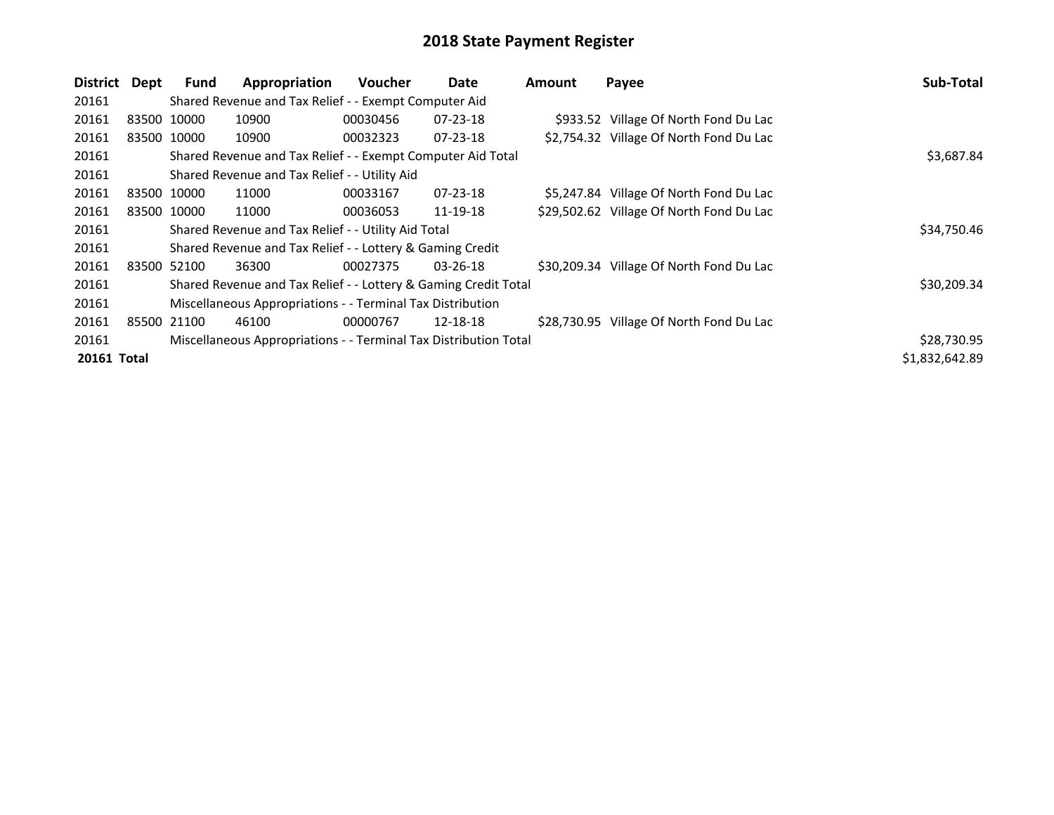# 2018 State Payment Register

| District | Dept | Fund | Appropriation | Voucher | Date | Amount | Payee | Sub-Total |
|---|---|---|---|---|---|---|---|---|
| 20161 | | Shared Revenue and Tax Relief - - Exempt Computer Aid | | | | | | |
| 20161 | 83500 | 10000 | 10900 | 00030456 | 07-23-18 | $933.52 | Village Of North Fond Du Lac | |
| 20161 | 83500 | 10000 | 10900 | 00032323 | 07-23-18 | $2,754.32 | Village Of North Fond Du Lac | |
| 20161 | | Shared Revenue and Tax Relief - - Exempt Computer Aid Total | | | | | | $3,687.84 |
| 20161 | | Shared Revenue and Tax Relief - - Utility Aid | | | | | | |
| 20161 | 83500 | 10000 | 11000 | 00033167 | 07-23-18 | $5,247.84 | Village Of North Fond Du Lac | |
| 20161 | 83500 | 10000 | 11000 | 00036053 | 11-19-18 | $29,502.62 | Village Of North Fond Du Lac | |
| 20161 | | Shared Revenue and Tax Relief - - Utility Aid Total | | | | | | $34,750.46 |
| 20161 | | Shared Revenue and Tax Relief - - Lottery & Gaming Credit | | | | | | |
| 20161 | 83500 | 52100 | 36300 | 00027375 | 03-26-18 | $30,209.34 | Village Of North Fond Du Lac | |
| 20161 | | Shared Revenue and Tax Relief - - Lottery & Gaming Credit Total | | | | | | $30,209.34 |
| 20161 | | Miscellaneous Appropriations - - Terminal Tax Distribution | | | | | | |
| 20161 | 85500 | 21100 | 46100 | 00000767 | 12-18-18 | $28,730.95 | Village Of North Fond Du Lac | |
| 20161 | | Miscellaneous Appropriations - - Terminal Tax Distribution Total | | | | | | $28,730.95 |
| **20161 Total** | | | | | | | | $1,832,642.89 |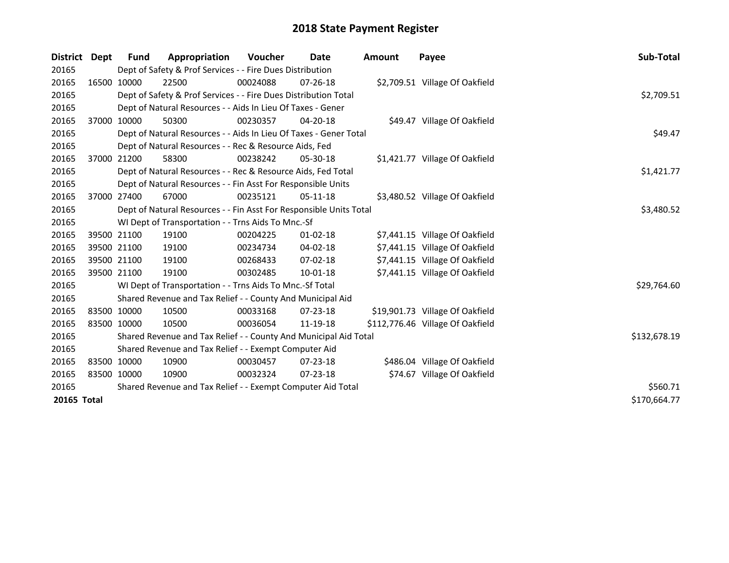# 2018 State Payment Register

| District | Dept | Fund | Appropriation | Voucher | Date | Amount | Payee | Sub-Total |
|---|---|---|---|---|---|---|---|---|
| 20165 | | Dept of Safety & Prof Services - - Fire Dues Distribution | | | | | | |
| 20165 | 16500 | 10000 | 22500 | 00024088 | 07-26-18 | $2,709.51 | Village Of Oakfield | |
| 20165 | | Dept of Safety & Prof Services - - Fire Dues Distribution Total | | | | | | $2,709.51 |
| 20165 | | Dept of Natural Resources - - Aids In Lieu Of Taxes - Gener | | | | | | |
| 20165 | 37000 | 10000 | 50300 | 00230357 | 04-20-18 | $49.47 | Village Of Oakfield | |
| 20165 | | Dept of Natural Resources - - Aids In Lieu Of Taxes - Gener Total | | | | | | $49.47 |
| 20165 | | Dept of Natural Resources - - Rec & Resource Aids, Fed | | | | | | |
| 20165 | 37000 | 21200 | 58300 | 00238242 | 05-30-18 | $1,421.77 | Village Of Oakfield | |
| 20165 | | Dept of Natural Resources - - Rec & Resource Aids, Fed Total | | | | | | $1,421.77 |
| 20165 | | Dept of Natural Resources - - Fin Asst For Responsible Units | | | | | | |
| 20165 | 37000 | 27400 | 67000 | 00235121 | 05-11-18 | $3,480.52 | Village Of Oakfield | |
| 20165 | | Dept of Natural Resources - - Fin Asst For Responsible Units Total | | | | | | $3,480.52 |
| 20165 | | WI Dept of Transportation - - Trns Aids To Mnc.-Sf | | | | | | |
| 20165 | 39500 | 21100 | 19100 | 00204225 | 01-02-18 | $7,441.15 | Village Of Oakfield | |
| 20165 | 39500 | 21100 | 19100 | 00234734 | 04-02-18 | $7,441.15 | Village Of Oakfield | |
| 20165 | 39500 | 21100 | 19100 | 00268433 | 07-02-18 | $7,441.15 | Village Of Oakfield | |
| 20165 | 39500 | 21100 | 19100 | 00302485 | 10-01-18 | $7,441.15 | Village Of Oakfield | |
| 20165 | | WI Dept of Transportation - - Trns Aids To Mnc.-Sf Total | | | | | | $29,764.60 |
| 20165 | | Shared Revenue and Tax Relief - - County And Municipal Aid | | | | | | |
| 20165 | 83500 | 10000 | 10500 | 00033168 | 07-23-18 | $19,901.73 | Village Of Oakfield | |
| 20165 | 83500 | 10000 | 10500 | 00036054 | 11-19-18 | $112,776.46 | Village Of Oakfield | |
| 20165 | | Shared Revenue and Tax Relief - - County And Municipal Aid Total | | | | | | $132,678.19 |
| 20165 | | Shared Revenue and Tax Relief - - Exempt Computer Aid | | | | | | |
| 20165 | 83500 | 10000 | 10900 | 00030457 | 07-23-18 | $486.04 | Village Of Oakfield | |
| 20165 | 83500 | 10000 | 10900 | 00032324 | 07-23-18 | $74.67 | Village Of Oakfield | |
| 20165 | | Shared Revenue and Tax Relief - - Exempt Computer Aid Total | | | | | | $560.71 |
| **20165 Total** | | | | | | | | $170,664.77 |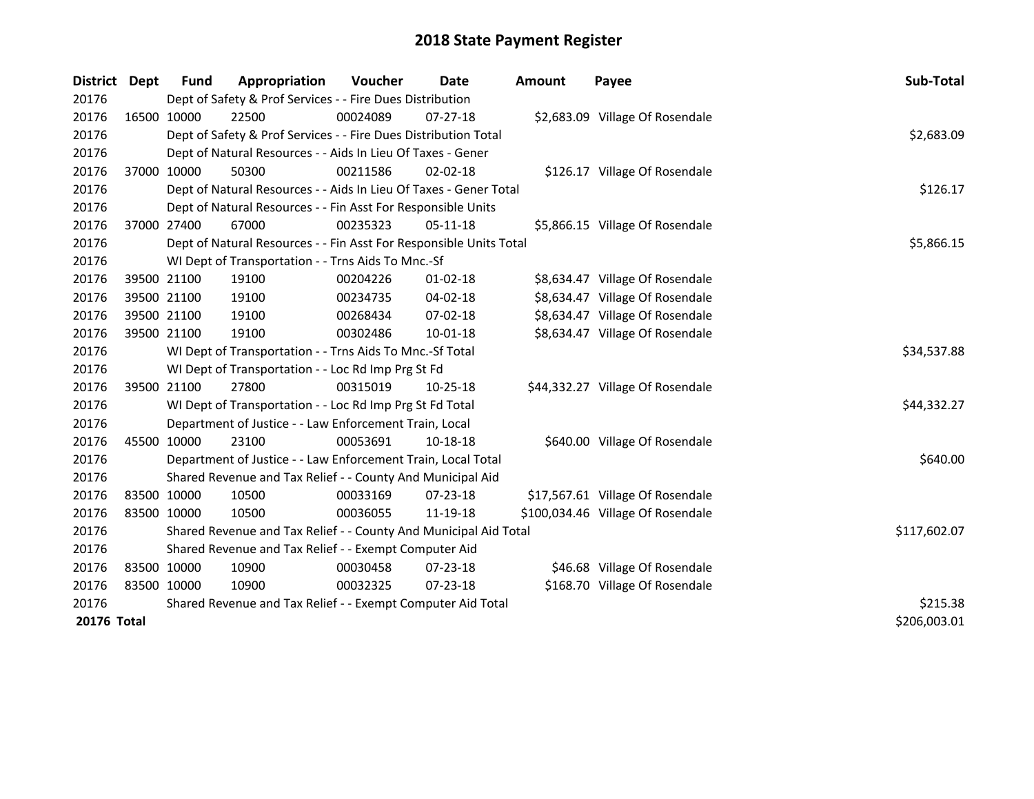# 2018 State Payment Register

| District | Dept | Fund | Appropriation | Voucher | Date | Amount | Payee | Sub-Total |
|---|---|---|---|---|---|---|---|---|
| 20176 | | Dept of Safety & Prof Services - - Fire Dues Distribution | | | | | | |
| 20176 | 16500 | 10000 | 22500 | 00024089 | 07-27-18 | $2,683.09 | Village Of Rosendale | |
| 20176 | | Dept of Safety & Prof Services - - Fire Dues Distribution Total | | | | | | $2,683.09 |
| 20176 | | Dept of Natural Resources - - Aids In Lieu Of Taxes - Gener | | | | | | |
| 20176 | 37000 | 10000 | 50300 | 00211586 | 02-02-18 | $126.17 | Village Of Rosendale | |
| 20176 | | Dept of Natural Resources - - Aids In Lieu Of Taxes - Gener Total | | | | | | $126.17 |
| 20176 | | Dept of Natural Resources - - Fin Asst For Responsible Units | | | | | | |
| 20176 | 37000 | 27400 | 67000 | 00235323 | 05-11-18 | $5,866.15 | Village Of Rosendale | |
| 20176 | | Dept of Natural Resources - - Fin Asst For Responsible Units Total | | | | | | $5,866.15 |
| 20176 | | WI Dept of Transportation - - Trns Aids To Mnc.-Sf | | | | | | |
| 20176 | 39500 | 21100 | 19100 | 00204226 | 01-02-18 | $8,634.47 | Village Of Rosendale | |
| 20176 | 39500 | 21100 | 19100 | 00234735 | 04-02-18 | $8,634.47 | Village Of Rosendale | |
| 20176 | 39500 | 21100 | 19100 | 00268434 | 07-02-18 | $8,634.47 | Village Of Rosendale | |
| 20176 | 39500 | 21100 | 19100 | 00302486 | 10-01-18 | $8,634.47 | Village Of Rosendale | |
| 20176 | | WI Dept of Transportation - - Trns Aids To Mnc.-Sf Total | | | | | | $34,537.88 |
| 20176 | | WI Dept of Transportation - - Loc Rd Imp Prg St Fd | | | | | | |
| 20176 | 39500 | 21100 | 27800 | 00315019 | 10-25-18 | $44,332.27 | Village Of Rosendale | |
| 20176 | | WI Dept of Transportation - - Loc Rd Imp Prg St Fd Total | | | | | | $44,332.27 |
| 20176 | | Department of Justice - - Law Enforcement Train, Local | | | | | | |
| 20176 | 45500 | 10000 | 23100 | 00053691 | 10-18-18 | $640.00 | Village Of Rosendale | |
| 20176 | | Department of Justice - - Law Enforcement Train, Local Total | | | | | | $640.00 |
| 20176 | | Shared Revenue and Tax Relief - - County And Municipal Aid | | | | | | |
| 20176 | 83500 | 10000 | 10500 | 00033169 | 07-23-18 | $17,567.61 | Village Of Rosendale | |
| 20176 | 83500 | 10000 | 10500 | 00036055 | 11-19-18 | $100,034.46 | Village Of Rosendale | |
| 20176 | | Shared Revenue and Tax Relief - - County And Municipal Aid Total | | | | | | $117,602.07 |
| 20176 | | Shared Revenue and Tax Relief - - Exempt Computer Aid | | | | | | |
| 20176 | 83500 | 10000 | 10900 | 00030458 | 07-23-18 | $46.68 | Village Of Rosendale | |
| 20176 | 83500 | 10000 | 10900 | 00032325 | 07-23-18 | $168.70 | Village Of Rosendale | |
| 20176 | | Shared Revenue and Tax Relief - - Exempt Computer Aid Total | | | | | | $215.38 |
| **20176 Total** | | | | | | | | $206,003.01 |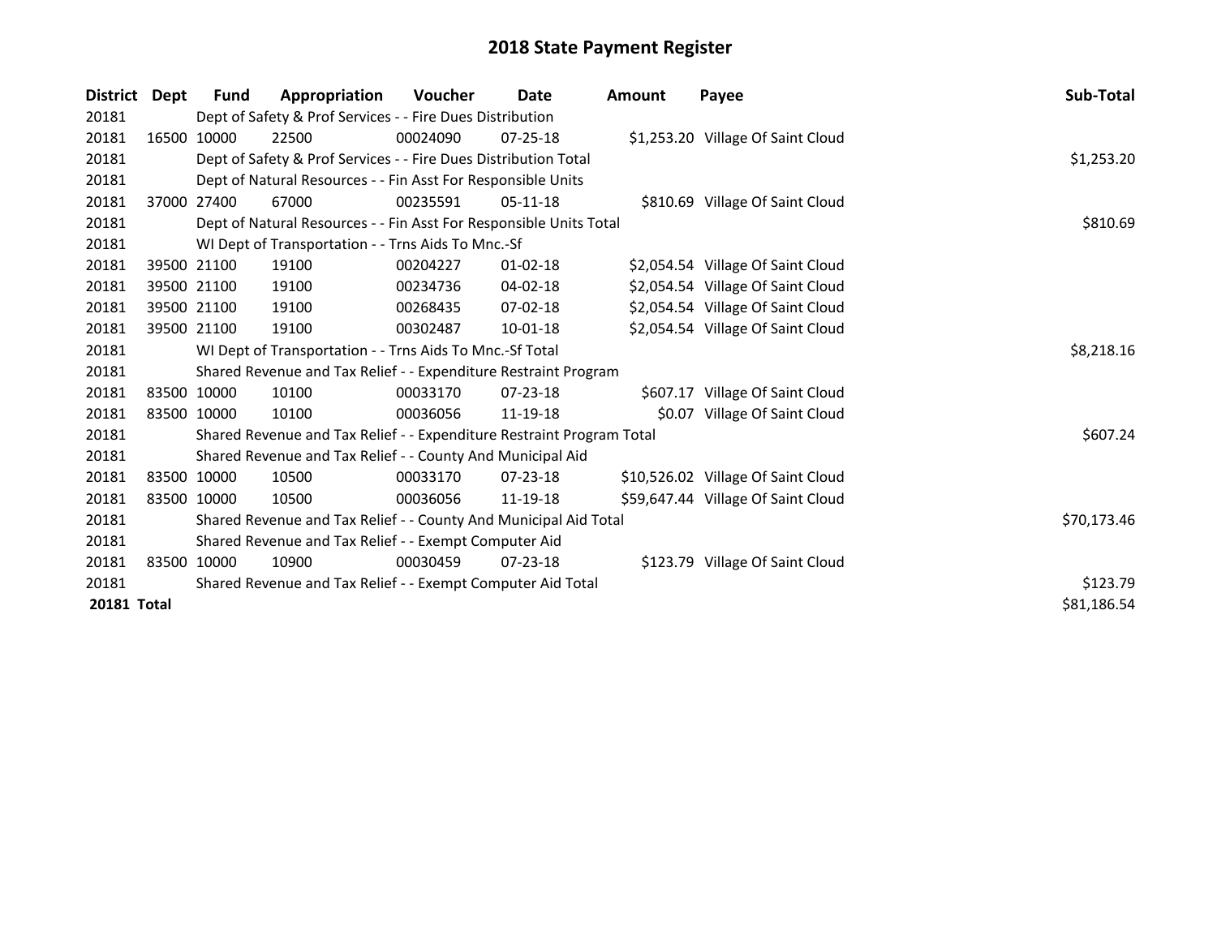# 2018 State Payment Register

| District | Dept | Fund | Appropriation | Voucher | Date | Amount | Payee | Sub-Total |
|---|---|---|---|---|---|---|---|---|
| 20181 | | Dept of Safety & Prof Services - - Fire Dues Distribution | | | | | | |
| 20181 | 16500 | 10000 | 22500 | 00024090 | 07-25-18 | $1,253.20 | Village Of Saint Cloud | |
| 20181 | | Dept of Safety & Prof Services - - Fire Dues Distribution Total | | | | | | $1,253.20 |
| 20181 | | Dept of Natural Resources - - Fin Asst For Responsible Units | | | | | | |
| 20181 | 37000 | 27400 | 67000 | 00235591 | 05-11-18 | $810.69 | Village Of Saint Cloud | |
| 20181 | | Dept of Natural Resources - - Fin Asst For Responsible Units Total | | | | | | $810.69 |
| 20181 | | WI Dept of Transportation - - Trns Aids To Mnc.-Sf | | | | | | |
| 20181 | 39500 | 21100 | 19100 | 00204227 | 01-02-18 | $2,054.54 | Village Of Saint Cloud | |
| 20181 | 39500 | 21100 | 19100 | 00234736 | 04-02-18 | $2,054.54 | Village Of Saint Cloud | |
| 20181 | 39500 | 21100 | 19100 | 00268435 | 07-02-18 | $2,054.54 | Village Of Saint Cloud | |
| 20181 | 39500 | 21100 | 19100 | 00302487 | 10-01-18 | $2,054.54 | Village Of Saint Cloud | |
| 20181 | | WI Dept of Transportation - - Trns Aids To Mnc.-Sf Total | | | | | | $8,218.16 |
| 20181 | | Shared Revenue and Tax Relief - - Expenditure Restraint Program | | | | | | |
| 20181 | 83500 | 10000 | 10100 | 00033170 | 07-23-18 | $607.17 | Village Of Saint Cloud | |
| 20181 | 83500 | 10000 | 10100 | 00036056 | 11-19-18 | $0.07 | Village Of Saint Cloud | |
| 20181 | | Shared Revenue and Tax Relief - - Expenditure Restraint Program Total | | | | | | $607.24 |
| 20181 | | Shared Revenue and Tax Relief - - County And Municipal Aid | | | | | | |
| 20181 | 83500 | 10000 | 10500 | 00033170 | 07-23-18 | $10,526.02 | Village Of Saint Cloud | |
| 20181 | 83500 | 10000 | 10500 | 00036056 | 11-19-18 | $59,647.44 | Village Of Saint Cloud | |
| 20181 | | Shared Revenue and Tax Relief - - County And Municipal Aid Total | | | | | | $70,173.46 |
| 20181 | | Shared Revenue and Tax Relief - - Exempt Computer Aid | | | | | | |
| 20181 | 83500 | 10000 | 10900 | 00030459 | 07-23-18 | $123.79 | Village Of Saint Cloud | |
| 20181 | | Shared Revenue and Tax Relief - - Exempt Computer Aid Total | | | | | | $123.79 |
| **20181 Total** | | | | | | | | $81,186.54 |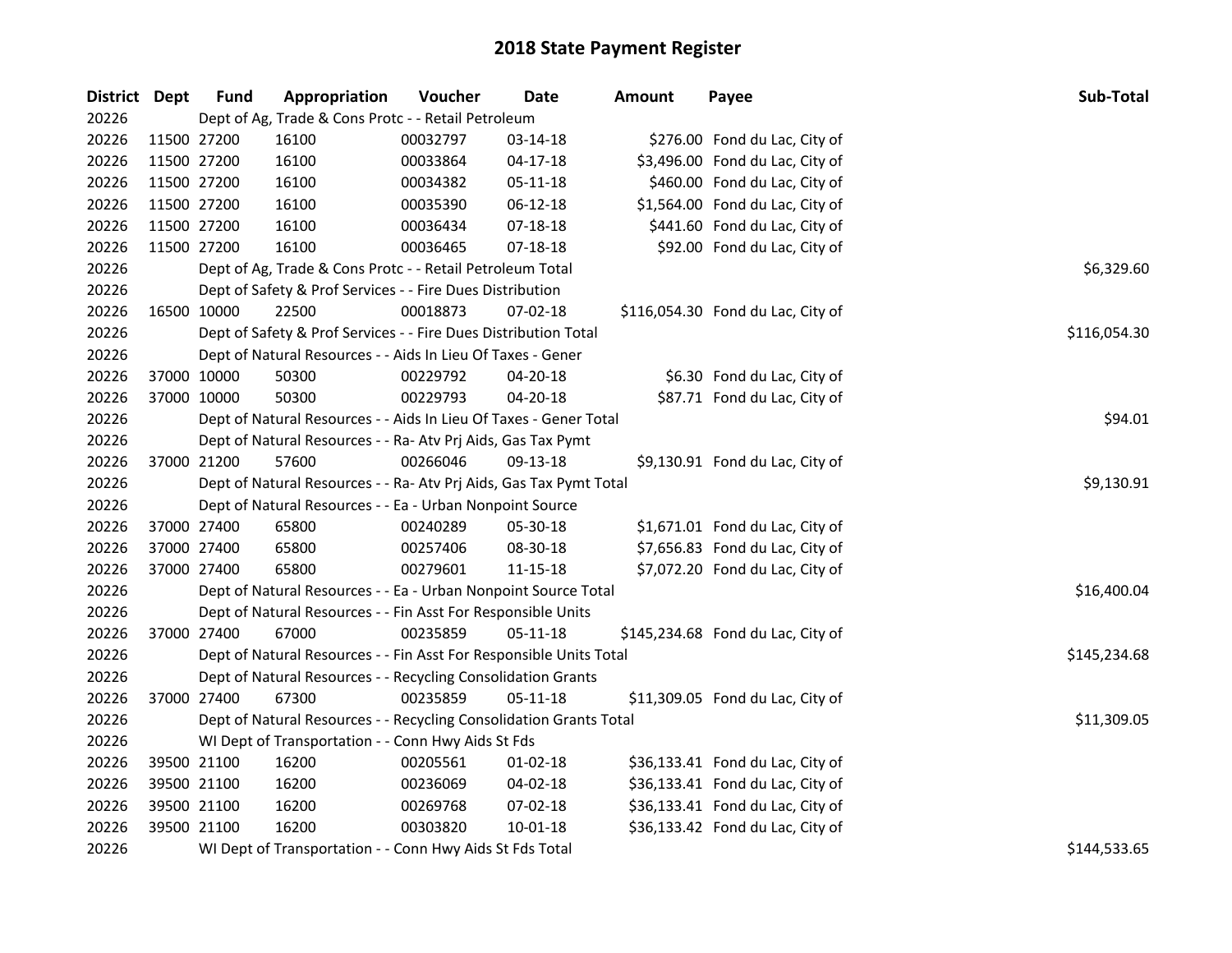# 2018 State Payment Register

| District | Dept | Fund | Appropriation | Voucher | Date | Amount | Payee | Sub-Total |
|---|---|---|---|---|---|---|---|---|
| 20226 | | Dept of Ag, Trade & Cons Protc - - Retail Petroleum | | | | | | |
| 20226 | 11500 | 27200 | 16100 | 00032797 | 03-14-18 | $276.00 | Fond du Lac, City of | |
| 20226 | 11500 | 27200 | 16100 | 00033864 | 04-17-18 | $3,496.00 | Fond du Lac, City of | |
| 20226 | 11500 | 27200 | 16100 | 00034382 | 05-11-18 | $460.00 | Fond du Lac, City of | |
| 20226 | 11500 | 27200 | 16100 | 00035390 | 06-12-18 | $1,564.00 | Fond du Lac, City of | |
| 20226 | 11500 | 27200 | 16100 | 00036434 | 07-18-18 | $441.60 | Fond du Lac, City of | |
| 20226 | 11500 | 27200 | 16100 | 00036465 | 07-18-18 | $92.00 | Fond du Lac, City of | |
| 20226 | | Dept of Ag, Trade & Cons Protc - - Retail Petroleum Total | | | | | | $6,329.60 |
| 20226 | | Dept of Safety & Prof Services - - Fire Dues Distribution | | | | | | |
| 20226 | 16500 | 10000 | 22500 | 00018873 | 07-02-18 | $116,054.30 | Fond du Lac, City of | |
| 20226 | | Dept of Safety & Prof Services - - Fire Dues Distribution Total | | | | | | $116,054.30 |
| 20226 | | Dept of Natural Resources - - Aids In Lieu Of Taxes - Gener | | | | | | |
| 20226 | 37000 | 10000 | 50300 | 00229792 | 04-20-18 | $6.30 | Fond du Lac, City of | |
| 20226 | 37000 | 10000 | 50300 | 00229793 | 04-20-18 | $87.71 | Fond du Lac, City of | |
| 20226 | | Dept of Natural Resources - - Aids In Lieu Of Taxes - Gener Total | | | | | | $94.01 |
| 20226 | | Dept of Natural Resources - - Ra- Atv Prj Aids, Gas Tax Pymt | | | | | | |
| 20226 | 37000 | 21200 | 57600 | 00266046 | 09-13-18 | $9,130.91 | Fond du Lac, City of | |
| 20226 | | Dept of Natural Resources - - Ra- Atv Prj Aids, Gas Tax Pymt Total | | | | | | $9,130.91 |
| 20226 | | Dept of Natural Resources - - Ea - Urban Nonpoint Source | | | | | | |
| 20226 | 37000 | 27400 | 65800 | 00240289 | 05-30-18 | $1,671.01 | Fond du Lac, City of | |
| 20226 | 37000 | 27400 | 65800 | 00257406 | 08-30-18 | $7,656.83 | Fond du Lac, City of | |
| 20226 | 37000 | 27400 | 65800 | 00279601 | 11-15-18 | $7,072.20 | Fond du Lac, City of | |
| 20226 | | Dept of Natural Resources - - Ea - Urban Nonpoint Source Total | | | | | | $16,400.04 |
| 20226 | | Dept of Natural Resources - - Fin Asst For Responsible Units | | | | | | |
| 20226 | 37000 | 27400 | 67000 | 00235859 | 05-11-18 | $145,234.68 | Fond du Lac, City of | |
| 20226 | | Dept of Natural Resources - - Fin Asst For Responsible Units Total | | | | | | $145,234.68 |
| 20226 | | Dept of Natural Resources - - Recycling Consolidation Grants | | | | | | |
| 20226 | 37000 | 27400 | 67300 | 00235859 | 05-11-18 | $11,309.05 | Fond du Lac, City of | |
| 20226 | | Dept of Natural Resources - - Recycling Consolidation Grants Total | | | | | | $11,309.05 |
| 20226 | | WI Dept of Transportation - - Conn Hwy Aids St Fds | | | | | | |
| 20226 | 39500 | 21100 | 16200 | 00205561 | 01-02-18 | $36,133.41 | Fond du Lac, City of | |
| 20226 | 39500 | 21100 | 16200 | 00236069 | 04-02-18 | $36,133.41 | Fond du Lac, City of | |
| 20226 | 39500 | 21100 | 16200 | 00269768 | 07-02-18 | $36,133.41 | Fond du Lac, City of | |
| 20226 | 39500 | 21100 | 16200 | 00303820 | 10-01-18 | $36,133.42 | Fond du Lac, City of | |
| 20226 | | WI Dept of Transportation - - Conn Hwy Aids St Fds Total | | | | | | $144,533.65 |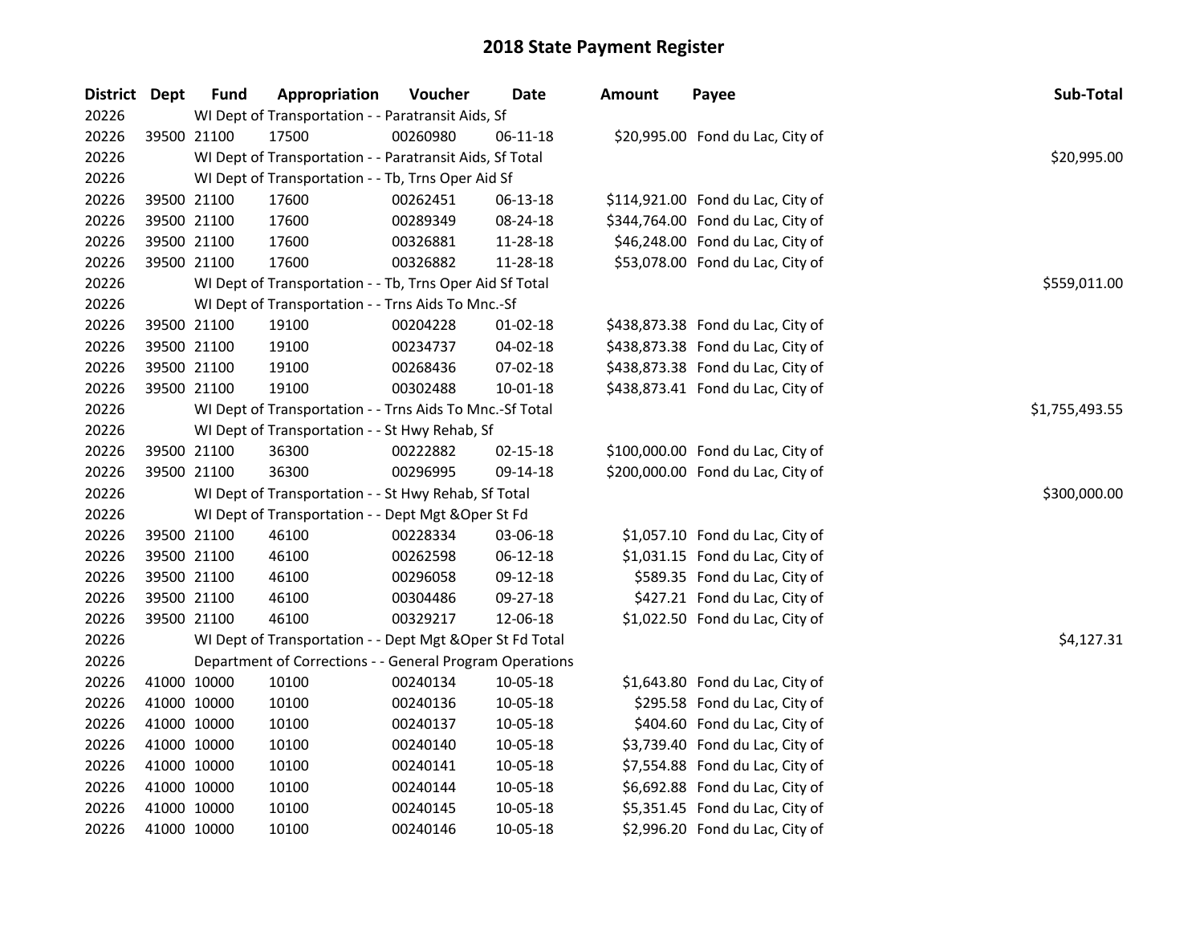# 2018 State Payment Register

| District | Dept | Fund | Appropriation | Voucher | Date | Amount | Payee | Sub-Total |
|---|---|---|---|---|---|---|---|---|
| 20226 | | WI Dept of Transportation - - Paratransit Aids, Sf | | | | | | |
| 20226 | 39500 | 21100 | 17500 | 00260980 | 06-11-18 | $20,995.00 | Fond du Lac, City of | |
| 20226 | | WI Dept of Transportation - - Paratransit Aids, Sf Total | | | | | | $20,995.00 |
| 20226 | | WI Dept of Transportation - - Tb, Trns Oper Aid Sf | | | | | | |
| 20226 | 39500 | 21100 | 17600 | 00262451 | 06-13-18 | $114,921.00 | Fond du Lac, City of | |
| 20226 | 39500 | 21100 | 17600 | 00289349 | 08-24-18 | $344,764.00 | Fond du Lac, City of | |
| 20226 | 39500 | 21100 | 17600 | 00326881 | 11-28-18 | $46,248.00 | Fond du Lac, City of | |
| 20226 | 39500 | 21100 | 17600 | 00326882 | 11-28-18 | $53,078.00 | Fond du Lac, City of | |
| 20226 | | WI Dept of Transportation - - Tb, Trns Oper Aid Sf Total | | | | | | $559,011.00 |
| 20226 | | WI Dept of Transportation - - Trns Aids To Mnc.-Sf | | | | | | |
| 20226 | 39500 | 21100 | 19100 | 00204228 | 01-02-18 | $438,873.38 | Fond du Lac, City of | |
| 20226 | 39500 | 21100 | 19100 | 00234737 | 04-02-18 | $438,873.38 | Fond du Lac, City of | |
| 20226 | 39500 | 21100 | 19100 | 00268436 | 07-02-18 | $438,873.38 | Fond du Lac, City of | |
| 20226 | 39500 | 21100 | 19100 | 00302488 | 10-01-18 | $438,873.41 | Fond du Lac, City of | |
| 20226 | | WI Dept of Transportation - - Trns Aids To Mnc.-Sf Total | | | | | | $1,755,493.55 |
| 20226 | | WI Dept of Transportation - - St Hwy Rehab, Sf | | | | | | |
| 20226 | 39500 | 21100 | 36300 | 00222882 | 02-15-18 | $100,000.00 | Fond du Lac, City of | |
| 20226 | 39500 | 21100 | 36300 | 00296995 | 09-14-18 | $200,000.00 | Fond du Lac, City of | |
| 20226 | | WI Dept of Transportation - - St Hwy Rehab, Sf Total | | | | | | $300,000.00 |
| 20226 | | WI Dept of Transportation - - Dept Mgt &Oper St Fd | | | | | | |
| 20226 | 39500 | 21100 | 46100 | 00228334 | 03-06-18 | $1,057.10 | Fond du Lac, City of | |
| 20226 | 39500 | 21100 | 46100 | 00262598 | 06-12-18 | $1,031.15 | Fond du Lac, City of | |
| 20226 | 39500 | 21100 | 46100 | 00296058 | 09-12-18 | $589.35 | Fond du Lac, City of | |
| 20226 | 39500 | 21100 | 46100 | 00304486 | 09-27-18 | $427.21 | Fond du Lac, City of | |
| 20226 | 39500 | 21100 | 46100 | 00329217 | 12-06-18 | $1,022.50 | Fond du Lac, City of | |
| 20226 | | WI Dept of Transportation - - Dept Mgt &Oper St Fd Total | | | | | | $4,127.31 |
| 20226 | | Department of Corrections - - General Program Operations | | | | | | |
| 20226 | 41000 | 10000 | 10100 | 00240134 | 10-05-18 | $1,643.80 | Fond du Lac, City of | |
| 20226 | 41000 | 10000 | 10100 | 00240136 | 10-05-18 | $295.58 | Fond du Lac, City of | |
| 20226 | 41000 | 10000 | 10100 | 00240137 | 10-05-18 | $404.60 | Fond du Lac, City of | |
| 20226 | 41000 | 10000 | 10100 | 00240140 | 10-05-18 | $3,739.40 | Fond du Lac, City of | |
| 20226 | 41000 | 10000 | 10100 | 00240141 | 10-05-18 | $7,554.88 | Fond du Lac, City of | |
| 20226 | 41000 | 10000 | 10100 | 00240144 | 10-05-18 | $6,692.88 | Fond du Lac, City of | |
| 20226 | 41000 | 10000 | 10100 | 00240145 | 10-05-18 | $5,351.45 | Fond du Lac, City of | |
| 20226 | 41000 | 10000 | 10100 | 00240146 | 10-05-18 | $2,996.20 | Fond du Lac, City of | |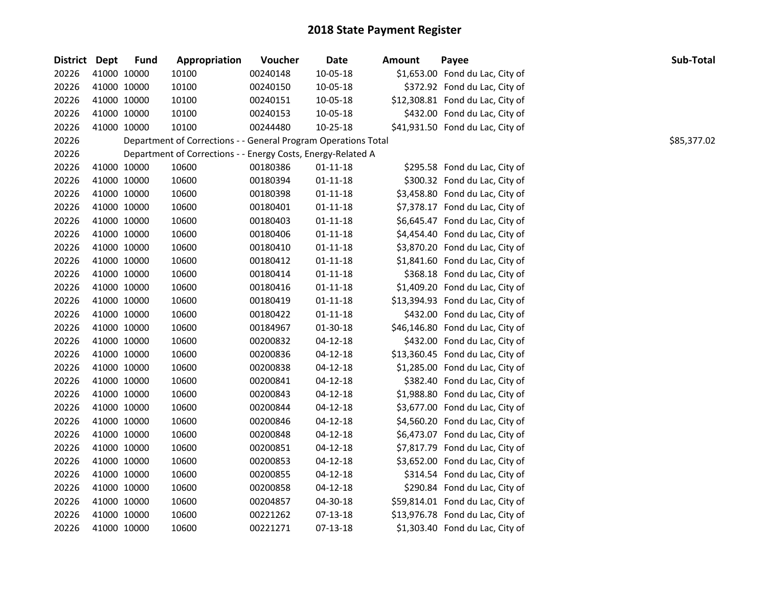# 2018 State Payment Register

| District | Dept | Fund | Appropriation | Voucher | Date | Amount | Payee | Sub-Total |
|---|---|---|---|---|---|---|---|---|
| 20226 | 41000 | 10000 | 10100 | 00240148 | 10-05-18 | $1,653.00 | Fond du Lac, City of | |
| 20226 | 41000 | 10000 | 10100 | 00240150 | 10-05-18 | $372.92 | Fond du Lac, City of | |
| 20226 | 41000 | 10000 | 10100 | 00240151 | 10-05-18 | $12,308.81 | Fond du Lac, City of | |
| 20226 | 41000 | 10000 | 10100 | 00240153 | 10-05-18 | $432.00 | Fond du Lac, City of | |
| 20226 | 41000 | 10000 | 10100 | 00244480 | 10-25-18 | $41,931.50 | Fond du Lac, City of | |
| 20226 | | Department of Corrections - - General Program Operations Total | | | | | | $85,377.02 |
| 20226 | | Department of Corrections - - Energy Costs, Energy-Related A | | | | | | |
| 20226 | 41000 | 10000 | 10600 | 00180386 | 01-11-18 | $295.58 | Fond du Lac, City of | |
| 20226 | 41000 | 10000 | 10600 | 00180394 | 01-11-18 | $300.32 | Fond du Lac, City of | |
| 20226 | 41000 | 10000 | 10600 | 00180398 | 01-11-18 | $3,458.80 | Fond du Lac, City of | |
| 20226 | 41000 | 10000 | 10600 | 00180401 | 01-11-18 | $7,378.17 | Fond du Lac, City of | |
| 20226 | 41000 | 10000 | 10600 | 00180403 | 01-11-18 | $6,645.47 | Fond du Lac, City of | |
| 20226 | 41000 | 10000 | 10600 | 00180406 | 01-11-18 | $4,454.40 | Fond du Lac, City of | |
| 20226 | 41000 | 10000 | 10600 | 00180410 | 01-11-18 | $3,870.20 | Fond du Lac, City of | |
| 20226 | 41000 | 10000 | 10600 | 00180412 | 01-11-18 | $1,841.60 | Fond du Lac, City of | |
| 20226 | 41000 | 10000 | 10600 | 00180414 | 01-11-18 | $368.18 | Fond du Lac, City of | |
| 20226 | 41000 | 10000 | 10600 | 00180416 | 01-11-18 | $1,409.20 | Fond du Lac, City of | |
| 20226 | 41000 | 10000 | 10600 | 00180419 | 01-11-18 | $13,394.93 | Fond du Lac, City of | |
| 20226 | 41000 | 10000 | 10600 | 00180422 | 01-11-18 | $432.00 | Fond du Lac, City of | |
| 20226 | 41000 | 10000 | 10600 | 00184967 | 01-30-18 | $46,146.80 | Fond du Lac, City of | |
| 20226 | 41000 | 10000 | 10600 | 00200832 | 04-12-18 | $432.00 | Fond du Lac, City of | |
| 20226 | 41000 | 10000 | 10600 | 00200836 | 04-12-18 | $13,360.45 | Fond du Lac, City of | |
| 20226 | 41000 | 10000 | 10600 | 00200838 | 04-12-18 | $1,285.00 | Fond du Lac, City of | |
| 20226 | 41000 | 10000 | 10600 | 00200841 | 04-12-18 | $382.40 | Fond du Lac, City of | |
| 20226 | 41000 | 10000 | 10600 | 00200843 | 04-12-18 | $1,988.80 | Fond du Lac, City of | |
| 20226 | 41000 | 10000 | 10600 | 00200844 | 04-12-18 | $3,677.00 | Fond du Lac, City of | |
| 20226 | 41000 | 10000 | 10600 | 00200846 | 04-12-18 | $4,560.20 | Fond du Lac, City of | |
| 20226 | 41000 | 10000 | 10600 | 00200848 | 04-12-18 | $6,473.07 | Fond du Lac, City of | |
| 20226 | 41000 | 10000 | 10600 | 00200851 | 04-12-18 | $7,817.79 | Fond du Lac, City of | |
| 20226 | 41000 | 10000 | 10600 | 00200853 | 04-12-18 | $3,652.00 | Fond du Lac, City of | |
| 20226 | 41000 | 10000 | 10600 | 00200855 | 04-12-18 | $314.54 | Fond du Lac, City of | |
| 20226 | 41000 | 10000 | 10600 | 00200858 | 04-12-18 | $290.84 | Fond du Lac, City of | |
| 20226 | 41000 | 10000 | 10600 | 00204857 | 04-30-18 | $59,814.01 | Fond du Lac, City of | |
| 20226 | 41000 | 10000 | 10600 | 00221262 | 07-13-18 | $13,976.78 | Fond du Lac, City of | |
| 20226 | 41000 | 10000 | 10600 | 00221271 | 07-13-18 | $1,303.40 | Fond du Lac, City of | |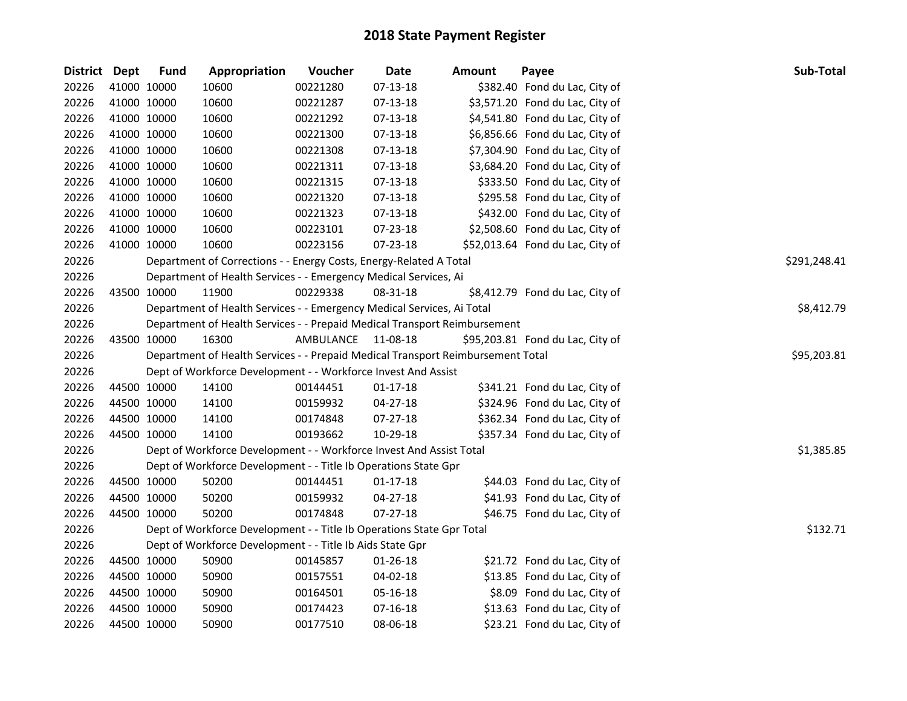# 2018 State Payment Register

| District | Dept | Fund | Appropriation | Voucher | Date | Amount | Payee | Sub-Total |
|---|---|---|---|---|---|---|---|---|
| 20226 | 41000 | 10000 | 10600 | 00221280 | 07-13-18 | $382.40 | Fond du Lac, City of | |
| 20226 | 41000 | 10000 | 10600 | 00221287 | 07-13-18 | $3,571.20 | Fond du Lac, City of | |
| 20226 | 41000 | 10000 | 10600 | 00221292 | 07-13-18 | $4,541.80 | Fond du Lac, City of | |
| 20226 | 41000 | 10000 | 10600 | 00221300 | 07-13-18 | $6,856.66 | Fond du Lac, City of | |
| 20226 | 41000 | 10000 | 10600 | 00221308 | 07-13-18 | $7,304.90 | Fond du Lac, City of | |
| 20226 | 41000 | 10000 | 10600 | 00221311 | 07-13-18 | $3,684.20 | Fond du Lac, City of | |
| 20226 | 41000 | 10000 | 10600 | 00221315 | 07-13-18 | $333.50 | Fond du Lac, City of | |
| 20226 | 41000 | 10000 | 10600 | 00221320 | 07-13-18 | $295.58 | Fond du Lac, City of | |
| 20226 | 41000 | 10000 | 10600 | 00221323 | 07-13-18 | $432.00 | Fond du Lac, City of | |
| 20226 | 41000 | 10000 | 10600 | 00223101 | 07-23-18 | $2,508.60 | Fond du Lac, City of | |
| 20226 | 41000 | 10000 | 10600 | 00223156 | 07-23-18 | $52,013.64 | Fond du Lac, City of | |
| 20226 | | Department of Corrections - - Energy Costs, Energy-Related A Total | | | | | | $291,248.41 |
| 20226 | | Department of Health Services - - Emergency Medical Services, Ai | | | | | | |
| 20226 | 43500 | 10000 | 11900 | 00229338 | 08-31-18 | $8,412.79 | Fond du Lac, City of | |
| 20226 | | Department of Health Services - - Emergency Medical Services, Ai Total | | | | | | $8,412.79 |
| 20226 | | Department of Health Services - - Prepaid Medical Transport Reimbursement | | | | | | |
| 20226 | 43500 | 10000 | 16300 | AMBULANCE | 11-08-18 | $95,203.81 | Fond du Lac, City of | |
| 20226 | | Department of Health Services - - Prepaid Medical Transport Reimbursement Total | | | | | | $95,203.81 |
| 20226 | | Dept of Workforce Development - - Workforce Invest And Assist | | | | | | |
| 20226 | 44500 | 10000 | 14100 | 00144451 | 01-17-18 | $341.21 | Fond du Lac, City of | |
| 20226 | 44500 | 10000 | 14100 | 00159932 | 04-27-18 | $324.96 | Fond du Lac, City of | |
| 20226 | 44500 | 10000 | 14100 | 00174848 | 07-27-18 | $362.34 | Fond du Lac, City of | |
| 20226 | 44500 | 10000 | 14100 | 00193662 | 10-29-18 | $357.34 | Fond du Lac, City of | |
| 20226 | | Dept of Workforce Development - - Workforce Invest And Assist Total | | | | | | $1,385.85 |
| 20226 | | Dept of Workforce Development - - Title Ib Operations State Gpr | | | | | | |
| 20226 | 44500 | 10000 | 50200 | 00144451 | 01-17-18 | $44.03 | Fond du Lac, City of | |
| 20226 | 44500 | 10000 | 50200 | 00159932 | 04-27-18 | $41.93 | Fond du Lac, City of | |
| 20226 | 44500 | 10000 | 50200 | 00174848 | 07-27-18 | $46.75 | Fond du Lac, City of | |
| 20226 | | Dept of Workforce Development - - Title Ib Operations State Gpr Total | | | | | | $132.71 |
| 20226 | | Dept of Workforce Development - - Title Ib Aids State Gpr | | | | | | |
| 20226 | 44500 | 10000 | 50900 | 00145857 | 01-26-18 | $21.72 | Fond du Lac, City of | |
| 20226 | 44500 | 10000 | 50900 | 00157551 | 04-02-18 | $13.85 | Fond du Lac, City of | |
| 20226 | 44500 | 10000 | 50900 | 00164501 | 05-16-18 | $8.09 | Fond du Lac, City of | |
| 20226 | 44500 | 10000 | 50900 | 00174423 | 07-16-18 | $13.63 | Fond du Lac, City of | |
| 20226 | 44500 | 10000 | 50900 | 00177510 | 08-06-18 | $23.21 | Fond du Lac, City of | |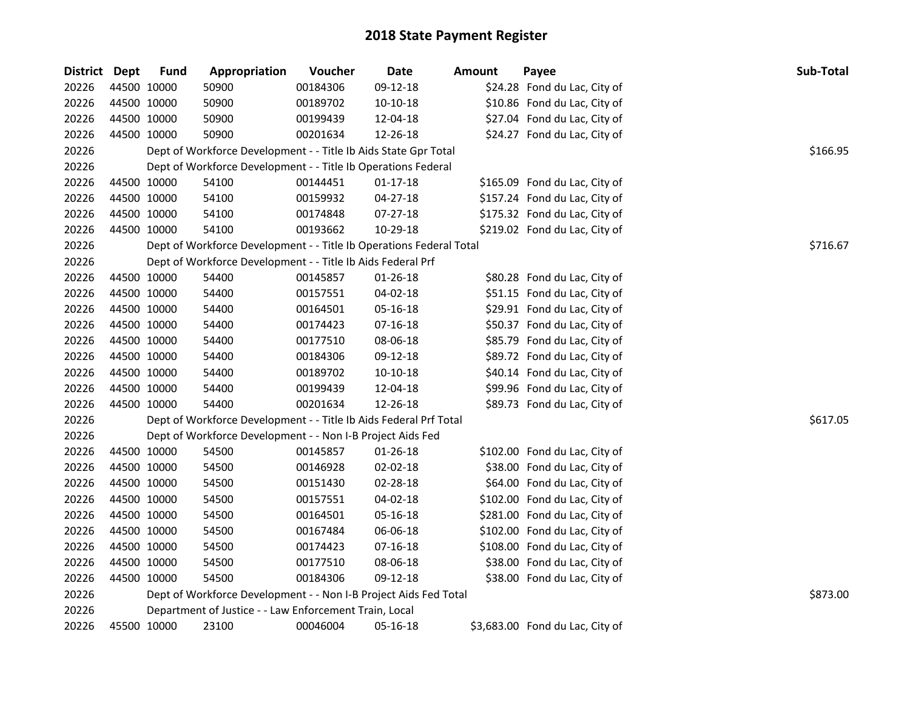# 2018 State Payment Register

| District | Dept | Fund | Appropriation | Voucher | Date | Amount | Payee | Sub-Total |
|---|---|---|---|---|---|---|---|---|
| 20226 | 44500 | 10000 | 50900 | 00184306 | 09-12-18 | $24.28 | Fond du Lac, City of | |
| 20226 | 44500 | 10000 | 50900 | 00189702 | 10-10-18 | $10.86 | Fond du Lac, City of | |
| 20226 | 44500 | 10000 | 50900 | 00199439 | 12-04-18 | $27.04 | Fond du Lac, City of | |
| 20226 | 44500 | 10000 | 50900 | 00201634 | 12-26-18 | $24.27 | Fond du Lac, City of | |
| 20226 | | Dept of Workforce Development - - Title Ib Aids State Gpr Total | | | | | | $166.95 |
| 20226 | | Dept of Workforce Development - - Title Ib Operations Federal | | | | | | |
| 20226 | 44500 | 10000 | 54100 | 00144451 | 01-17-18 | $165.09 | Fond du Lac, City of | |
| 20226 | 44500 | 10000 | 54100 | 00159932 | 04-27-18 | $157.24 | Fond du Lac, City of | |
| 20226 | 44500 | 10000 | 54100 | 00174848 | 07-27-18 | $175.32 | Fond du Lac, City of | |
| 20226 | 44500 | 10000 | 54100 | 00193662 | 10-29-18 | $219.02 | Fond du Lac, City of | |
| 20226 | | Dept of Workforce Development - - Title Ib Operations Federal Total | | | | | | $716.67 |
| 20226 | | Dept of Workforce Development - - Title Ib Aids Federal Prf | | | | | | |
| 20226 | 44500 | 10000 | 54400 | 00145857 | 01-26-18 | $80.28 | Fond du Lac, City of | |
| 20226 | 44500 | 10000 | 54400 | 00157551 | 04-02-18 | $51.15 | Fond du Lac, City of | |
| 20226 | 44500 | 10000 | 54400 | 00164501 | 05-16-18 | $29.91 | Fond du Lac, City of | |
| 20226 | 44500 | 10000 | 54400 | 00174423 | 07-16-18 | $50.37 | Fond du Lac, City of | |
| 20226 | 44500 | 10000 | 54400 | 00177510 | 08-06-18 | $85.79 | Fond du Lac, City of | |
| 20226 | 44500 | 10000 | 54400 | 00184306 | 09-12-18 | $89.72 | Fond du Lac, City of | |
| 20226 | 44500 | 10000 | 54400 | 00189702 | 10-10-18 | $40.14 | Fond du Lac, City of | |
| 20226 | 44500 | 10000 | 54400 | 00199439 | 12-04-18 | $99.96 | Fond du Lac, City of | |
| 20226 | 44500 | 10000 | 54400 | 00201634 | 12-26-18 | $89.73 | Fond du Lac, City of | |
| 20226 | | Dept of Workforce Development - - Title Ib Aids Federal Prf Total | | | | | | $617.05 |
| 20226 | | Dept of Workforce Development - - Non I-B Project Aids Fed | | | | | | |
| 20226 | 44500 | 10000 | 54500 | 00145857 | 01-26-18 | $102.00 | Fond du Lac, City of | |
| 20226 | 44500 | 10000 | 54500 | 00146928 | 02-02-18 | $38.00 | Fond du Lac, City of | |
| 20226 | 44500 | 10000 | 54500 | 00151430 | 02-28-18 | $64.00 | Fond du Lac, City of | |
| 20226 | 44500 | 10000 | 54500 | 00157551 | 04-02-18 | $102.00 | Fond du Lac, City of | |
| 20226 | 44500 | 10000 | 54500 | 00164501 | 05-16-18 | $281.00 | Fond du Lac, City of | |
| 20226 | 44500 | 10000 | 54500 | 00167484 | 06-06-18 | $102.00 | Fond du Lac, City of | |
| 20226 | 44500 | 10000 | 54500 | 00174423 | 07-16-18 | $108.00 | Fond du Lac, City of | |
| 20226 | 44500 | 10000 | 54500 | 00177510 | 08-06-18 | $38.00 | Fond du Lac, City of | |
| 20226 | 44500 | 10000 | 54500 | 00184306 | 09-12-18 | $38.00 | Fond du Lac, City of | |
| 20226 | | Dept of Workforce Development - - Non I-B Project Aids Fed Total | | | | | | $873.00 |
| 20226 | | Department of Justice - - Law Enforcement Train, Local | | | | | | |
| 20226 | 45500 | 10000 | 23100 | 00046004 | 05-16-18 | $3,683.00 | Fond du Lac, City of | |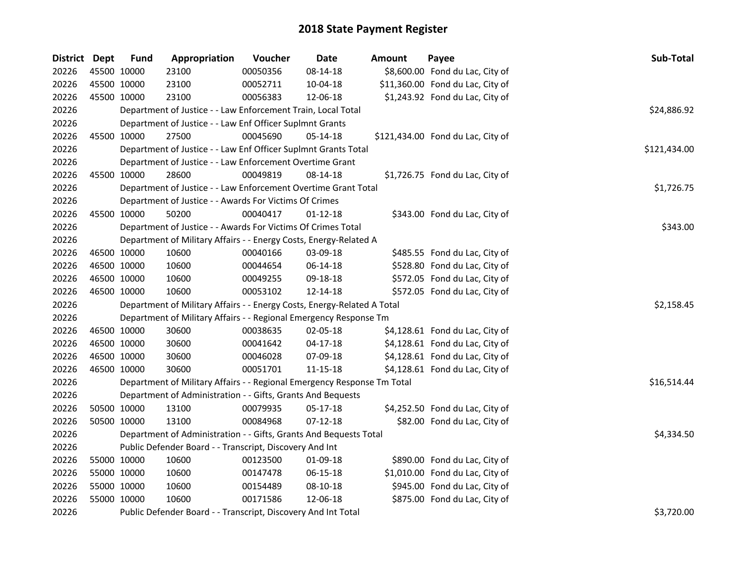# 2018 State Payment Register

| District | Dept | Fund | Appropriation | Voucher | Date | Amount | Payee | Sub-Total |
|---|---|---|---|---|---|---|---|---|
| 20226 | 45500 | 10000 | 23100 | 00050356 | 08-14-18 | $8,600.00 | Fond du Lac, City of | |
| 20226 | 45500 | 10000 | 23100 | 00052711 | 10-04-18 | $11,360.00 | Fond du Lac, City of | |
| 20226 | 45500 | 10000 | 23100 | 00056383 | 12-06-18 | $1,243.92 | Fond du Lac, City of | |
| 20226 | | | Department of Justice - - Law Enforcement Train, Local Total | | | | | $24,886.92 |
| 20226 | | | Department of Justice - - Law Enf Officer Suplmnt Grants | | | | | |
| 20226 | 45500 | 10000 | 27500 | 00045690 | 05-14-18 | $121,434.00 | Fond du Lac, City of | |
| 20226 | | | Department of Justice - - Law Enf Officer Suplmnt Grants Total | | | | | $121,434.00 |
| 20226 | | | Department of Justice - - Law Enforcement Overtime Grant | | | | | |
| 20226 | 45500 | 10000 | 28600 | 00049819 | 08-14-18 | $1,726.75 | Fond du Lac, City of | |
| 20226 | | | Department of Justice - - Law Enforcement Overtime Grant Total | | | | | $1,726.75 |
| 20226 | | | Department of Justice - - Awards For Victims Of Crimes | | | | | |
| 20226 | 45500 | 10000 | 50200 | 00040417 | 01-12-18 | $343.00 | Fond du Lac, City of | |
| 20226 | | | Department of Justice - - Awards For Victims Of Crimes Total | | | | | $343.00 |
| 20226 | | | Department of Military Affairs - - Energy Costs, Energy-Related A | | | | | |
| 20226 | 46500 | 10000 | 10600 | 00040166 | 03-09-18 | $485.55 | Fond du Lac, City of | |
| 20226 | 46500 | 10000 | 10600 | 00044654 | 06-14-18 | $528.80 | Fond du Lac, City of | |
| 20226 | 46500 | 10000 | 10600 | 00049255 | 09-18-18 | $572.05 | Fond du Lac, City of | |
| 20226 | 46500 | 10000 | 10600 | 00053102 | 12-14-18 | $572.05 | Fond du Lac, City of | |
| 20226 | | | Department of Military Affairs - - Energy Costs, Energy-Related A Total | | | | | $2,158.45 |
| 20226 | | | Department of Military Affairs - - Regional Emergency Response Tm | | | | | |
| 20226 | 46500 | 10000 | 30600 | 00038635 | 02-05-18 | $4,128.61 | Fond du Lac, City of | |
| 20226 | 46500 | 10000 | 30600 | 00041642 | 04-17-18 | $4,128.61 | Fond du Lac, City of | |
| 20226 | 46500 | 10000 | 30600 | 00046028 | 07-09-18 | $4,128.61 | Fond du Lac, City of | |
| 20226 | 46500 | 10000 | 30600 | 00051701 | 11-15-18 | $4,128.61 | Fond du Lac, City of | |
| 20226 | | | Department of Military Affairs - - Regional Emergency Response Tm Total | | | | | $16,514.44 |
| 20226 | | | Department of Administration - - Gifts, Grants And Bequests | | | | | |
| 20226 | 50500 | 10000 | 13100 | 00079935 | 05-17-18 | $4,252.50 | Fond du Lac, City of | |
| 20226 | 50500 | 10000 | 13100 | 00084968 | 07-12-18 | $82.00 | Fond du Lac, City of | |
| 20226 | | | Department of Administration - - Gifts, Grants And Bequests Total | | | | | $4,334.50 |
| 20226 | | | Public Defender Board - - Transcript, Discovery And Int | | | | | |
| 20226 | 55000 | 10000 | 10600 | 00123500 | 01-09-18 | $890.00 | Fond du Lac, City of | |
| 20226 | 55000 | 10000 | 10600 | 00147478 | 06-15-18 | $1,010.00 | Fond du Lac, City of | |
| 20226 | 55000 | 10000 | 10600 | 00154489 | 08-10-18 | $945.00 | Fond du Lac, City of | |
| 20226 | 55000 | 10000 | 10600 | 00171586 | 12-06-18 | $875.00 | Fond du Lac, City of | |
| 20226 | | | Public Defender Board - - Transcript, Discovery And Int Total | | | | | $3,720.00 |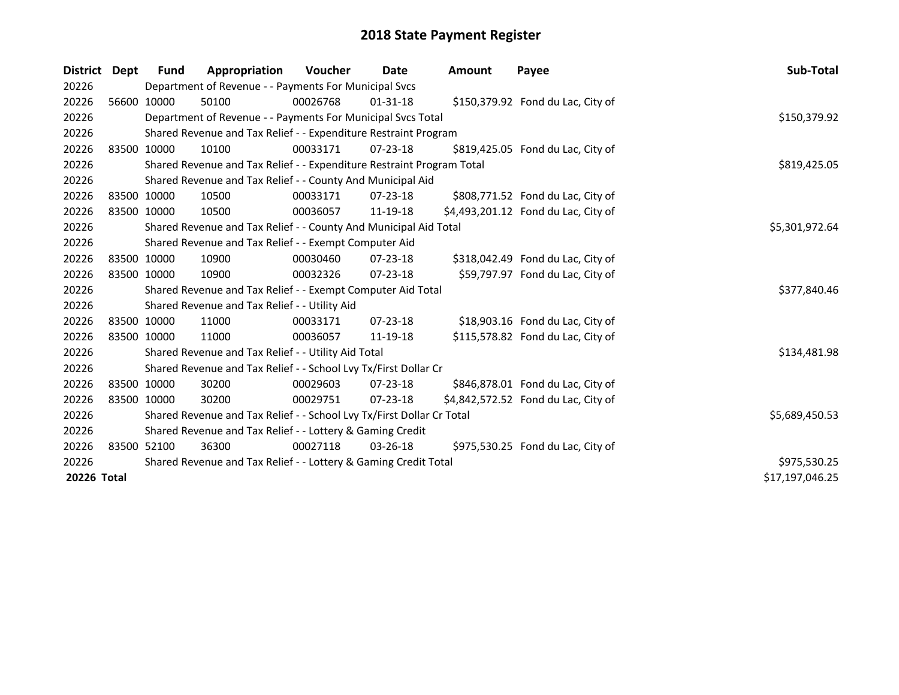# 2018 State Payment Register

| District | Dept | Fund | Appropriation | Voucher | Date | Amount | Payee | Sub-Total |
|---|---|---|---|---|---|---|---|---|
| 20226 | | Department of Revenue - - Payments For Municipal Svcs | | | | | | |
| 20226 | 56600 | 10000 | 50100 | 00026768 | 01-31-18 | $150,379.92 | Fond du Lac, City of | |
| 20226 | | Department of Revenue - - Payments For Municipal Svcs Total | | | | | | $150,379.92 |
| 20226 | | Shared Revenue and Tax Relief - - Expenditure Restraint Program | | | | | | |
| 20226 | 83500 | 10000 | 10100 | 00033171 | 07-23-18 | $819,425.05 | Fond du Lac, City of | |
| 20226 | | Shared Revenue and Tax Relief - - Expenditure Restraint Program Total | | | | | | $819,425.05 |
| 20226 | | Shared Revenue and Tax Relief - - County And Municipal Aid | | | | | | |
| 20226 | 83500 | 10000 | 10500 | 00033171 | 07-23-18 | $808,771.52 | Fond du Lac, City of | |
| 20226 | 83500 | 10000 | 10500 | 00036057 | 11-19-18 | $4,493,201.12 | Fond du Lac, City of | |
| 20226 | | Shared Revenue and Tax Relief - - County And Municipal Aid Total | | | | | | $5,301,972.64 |
| 20226 | | Shared Revenue and Tax Relief - - Exempt Computer Aid | | | | | | |
| 20226 | 83500 | 10000 | 10900 | 00030460 | 07-23-18 | $318,042.49 | Fond du Lac, City of | |
| 20226 | 83500 | 10000 | 10900 | 00032326 | 07-23-18 | $59,797.97 | Fond du Lac, City of | |
| 20226 | | Shared Revenue and Tax Relief - - Exempt Computer Aid Total | | | | | | $377,840.46 |
| 20226 | | Shared Revenue and Tax Relief - - Utility Aid | | | | | | |
| 20226 | 83500 | 10000 | 11000 | 00033171 | 07-23-18 | $18,903.16 | Fond du Lac, City of | |
| 20226 | 83500 | 10000 | 11000 | 00036057 | 11-19-18 | $115,578.82 | Fond du Lac, City of | |
| 20226 | | Shared Revenue and Tax Relief - - Utility Aid Total | | | | | | $134,481.98 |
| 20226 | | Shared Revenue and Tax Relief - - School Lvy Tx/First Dollar Cr | | | | | | |
| 20226 | 83500 | 10000 | 30200 | 00029603 | 07-23-18 | $846,878.01 | Fond du Lac, City of | |
| 20226 | 83500 | 10000 | 30200 | 00029751 | 07-23-18 | $4,842,572.52 | Fond du Lac, City of | |
| 20226 | | Shared Revenue and Tax Relief - - School Lvy Tx/First Dollar Cr Total | | | | | | $5,689,450.53 |
| 20226 | | Shared Revenue and Tax Relief - - Lottery & Gaming Credit | | | | | | |
| 20226 | 83500 | 52100 | 36300 | 00027118 | 03-26-18 | $975,530.25 | Fond du Lac, City of | |
| 20226 | | Shared Revenue and Tax Relief - - Lottery & Gaming Credit Total | | | | | | $975,530.25 |
| **20226 Total** | | | | | | | | $17,197,046.25 |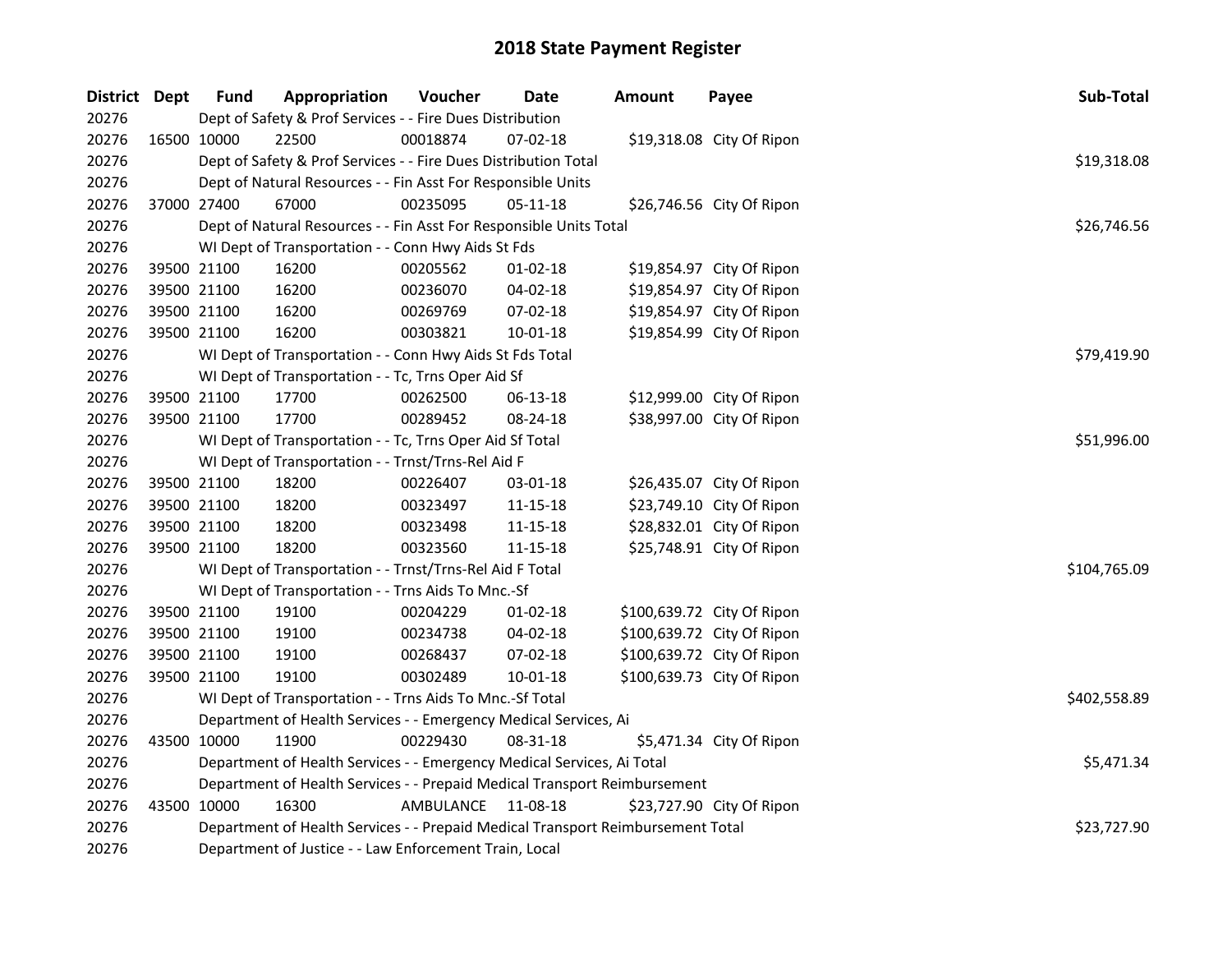# 2018 State Payment Register

| District | Dept | Fund | Appropriation | Voucher | Date | Amount | Payee | Sub-Total |
|---|---|---|---|---|---|---|---|---|
| 20276 | | Dept of Safety & Prof Services - - Fire Dues Distribution | | | | | | |
| 20276 | 16500 | 10000 | 22500 | 00018874 | 07-02-18 | $19,318.08 | City Of Ripon | |
| 20276 | | Dept of Safety & Prof Services - - Fire Dues Distribution Total | | | | | | $19,318.08 |
| 20276 | | Dept of Natural Resources - - Fin Asst For Responsible Units | | | | | | |
| 20276 | 37000 | 27400 | 67000 | 00235095 | 05-11-18 | $26,746.56 | City Of Ripon | |
| 20276 | | Dept of Natural Resources - - Fin Asst For Responsible Units Total | | | | | | $26,746.56 |
| 20276 | | WI Dept of Transportation - - Conn Hwy Aids St Fds | | | | | | |
| 20276 | 39500 | 21100 | 16200 | 00205562 | 01-02-18 | $19,854.97 | City Of Ripon | |
| 20276 | 39500 | 21100 | 16200 | 00236070 | 04-02-18 | $19,854.97 | City Of Ripon | |
| 20276 | 39500 | 21100 | 16200 | 00269769 | 07-02-18 | $19,854.97 | City Of Ripon | |
| 20276 | 39500 | 21100 | 16200 | 00303821 | 10-01-18 | $19,854.99 | City Of Ripon | |
| 20276 | | WI Dept of Transportation - - Conn Hwy Aids St Fds Total | | | | | | $79,419.90 |
| 20276 | | WI Dept of Transportation - - Tc, Trns Oper Aid Sf | | | | | | |
| 20276 | 39500 | 21100 | 17700 | 00262500 | 06-13-18 | $12,999.00 | City Of Ripon | |
| 20276 | 39500 | 21100 | 17700 | 00289452 | 08-24-18 | $38,997.00 | City Of Ripon | |
| 20276 | | WI Dept of Transportation - - Tc, Trns Oper Aid Sf Total | | | | | | $51,996.00 |
| 20276 | | WI Dept of Transportation - - Trnst/Trns-Rel Aid F | | | | | | |
| 20276 | 39500 | 21100 | 18200 | 00226407 | 03-01-18 | $26,435.07 | City Of Ripon | |
| 20276 | 39500 | 21100 | 18200 | 00323497 | 11-15-18 | $23,749.10 | City Of Ripon | |
| 20276 | 39500 | 21100 | 18200 | 00323498 | 11-15-18 | $28,832.01 | City Of Ripon | |
| 20276 | 39500 | 21100 | 18200 | 00323560 | 11-15-18 | $25,748.91 | City Of Ripon | |
| 20276 | | WI Dept of Transportation - - Trnst/Trns-Rel Aid F Total | | | | | | $104,765.09 |
| 20276 | | WI Dept of Transportation - - Trns Aids To Mnc.-Sf | | | | | | |
| 20276 | 39500 | 21100 | 19100 | 00204229 | 01-02-18 | $100,639.72 | City Of Ripon | |
| 20276 | 39500 | 21100 | 19100 | 00234738 | 04-02-18 | $100,639.72 | City Of Ripon | |
| 20276 | 39500 | 21100 | 19100 | 00268437 | 07-02-18 | $100,639.72 | City Of Ripon | |
| 20276 | 39500 | 21100 | 19100 | 00302489 | 10-01-18 | $100,639.73 | City Of Ripon | |
| 20276 | | WI Dept of Transportation - - Trns Aids To Mnc.-Sf Total | | | | | | $402,558.89 |
| 20276 | | Department of Health Services - - Emergency Medical Services, Ai | | | | | | |
| 20276 | 43500 | 10000 | 11900 | 00229430 | 08-31-18 | $5,471.34 | City Of Ripon | |
| 20276 | | Department of Health Services - - Emergency Medical Services, Ai Total | | | | | | $5,471.34 |
| 20276 | | Department of Health Services - - Prepaid Medical Transport Reimbursement | | | | | | |
| 20276 | 43500 | 10000 | 16300 | AMBULANCE | 11-08-18 | $23,727.90 | City Of Ripon | |
| 20276 | | Department of Health Services - - Prepaid Medical Transport Reimbursement Total | | | | | | $23,727.90 |
| 20276 | | Department of Justice - - Law Enforcement Train, Local | | | | | | |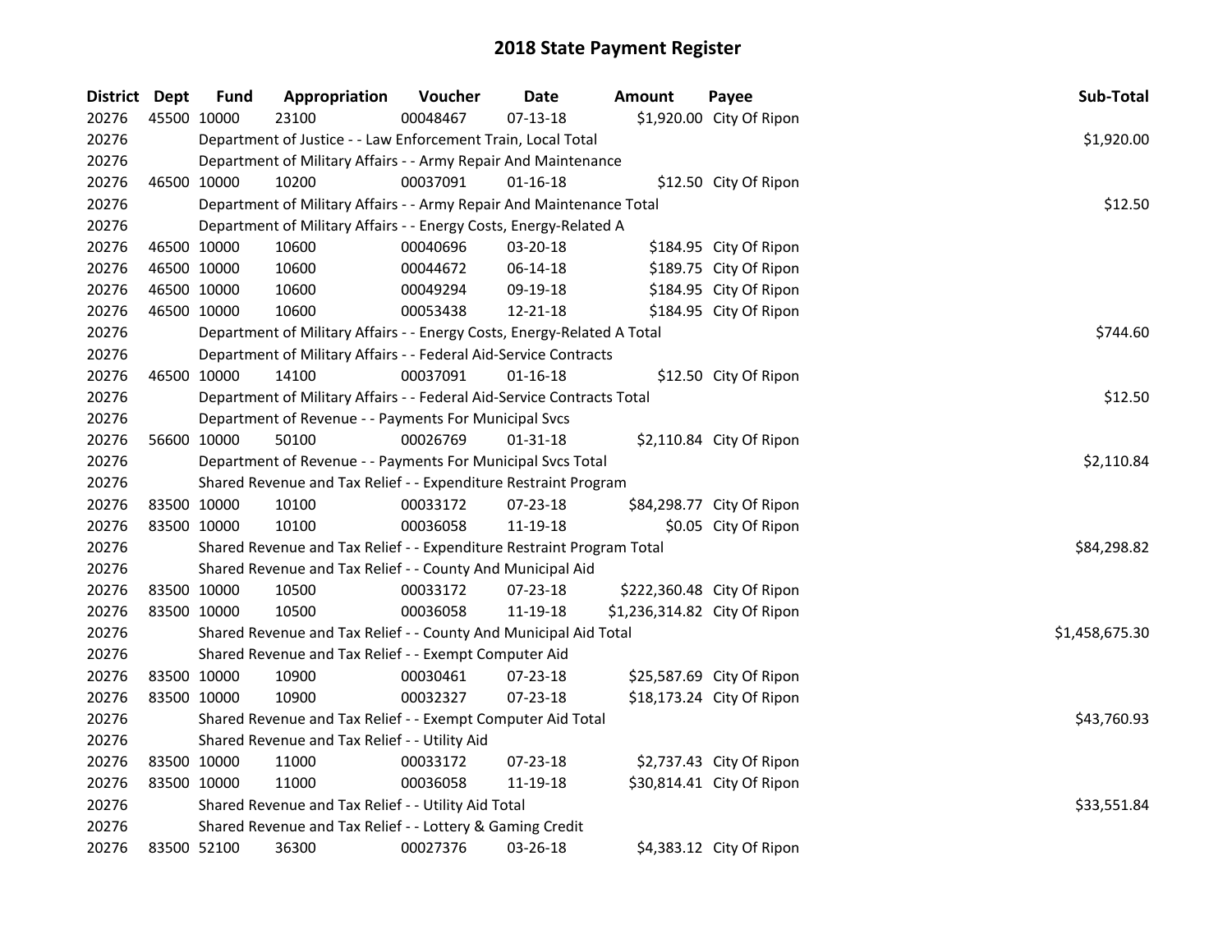# 2018 State Payment Register

| District | Dept | Fund | Appropriation | Voucher | Date | Amount | Payee | Sub-Total |
|---|---|---|---|---|---|---|---|---|
| 20276 | 45500 | 10000 | 23100 | 00048467 | 07-13-18 | $1,920.00 | City Of Ripon | |
| 20276 | | Department of Justice - - Law Enforcement Train, Local Total | | | | | | $1,920.00 |
| 20276 | | Department of Military Affairs - - Army Repair And Maintenance | | | | | | |
| 20276 | 46500 | 10000 | 10200 | 00037091 | 01-16-18 | $12.50 | City Of Ripon | |
| 20276 | | Department of Military Affairs - - Army Repair And Maintenance Total | | | | | | $12.50 |
| 20276 | | Department of Military Affairs - - Energy Costs, Energy-Related A | | | | | | |
| 20276 | 46500 | 10000 | 10600 | 00040696 | 03-20-18 | $184.95 | City Of Ripon | |
| 20276 | 46500 | 10000 | 10600 | 00044672 | 06-14-18 | $189.75 | City Of Ripon | |
| 20276 | 46500 | 10000 | 10600 | 00049294 | 09-19-18 | $184.95 | City Of Ripon | |
| 20276 | 46500 | 10000 | 10600 | 00053438 | 12-21-18 | $184.95 | City Of Ripon | |
| 20276 | | Department of Military Affairs - - Energy Costs, Energy-Related A Total | | | | | | $744.60 |
| 20276 | | Department of Military Affairs - - Federal Aid-Service Contracts | | | | | | |
| 20276 | 46500 | 10000 | 14100 | 00037091 | 01-16-18 | $12.50 | City Of Ripon | |
| 20276 | | Department of Military Affairs - - Federal Aid-Service Contracts Total | | | | | | $12.50 |
| 20276 | | Department of Revenue - - Payments For Municipal Svcs | | | | | | |
| 20276 | 56600 | 10000 | 50100 | 00026769 | 01-31-18 | $2,110.84 | City Of Ripon | |
| 20276 | | Department of Revenue - - Payments For Municipal Svcs Total | | | | | | $2,110.84 |
| 20276 | | Shared Revenue and Tax Relief - - Expenditure Restraint Program | | | | | | |
| 20276 | 83500 | 10000 | 10100 | 00033172 | 07-23-18 | $84,298.77 | City Of Ripon | |
| 20276 | 83500 | 10000 | 10100 | 00036058 | 11-19-18 | $0.05 | City Of Ripon | |
| 20276 | | Shared Revenue and Tax Relief - - Expenditure Restraint Program Total | | | | | | $84,298.82 |
| 20276 | | Shared Revenue and Tax Relief - - County And Municipal Aid | | | | | | |
| 20276 | 83500 | 10000 | 10500 | 00033172 | 07-23-18 | $222,360.48 | City Of Ripon | |
| 20276 | 83500 | 10000 | 10500 | 00036058 | 11-19-18 | $1,236,314.82 | City Of Ripon | |
| 20276 | | Shared Revenue and Tax Relief - - County And Municipal Aid Total | | | | | | $1,458,675.30 |
| 20276 | | Shared Revenue and Tax Relief - - Exempt Computer Aid | | | | | | |
| 20276 | 83500 | 10000 | 10900 | 00030461 | 07-23-18 | $25,587.69 | City Of Ripon | |
| 20276 | 83500 | 10000 | 10900 | 00032327 | 07-23-18 | $18,173.24 | City Of Ripon | |
| 20276 | | Shared Revenue and Tax Relief - - Exempt Computer Aid Total | | | | | | $43,760.93 |
| 20276 | | Shared Revenue and Tax Relief - - Utility Aid | | | | | | |
| 20276 | 83500 | 10000 | 11000 | 00033172 | 07-23-18 | $2,737.43 | City Of Ripon | |
| 20276 | 83500 | 10000 | 11000 | 00036058 | 11-19-18 | $30,814.41 | City Of Ripon | |
| 20276 | | Shared Revenue and Tax Relief - - Utility Aid Total | | | | | | $33,551.84 |
| 20276 | | Shared Revenue and Tax Relief - - Lottery & Gaming Credit | | | | | | |
| 20276 | 83500 | 52100 | 36300 | 00027376 | 03-26-18 | $4,383.12 | City Of Ripon | |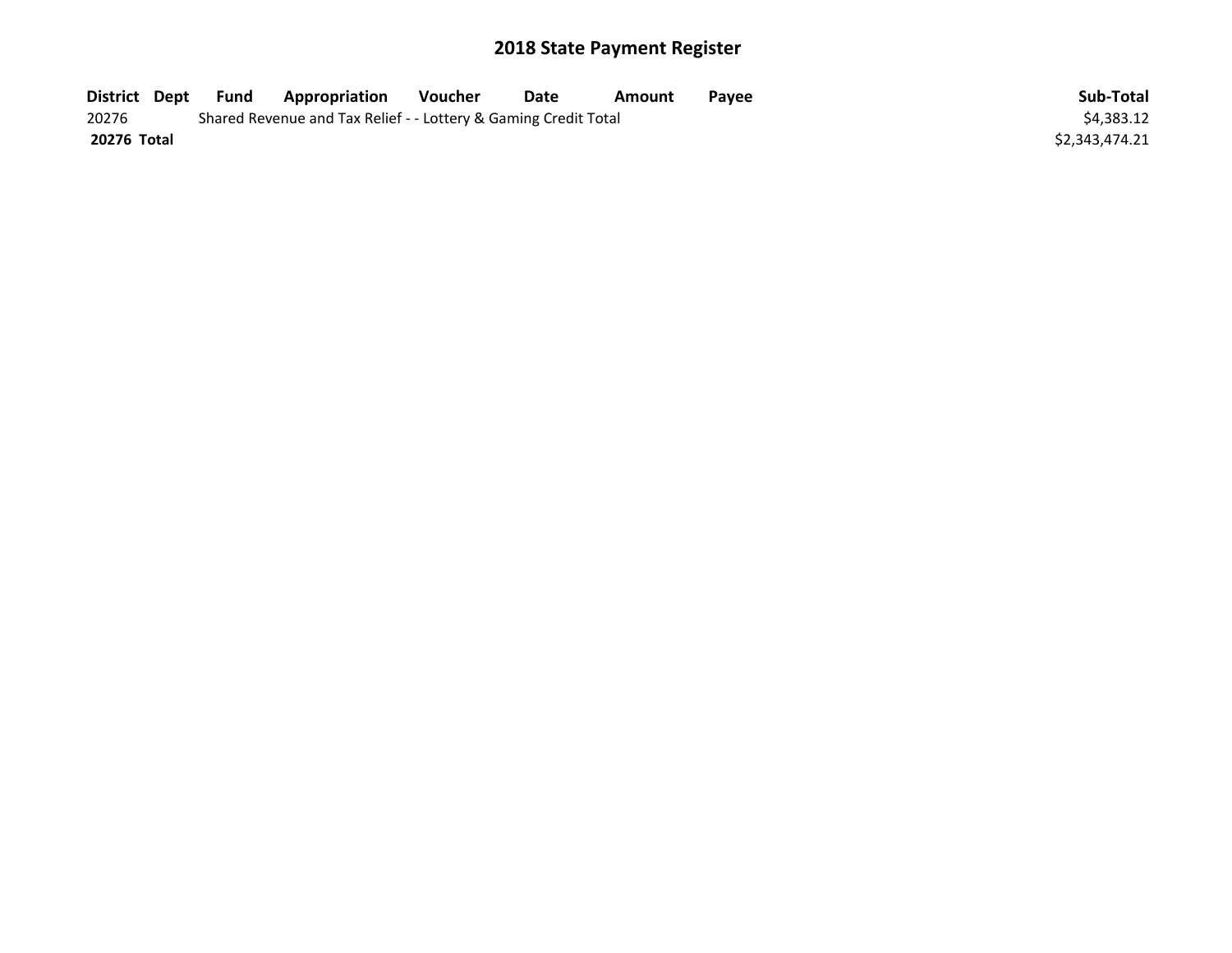# 2018 State Payment Register

| District | Dept | Fund | Appropriation | Voucher | Date | Amount | Payee | Sub-Total |
|---|---|---|---|---|---|---|---|---|
| 20276 | | Shared Revenue and Tax Relief - - Lottery & Gaming Credit Total | | | | | | $4,383.12 |
| **20276 Total** | | | | | | | | $2,343,474.21 |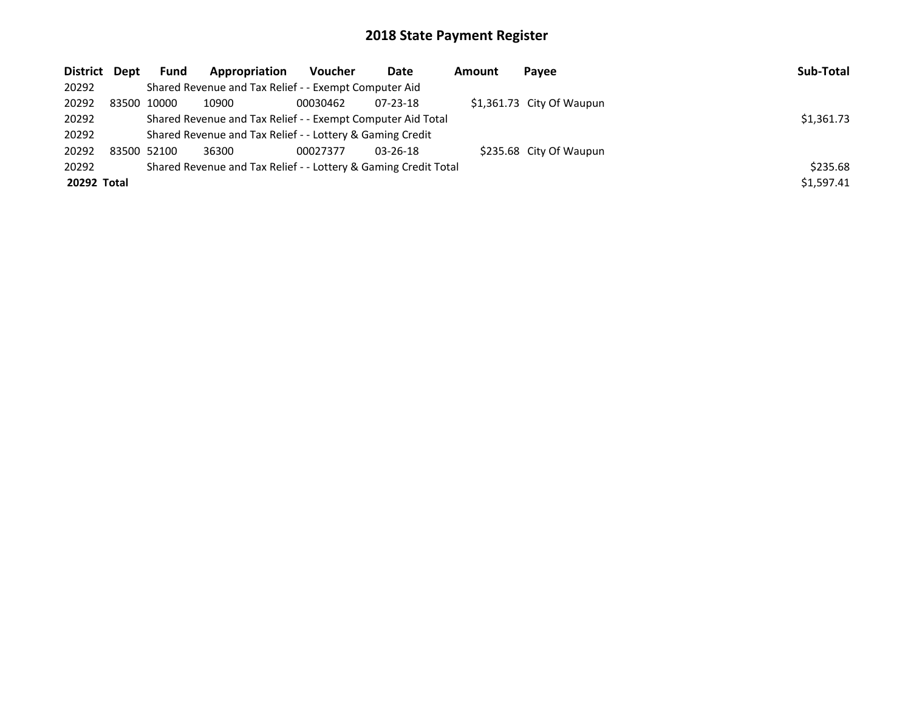# 2018 State Payment Register

| District | Dept | Fund | Appropriation | Voucher | Date | Amount | Payee | Sub-Total |
|---|---|---|---|---|---|---|---|---|
| 20292 | | Shared Revenue and Tax Relief - - Exempt Computer Aid | | | | | | |
| 20292 | 83500 | 10000 | 10900 | 00030462 | 07-23-18 | $1,361.73 | City Of Waupun | |
| 20292 | | Shared Revenue and Tax Relief - - Exempt Computer Aid Total | | | | | | $1,361.73 |
| 20292 | | Shared Revenue and Tax Relief - - Lottery & Gaming Credit | | | | | | |
| 20292 | 83500 | 52100 | 36300 | 00027377 | 03-26-18 | $235.68 | City Of Waupun | |
| 20292 | | Shared Revenue and Tax Relief - - Lottery & Gaming Credit Total | | | | | | $235.68 |
| **20292 Total** | | | | | | | | $1,597.41 |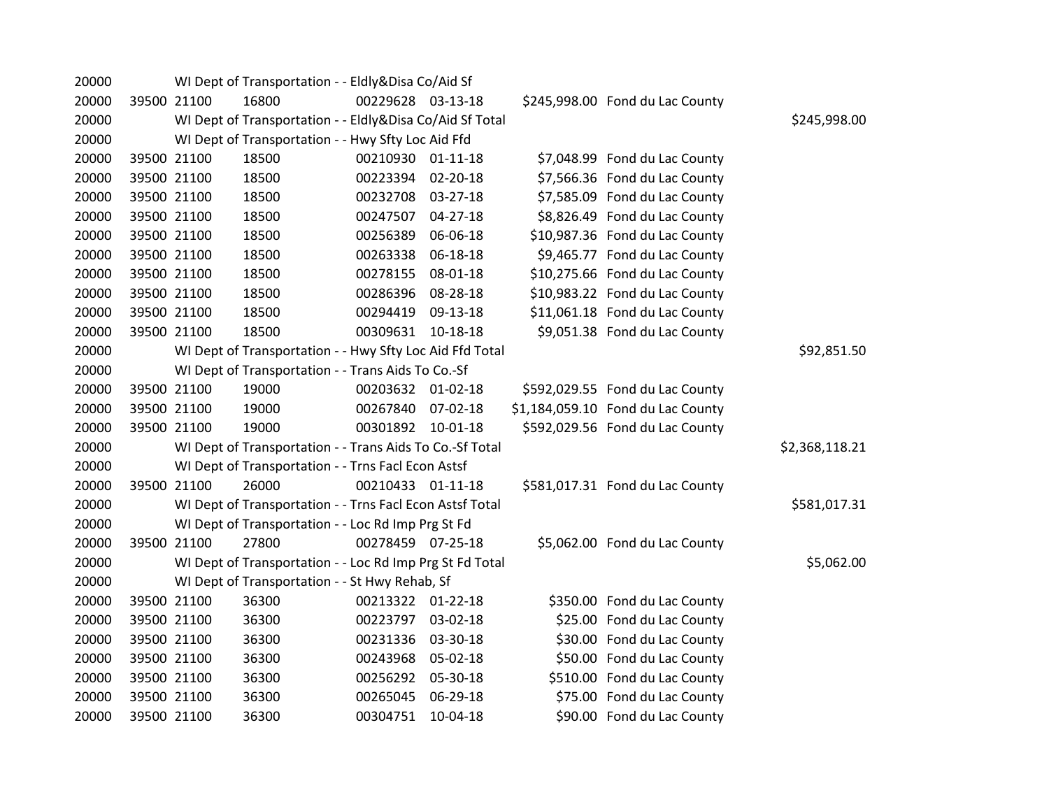| | | | | | | | | |
|---|---|---|---|---|---|---|---|---|
| 20000 | | WI Dept of Transportation - - Eldly&Disa Co/Aid Sf | | | | | | |
| 20000 | 39500 | 21100 | 16800 | 00229628 | 03-13-18 | $245,998.00 | Fond du Lac County | |
| 20000 | | WI Dept of Transportation - - Eldly&Disa Co/Aid Sf Total | | | | | | $245,998.00 |
| 20000 | | WI Dept of Transportation - - Hwy Sfty Loc Aid Ffd | | | | | | |
| 20000 | 39500 | 21100 | 18500 | 00210930 | 01-11-18 | $7,048.99 | Fond du Lac County | |
| 20000 | 39500 | 21100 | 18500 | 00223394 | 02-20-18 | $7,566.36 | Fond du Lac County | |
| 20000 | 39500 | 21100 | 18500 | 00232708 | 03-27-18 | $7,585.09 | Fond du Lac County | |
| 20000 | 39500 | 21100 | 18500 | 00247507 | 04-27-18 | $8,826.49 | Fond du Lac County | |
| 20000 | 39500 | 21100 | 18500 | 00256389 | 06-06-18 | $10,987.36 | Fond du Lac County | |
| 20000 | 39500 | 21100 | 18500 | 00263338 | 06-18-18 | $9,465.77 | Fond du Lac County | |
| 20000 | 39500 | 21100 | 18500 | 00278155 | 08-01-18 | $10,275.66 | Fond du Lac County | |
| 20000 | 39500 | 21100 | 18500 | 00286396 | 08-28-18 | $10,983.22 | Fond du Lac County | |
| 20000 | 39500 | 21100 | 18500 | 00294419 | 09-13-18 | $11,061.18 | Fond du Lac County | |
| 20000 | 39500 | 21100 | 18500 | 00309631 | 10-18-18 | $9,051.38 | Fond du Lac County | |
| 20000 | | WI Dept of Transportation - - Hwy Sfty Loc Aid Ffd Total | | | | | | $92,851.50 |
| 20000 | | WI Dept of Transportation - - Trans Aids To Co.-Sf | | | | | | |
| 20000 | 39500 | 21100 | 19000 | 00203632 | 01-02-18 | $592,029.55 | Fond du Lac County | |
| 20000 | 39500 | 21100 | 19000 | 00267840 | 07-02-18 | $1,184,059.10 | Fond du Lac County | |
| 20000 | 39500 | 21100 | 19000 | 00301892 | 10-01-18 | $592,029.56 | Fond du Lac County | |
| 20000 | | WI Dept of Transportation - - Trans Aids To Co.-Sf Total | | | | | | $2,368,118.21 |
| 20000 | | WI Dept of Transportation - - Trns Facl Econ Astsf | | | | | | |
| 20000 | 39500 | 21100 | 26000 | 00210433 | 01-11-18 | $581,017.31 | Fond du Lac County | |
| 20000 | | WI Dept of Transportation - - Trns Facl Econ Astsf Total | | | | | | $581,017.31 |
| 20000 | | WI Dept of Transportation - - Loc Rd Imp Prg St Fd | | | | | | |
| 20000 | 39500 | 21100 | 27800 | 00278459 | 07-25-18 | $5,062.00 | Fond du Lac County | |
| 20000 | | WI Dept of Transportation - - Loc Rd Imp Prg St Fd Total | | | | | | $5,062.00 |
| 20000 | | WI Dept of Transportation - - St Hwy Rehab, Sf | | | | | | |
| 20000 | 39500 | 21100 | 36300 | 00213322 | 01-22-18 | $350.00 | Fond du Lac County | |
| 20000 | 39500 | 21100 | 36300 | 00223797 | 03-02-18 | $25.00 | Fond du Lac County | |
| 20000 | 39500 | 21100 | 36300 | 00231336 | 03-30-18 | $30.00 | Fond du Lac County | |
| 20000 | 39500 | 21100 | 36300 | 00243968 | 05-02-18 | $50.00 | Fond du Lac County | |
| 20000 | 39500 | 21100 | 36300 | 00256292 | 05-30-18 | $510.00 | Fond du Lac County | |
| 20000 | 39500 | 21100 | 36300 | 00265045 | 06-29-18 | $75.00 | Fond du Lac County | |
| 20000 | 39500 | 21100 | 36300 | 00304751 | 10-04-18 | $90.00 | Fond du Lac County | |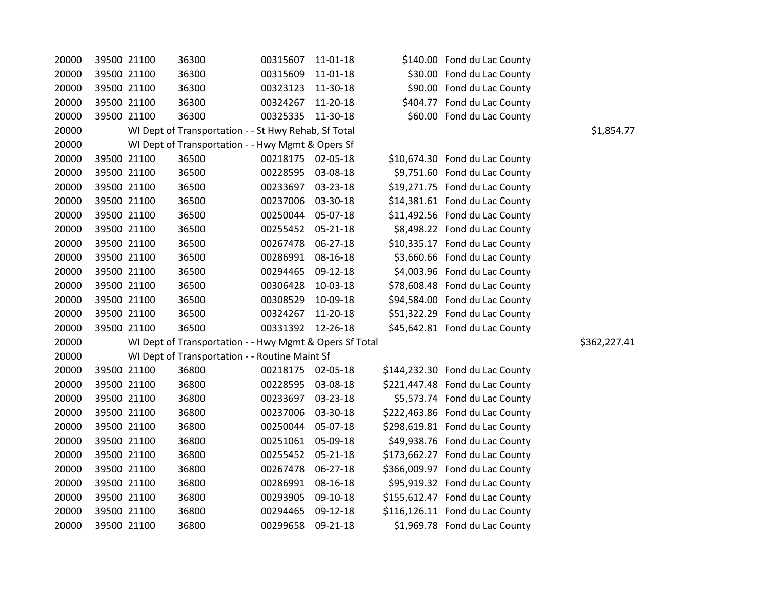| | | | | | | | | |
|---|---|---|---|---|---|---|---|---|
| 20000 | 39500 | 21100 | 36300 | 00315607 | 11-01-18 | $140.00 | Fond du Lac County | |
| 20000 | 39500 | 21100 | 36300 | 00315609 | 11-01-18 | $30.00 | Fond du Lac County | |
| 20000 | 39500 | 21100 | 36300 | 00323123 | 11-30-18 | $90.00 | Fond du Lac County | |
| 20000 | 39500 | 21100 | 36300 | 00324267 | 11-20-18 | $404.77 | Fond du Lac County | |
| 20000 | 39500 | 21100 | 36300 | 00325335 | 11-30-18 | $60.00 | Fond du Lac County | |
| 20000 | | WI Dept of Transportation - - St Hwy Rehab, Sf Total | | | | | | $1,854.77 |
| 20000 | | WI Dept of Transportation - - Hwy Mgmt & Opers Sf | | | | | | |
| 20000 | 39500 | 21100 | 36500 | 00218175 | 02-05-18 | $10,674.30 | Fond du Lac County | |
| 20000 | 39500 | 21100 | 36500 | 00228595 | 03-08-18 | $9,751.60 | Fond du Lac County | |
| 20000 | 39500 | 21100 | 36500 | 00233697 | 03-23-18 | $19,271.75 | Fond du Lac County | |
| 20000 | 39500 | 21100 | 36500 | 00237006 | 03-30-18 | $14,381.61 | Fond du Lac County | |
| 20000 | 39500 | 21100 | 36500 | 00250044 | 05-07-18 | $11,492.56 | Fond du Lac County | |
| 20000 | 39500 | 21100 | 36500 | 00255452 | 05-21-18 | $8,498.22 | Fond du Lac County | |
| 20000 | 39500 | 21100 | 36500 | 00267478 | 06-27-18 | $10,335.17 | Fond du Lac County | |
| 20000 | 39500 | 21100 | 36500 | 00286991 | 08-16-18 | $3,660.66 | Fond du Lac County | |
| 20000 | 39500 | 21100 | 36500 | 00294465 | 09-12-18 | $4,003.96 | Fond du Lac County | |
| 20000 | 39500 | 21100 | 36500 | 00306428 | 10-03-18 | $78,608.48 | Fond du Lac County | |
| 20000 | 39500 | 21100 | 36500 | 00308529 | 10-09-18 | $94,584.00 | Fond du Lac County | |
| 20000 | 39500 | 21100 | 36500 | 00324267 | 11-20-18 | $51,322.29 | Fond du Lac County | |
| 20000 | 39500 | 21100 | 36500 | 00331392 | 12-26-18 | $45,642.81 | Fond du Lac County | |
| 20000 | | WI Dept of Transportation - - Hwy Mgmt & Opers Sf Total | | | | | | $362,227.41 |
| 20000 | | WI Dept of Transportation - - Routine Maint Sf | | | | | | |
| 20000 | 39500 | 21100 | 36800 | 00218175 | 02-05-18 | $144,232.30 | Fond du Lac County | |
| 20000 | 39500 | 21100 | 36800 | 00228595 | 03-08-18 | $221,447.48 | Fond du Lac County | |
| 20000 | 39500 | 21100 | 36800 | 00233697 | 03-23-18 | $5,573.74 | Fond du Lac County | |
| 20000 | 39500 | 21100 | 36800 | 00237006 | 03-30-18 | $222,463.86 | Fond du Lac County | |
| 20000 | 39500 | 21100 | 36800 | 00250044 | 05-07-18 | $298,619.81 | Fond du Lac County | |
| 20000 | 39500 | 21100 | 36800 | 00251061 | 05-09-18 | $49,938.76 | Fond du Lac County | |
| 20000 | 39500 | 21100 | 36800 | 00255452 | 05-21-18 | $173,662.27 | Fond du Lac County | |
| 20000 | 39500 | 21100 | 36800 | 00267478 | 06-27-18 | $366,009.97 | Fond du Lac County | |
| 20000 | 39500 | 21100 | 36800 | 00286991 | 08-16-18 | $95,919.32 | Fond du Lac County | |
| 20000 | 39500 | 21100 | 36800 | 00293905 | 09-10-18 | $155,612.47 | Fond du Lac County | |
| 20000 | 39500 | 21100 | 36800 | 00294465 | 09-12-18 | $116,126.11 | Fond du Lac County | |
| 20000 | 39500 | 21100 | 36800 | 00299658 | 09-21-18 | $1,969.78 | Fond du Lac County | |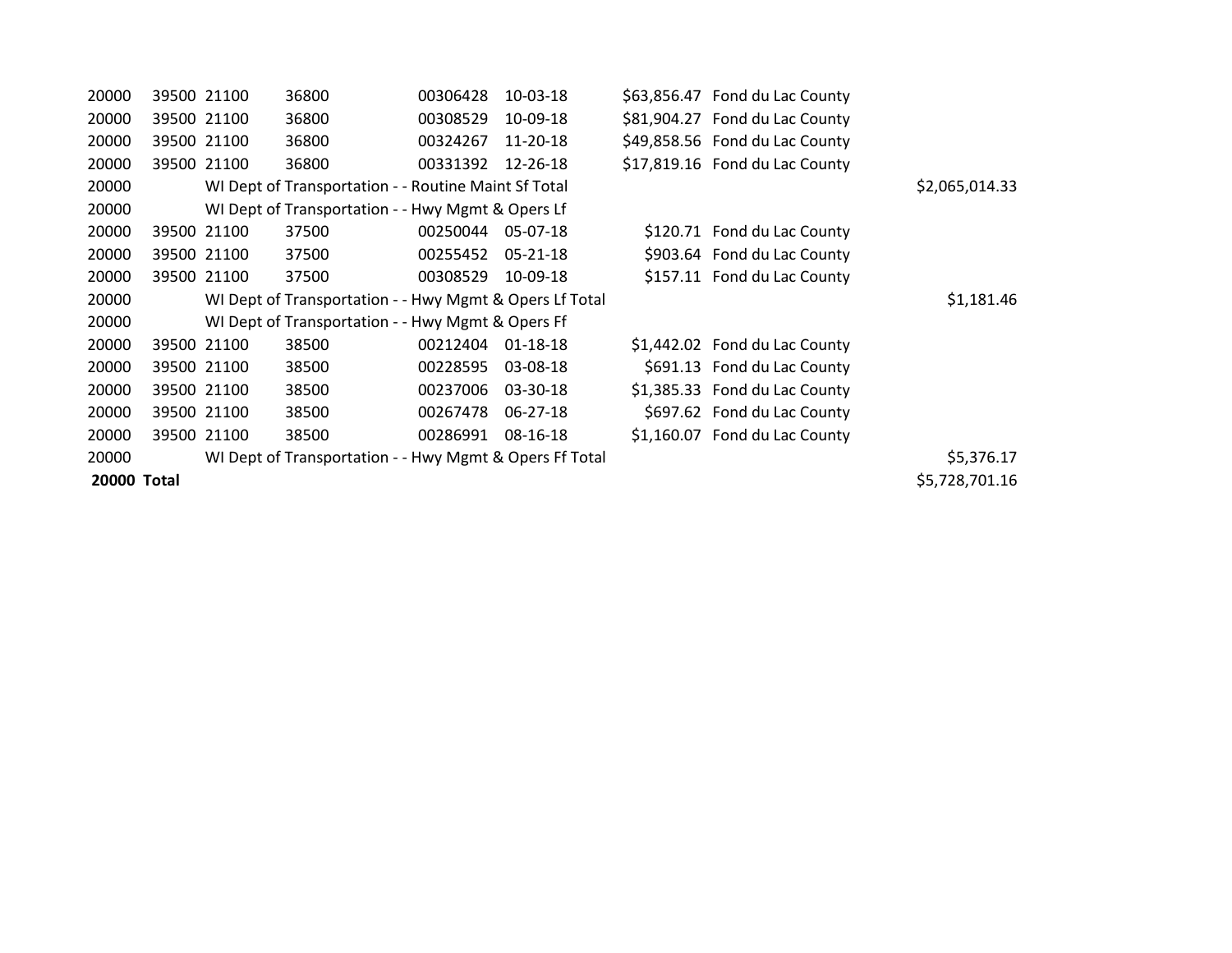| | | | | | | | | |
|---|---|---|---|---|---|---|---|---|
| 20000 | 39500 | 21100 | 36800 | 00306428 | 10-03-18 | $63,856.47 | Fond du Lac County | |
| 20000 | 39500 | 21100 | 36800 | 00308529 | 10-09-18 | $81,904.27 | Fond du Lac County | |
| 20000 | 39500 | 21100 | 36800 | 00324267 | 11-20-18 | $49,858.56 | Fond du Lac County | |
| 20000 | 39500 | 21100 | 36800 | 00331392 | 12-26-18 | $17,819.16 | Fond du Lac County | |
| 20000 | | WI Dept of Transportation - - Routine Maint Sf Total | | | | | | $2,065,014.33 |
| 20000 | | WI Dept of Transportation - - Hwy Mgmt & Opers Lf | | | | | | |
| 20000 | 39500 | 21100 | 37500 | 00250044 | 05-07-18 | $120.71 | Fond du Lac County | |
| 20000 | 39500 | 21100 | 37500 | 00255452 | 05-21-18 | $903.64 | Fond du Lac County | |
| 20000 | 39500 | 21100 | 37500 | 00308529 | 10-09-18 | $157.11 | Fond du Lac County | |
| 20000 | | WI Dept of Transportation - - Hwy Mgmt & Opers Lf Total | | | | | | $1,181.46 |
| 20000 | | WI Dept of Transportation - - Hwy Mgmt & Opers Ff | | | | | | |
| 20000 | 39500 | 21100 | 38500 | 00212404 | 01-18-18 | $1,442.02 | Fond du Lac County | |
| 20000 | 39500 | 21100 | 38500 | 00228595 | 03-08-18 | $691.13 | Fond du Lac County | |
| 20000 | 39500 | 21100 | 38500 | 00237006 | 03-30-18 | $1,385.33 | Fond du Lac County | |
| 20000 | 39500 | 21100 | 38500 | 00267478 | 06-27-18 | $697.62 | Fond du Lac County | |
| 20000 | 39500 | 21100 | 38500 | 00286991 | 08-16-18 | $1,160.07 | Fond du Lac County | |
| 20000 | | WI Dept of Transportation - - Hwy Mgmt & Opers Ff Total | | | | | | $5,376.17 |
| **20000 Total** | | | | | | | | $5,728,701.16 |